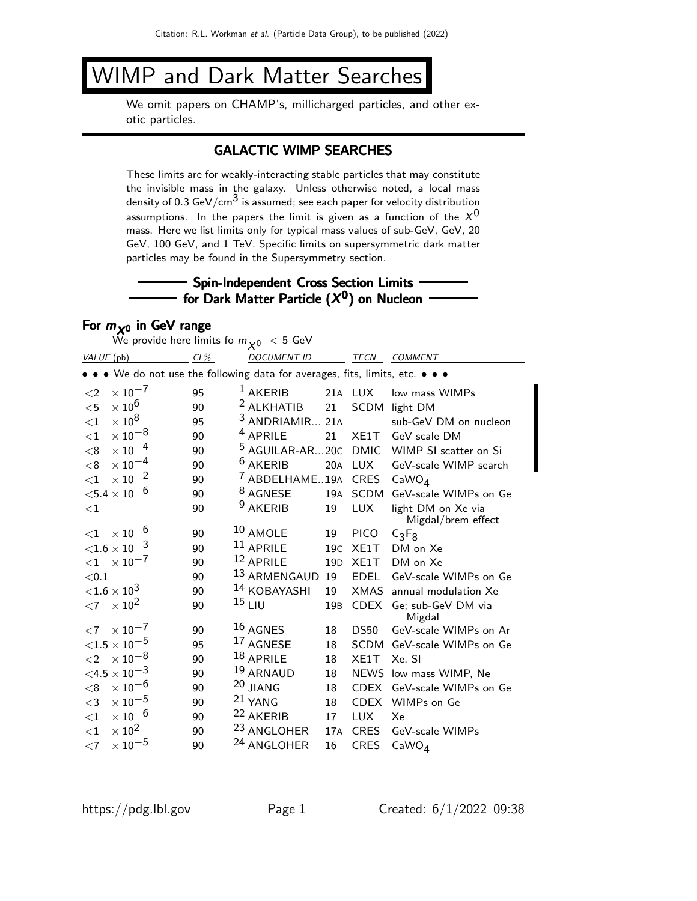# WIMP and Dark Matter Searches

We omit papers on CHAMP's, millicharged particles, and other exotic particles.

## GALACTIC WIMP SEARCHES

These limits are for weakly-interacting stable particles that may constitute the invisible mass in the galaxy. Unless otherwise noted, a local mass density of 0.3 GeV/cm$^3$ is assumed; see each paper for velocity distribution assumptions. In the papers the limit is given as a function of the $X^0$ mass. Here we list limits only for typical mass values of sub-GeV, GeV, 20 GeV, 100 GeV, and 1 TeV. Specific limits on supersymmetric dark matter particles may be found in the Supersymmetry section.

### Spin-Independent Cross Section Limits for Dark Matter Particle ($X^0$) on Nucleon

#### For $m_{X^0}$ in GeV range

We provide here limits fo $m_{X^0}$ < 5 GeV

| VALUE (pb) | CL% | DOCUMENT ID | | TECN | COMMENT |
|---|---|---|---|---|---|
| • • • We do not use the following data for averages, fits, limits, etc. • • • | | | | | |
| $<2 \times 10^{-7}$ | 95 | [1] AKERIB | 21A | LUX | low mass WIMPs |
| $<5 \times 10^{6}$ | 90 | [2] ALKHATIB | 21 | SCDM | light DM |
| $<1 \times 10^{8}$ | 95 | [3] ANDRIAMIR... | 21A | | sub-GeV DM on nucleon |
| $<1 \times 10^{-8}$ | 90 | [4] APRILE | 21 | XE1T | GeV scale DM |
| $<8 \times 10^{-4}$ | 90 | [5] AGUILAR-AR... | 20C | DMIC | WIMP SI scatter on Si |
| $<8 \times 10^{-4}$ | 90 | [6] AKERIB | 20A | LUX | GeV-scale WIMP search |
| $<1 \times 10^{-2}$ | 90 | [7] ABDELHAME... | 19A | CRES | $CaWO_4$ |
| $<5.4 \times 10^{-6}$ | 90 | [8] AGNESE | 19A | SCDM | GeV-scale WIMPs on Ge |
| $<1$ | 90 | [9] AKERIB | 19 | LUX | light DM on Xe via Migdal/brem effect |
| $<1 \times 10^{-6}$ | 90 | [10] AMOLE | 19 | PICO | $C_3F_8$ |
| $<1.6 \times 10^{-3}$ | 90 | [11] APRILE | 19C | XE1T | DM on Xe |
| $<1 \times 10^{-7}$ | 90 | [12] APRILE | 19D | XE1T | DM on Xe |
| $<0.1$ | 90 | [13] ARMENGAUD | 19 | EDEL | GeV-scale WIMPs on Ge |
| $<1.6 \times 10^{3}$ | 90 | [14] KOBAYASHI | 19 | XMAS | annual modulation Xe |
| $<7 \times 10^{2}$ | 90 | [15] LIU | 19B | CDEX | Ge; sub-GeV DM via Migdal |
| $<7 \times 10^{-7}$ | 90 | [16] AGNES | 18 | DS50 | GeV-scale WIMPs on Ar |
| $<1.5 \times 10^{-5}$ | 95 | [17] AGNESE | 18 | SCDM | GeV-scale WIMPs on Ge |
| $<2 \times 10^{-8}$ | 90 | [18] APRILE | 18 | XE1T | Xe, SI |
| $<4.5 \times 10^{-3}$ | 90 | [19] ARNAUD | 18 | NEWS | low mass WIMP, Ne |
| $<8 \times 10^{-6}$ | 90 | [20] JIANG | 18 | CDEX | GeV-scale WIMPs on Ge |
| $<3 \times 10^{-5}$ | 90 | [21] YANG | 18 | CDEX | WIMPs on Ge |
| $<1 \times 10^{-6}$ | 90 | [22] AKERIB | 17 | LUX | Xe |
| $<1 \times 10^{2}$ | 90 | [23] ANGLOHER | 17A | CRES | GeV-scale WIMPs |
| $<7 \times 10^{-5}$ | 90 | [24] ANGLOHER | 16 | CRES | $CaWO_4$ |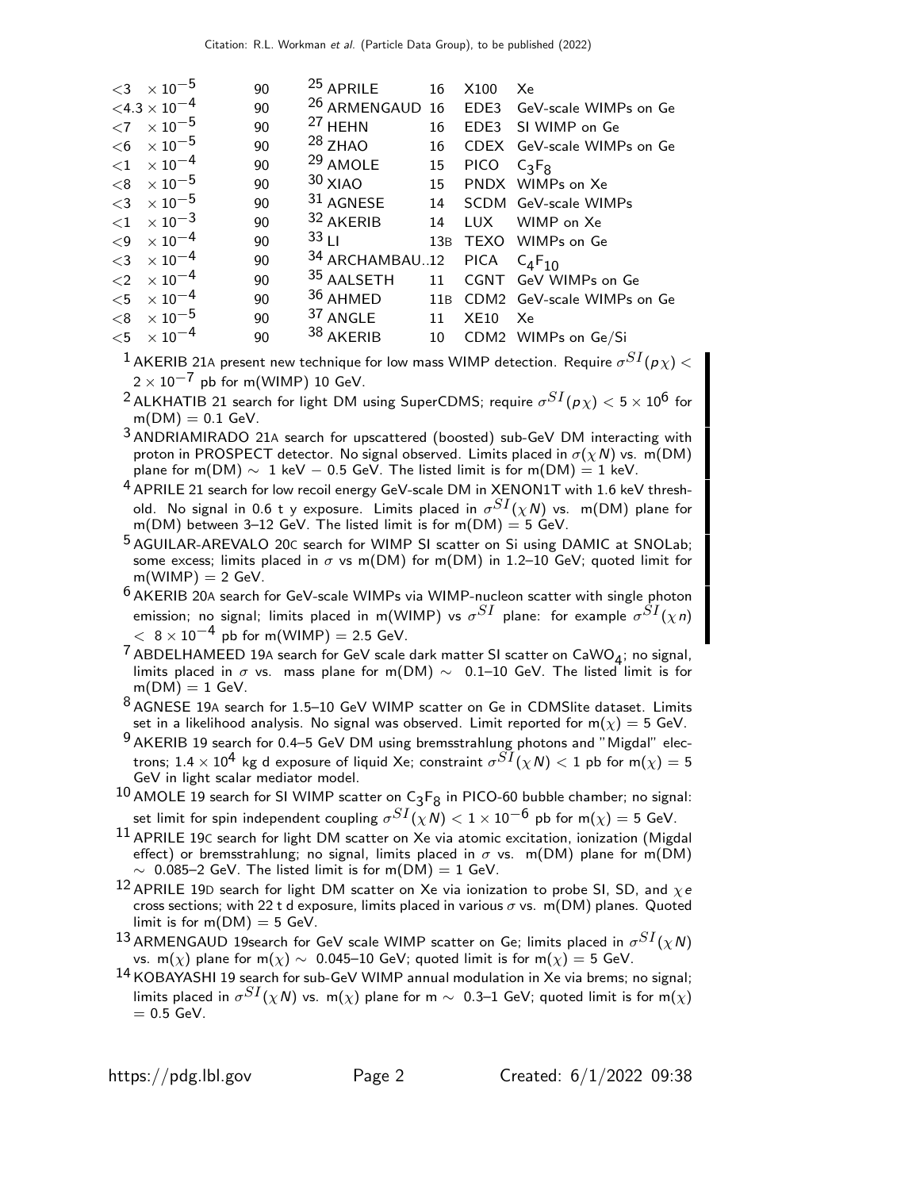| VALUE | CL% | DOCUMENT ID | | TECN | COMMENT |
|---|---|---|---|---|---|
| $<3 \times 10^{-5}$ | 90 | [25] APRILE | 16 | X100 | Xe |
| $<4.3 \times 10^{-4}$ | 90 | [26] ARMENGAUD | 16 | EDE3 | GeV-scale WIMPs on Ge |
| $<7 \times 10^{-5}$ | 90 | [27] HEHN | 16 | EDE3 | SI WIMP on Ge |
| $<6 \times 10^{-5}$ | 90 | [28] ZHAO | 16 | CDEX | GeV-scale WIMPs on Ge |
| $<1 \times 10^{-4}$ | 90 | [29] AMOLE | 15 | PICO | $C_3F_8$ |
| $<8 \times 10^{-5}$ | 90 | [30] XIAO | 15 | PNDX | WIMPs on Xe |
| $<3 \times 10^{-5}$ | 90 | [31] AGNESE | 14 | SCDM | GeV-scale WIMPs |
| $<1 \times 10^{-3}$ | 90 | [32] AKERIB | 14 | LUX | WIMP on Xe |
| $<9 \times 10^{-4}$ | 90 | [33] LI | 13B | TEXO | WIMPs on Ge |
| $<3 \times 10^{-4}$ | 90 | [34] ARCHAMBAU..12 | | PICA | $C_4F_{10}$ |
| $<2 \times 10^{-4}$ | 90 | [35] AALSETH | 11 | CGNT | GeV WIMPs on Ge |
| $<5 \times 10^{-4}$ | 90 | [36] AHMED | 11B | CDM2 | GeV-scale WIMPs on Ge |
| $<8 \times 10^{-5}$ | 90 | [37] ANGLE | 11 | XE10 | Xe |
| $<5 \times 10^{-4}$ | 90 | [38] AKERIB | 10 | CDM2 | WIMPs on Ge/Si |

[1] AKERIB 21A present new technique for low mass WIMP detection. Require $\sigma^{SI}(p\chi) < 2 \times 10^{-7}$ pb for m(WIMP) 10 GeV.

[2] ALKHATIB 21 search for light DM using SuperCDMS; require $\sigma^{SI}(p\chi) < 5 \times 10^{6}$ for m(DM) = 0.1 GeV.

[3] ANDRIAMIRADO 21A search for upscattered (boosted) sub-GeV DM interacting with proton in PROSPECT detector. No signal observed. Limits placed in $\sigma(\chi N)$ vs. m(DM) plane for m(DM) $\sim$ 1 keV − 0.5 GeV. The listed limit is for m(DM) = 1 keV.

[4] APRILE 21 search for low recoil energy GeV-scale DM in XENON1T with 1.6 keV threshold. No signal in 0.6 t y exposure. Limits placed in $\sigma^{SI}(\chi N)$ vs. m(DM) plane for m(DM) between 3–12 GeV. The listed limit is for m(DM) = 5 GeV.

[5] AGUILAR-AREVALO 20C search for WIMP SI scatter on Si using DAMIC at SNOLab; some excess; limits placed in $\sigma$ vs m(DM) for m(DM) in 1.2–10 GeV; quoted limit for m(WIMP) = 2 GeV.

[6] AKERIB 20A search for GeV-scale WIMPs via WIMP-nucleon scatter with single photon emission; no signal; limits placed in m(WIMP) vs $\sigma^{SI}$ plane: for example $\sigma^{SI}(\chi n) < 8 \times 10^{-4}$ pb for m(WIMP) = 2.5 GeV.

[7] ABDELHAMEED 19A search for GeV scale dark matter SI scatter on $CaWO_4$; no signal, limits placed in $\sigma$ vs. mass plane for m(DM) $\sim$ 0.1–10 GeV. The listed limit is for m(DM) = 1 GeV.

[8] AGNESE 19A search for 1.5–10 GeV WIMP scatter on Ge in CDMSlite dataset. Limits set in a likelihood analysis. No signal was observed. Limit reported for m($\chi$) = 5 GeV.

[9] AKERIB 19 search for 0.4–5 GeV DM using bremsstrahlung photons and "Migdal" electrons; $1.4 \times 10^{4}$ kg d exposure of liquid Xe; constraint $\sigma^{SI}(\chi N) < 1$ pb for m($\chi$) = 5 GeV in light scalar mediator model.

[10] AMOLE 19 search for SI WIMP scatter on $C_3F_8$ in PICO-60 bubble chamber; no signal: set limit for spin independent coupling $\sigma^{SI}(\chi N) < 1 \times 10^{-6}$ pb for m($\chi$) = 5 GeV.

[11] APRILE 19C search for light DM scatter on Xe via atomic excitation, ionization (Migdal effect) or bremsstrahlung; no signal, limits placed in $\sigma$ vs. m(DM) plane for m(DM) $\sim$ 0.085–2 GeV. The listed limit is for m(DM) = 1 GeV.

[12] APRILE 19D search for light DM scatter on Xe via ionization to probe SI, SD, and $\chi e$ cross sections; with 22 t d exposure, limits placed in various $\sigma$ vs. m(DM) planes. Quoted limit is for m(DM) = 5 GeV.

[13] ARMENGAUD 19search for GeV scale WIMP scatter on Ge; limits placed in $\sigma^{SI}(\chi N)$ vs. m($\chi$) plane for m($\chi$) $\sim$ 0.045–10 GeV; quoted limit is for m($\chi$) = 5 GeV.

[14] KOBAYASHI 19 search for sub-GeV WIMP annual modulation in Xe via brems; no signal; limits placed in $\sigma^{SI}(\chi N)$ vs. m($\chi$) plane for m $\sim$ 0.3–1 GeV; quoted limit is for m($\chi$) = 0.5 GeV.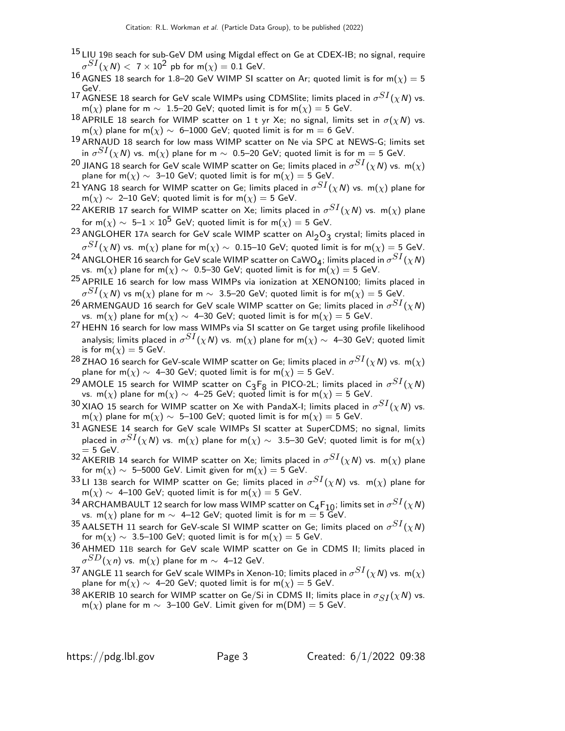[15] LIU 19B seach for sub-GeV DM using Migdal effect on Ge at CDEX-IB; no signal, require $\sigma^{SI}(\chi N) < 7 \times 10^2$ pb for m($\chi$) = 0.1 GeV.

[16] AGNES 18 search for 1.8–20 GeV WIMP SI scatter on Ar; quoted limit is for m($\chi$) = 5 GeV.

[17] AGNESE 18 search for GeV scale WIMPs using CDMSlite; limits placed in $\sigma^{SI}(\chi N)$ vs. m($\chi$) plane for m ∼ 1.5–20 GeV; quoted limit is for m($\chi$) = 5 GeV.

[18] APRILE 18 search for WIMP scatter on 1 t yr Xe; no signal, limits set in $\sigma(\chi N)$ vs. m($\chi$) plane for m($\chi$) ∼ 6–1000 GeV; quoted limit is for m = 6 GeV.

[19] ARNAUD 18 search for low mass WIMP scatter on Ne via SPC at NEWS-G; limits set in $\sigma^{SI}(\chi N)$ vs. m($\chi$) plane for m ∼ 0.5–20 GeV; quoted limit is for m = 5 GeV.

[20] JIANG 18 search for GeV scale WIMP scatter on Ge; limits placed in $\sigma^{SI}(\chi N)$ vs. m($\chi$) plane for m($\chi$) ∼ 3–10 GeV; quoted limit is for m($\chi$) = 5 GeV.

[21] YANG 18 search for WIMP scatter on Ge; limits placed in $\sigma^{SI}(\chi N)$ vs. m($\chi$) plane for m($\chi$) ∼ 2–10 GeV; quoted limit is for m($\chi$) = 5 GeV.

[22] AKERIB 17 search for WIMP scatter on Xe; limits placed in $\sigma^{SI}(\chi N)$ vs. m($\chi$) plane for m($\chi$) ∼ 5–1 × $10^5$ GeV; quoted limit is for m($\chi$) = 5 GeV.

[23] ANGLOHER 17A search for GeV scale WIMP scatter on $Al_2O_3$ crystal; limits placed in $\sigma^{SI}(\chi N)$ vs. m($\chi$) plane for m($\chi$) ∼ 0.15–10 GeV; quoted limit is for m($\chi$) = 5 GeV.

[24] ANGLOHER 16 search for GeV scale WIMP scatter on $CaWO_4$; limits placed in $\sigma^{SI}(\chi N)$ vs. m($\chi$) plane for m($\chi$) ∼ 0.5–30 GeV; quoted limit is for m($\chi$) = 5 GeV.

[25] APRILE 16 search for low mass WIMPs via ionization at XENON100; limits placed in $\sigma^{SI}(\chi N)$ vs m($\chi$) plane for m ∼ 3.5–20 GeV; quoted limit is for m($\chi$) = 5 GeV.

[26] ARMENGAUD 16 search for GeV scale WIMP scatter on Ge; limits placed in $\sigma^{SI}(\chi N)$ vs. m($\chi$) plane for m($\chi$) ∼ 4–30 GeV; quoted limit is for m($\chi$) = 5 GeV.

[27] HEHN 16 search for low mass WIMPs via SI scatter on Ge target using profile likelihood analysis; limits placed in $\sigma^{SI}(\chi N)$ vs. m($\chi$) plane for m($\chi$) ∼ 4–30 GeV; quoted limit is for m($\chi$) = 5 GeV.

[28] ZHAO 16 search for GeV-scale WIMP scatter on Ge; limits placed in $\sigma^{SI}(\chi N)$ vs. m($\chi$) plane for m($\chi$) ∼ 4–30 GeV; quoted limit is for m($\chi$) = 5 GeV.

[29] AMOLE 15 search for WIMP scatter on $C_3F_8$ in PICO-2L; limits placed in $\sigma^{SI}(\chi N)$ vs. m($\chi$) plane for m($\chi$) ∼ 4–25 GeV; quoted limit is for m($\chi$) = 5 GeV.

[30] XIAO 15 search for WIMP scatter on Xe with PandaX-I; limits placed in $\sigma^{SI}(\chi N)$ vs. m($\chi$) plane for m($\chi$) ∼ 5–100 GeV; quoted limit is for m($\chi$) = 5 GeV.

[31] AGNESE 14 search for GeV scale WIMPs SI scatter at SuperCDMS; no signal, limits placed in $\sigma^{SI}(\chi N)$ vs. m($\chi$) plane for m($\chi$) ∼ 3.5–30 GeV; quoted limit is for m($\chi$) = 5 GeV.

[32] AKERIB 14 search for WIMP scatter on Xe; limits placed in $\sigma^{SI}(\chi N)$ vs. m($\chi$) plane for m($\chi$) ∼ 5–5000 GeV. Limit given for m($\chi$) = 5 GeV.

[33] LI 13B search for WIMP scatter on Ge; limits placed in $\sigma^{SI}(\chi N)$ vs. m($\chi$) plane for m($\chi$) ∼ 4–100 GeV; quoted limit is for m($\chi$) = 5 GeV.

[34] ARCHAMBAULT 12 search for low mass WIMP scatter on $C_4F_{10}$; limits set in $\sigma^{SI}(\chi N)$ vs. m($\chi$) plane for m ∼ 4–12 GeV; quoted limit is for m = 5 GeV.

[35] AALSETH 11 search for GeV-scale SI WIMP scatter on Ge; limits placed on $\sigma^{SI}(\chi N)$ for m($\chi$) ∼ 3.5–100 GeV; quoted limit is for m($\chi$) = 5 GeV.

[36] AHMED 11B search for GeV scale WIMP scatter on Ge in CDMS II; limits placed in $\sigma^{SD}(\chi n)$ vs. m($\chi$) plane for m ∼ 4–12 GeV.

[37] ANGLE 11 search for GeV scale WIMPs in Xenon-10; limits placed in $\sigma^{SI}(\chi N)$ vs. m($\chi$) plane for m($\chi$) ∼ 4–20 GeV; quoted limit is for m($\chi$) = 5 GeV.

[38] AKERIB 10 search for WIMP scatter on Ge/Si in CDMS II; limits place in $\sigma_{SI}(\chi N)$ vs. m($\chi$) plane for m ∼ 3–100 GeV. Limit given for m(DM) = 5 GeV.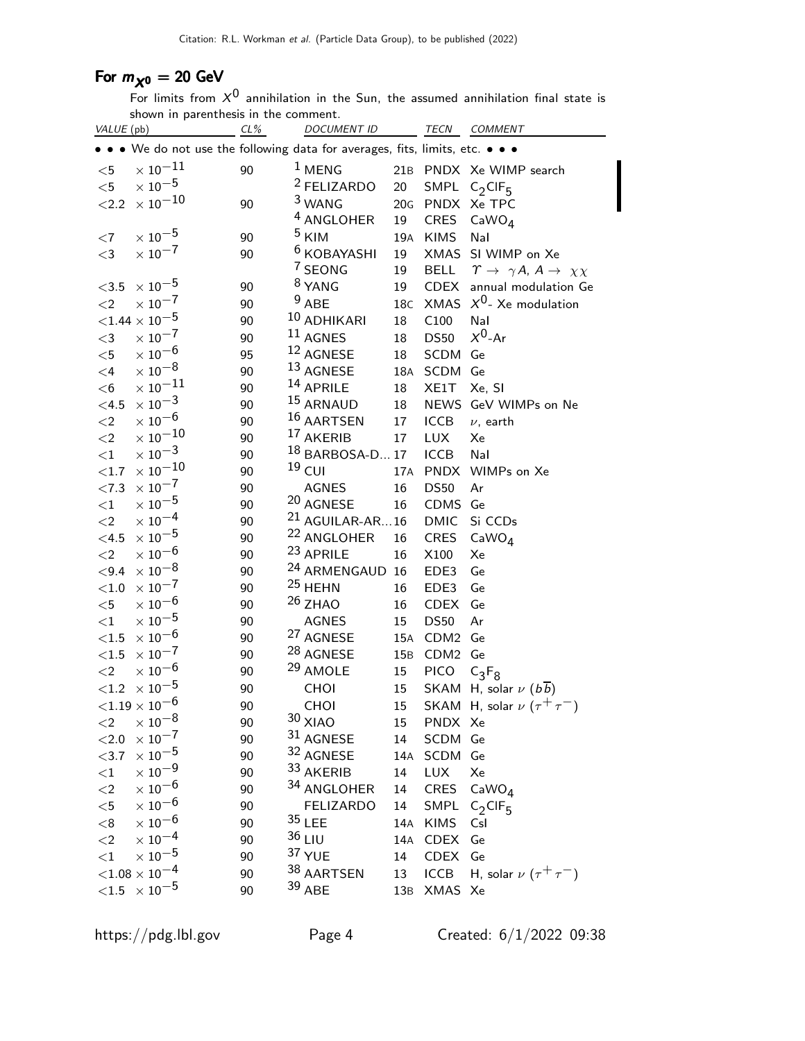## For $m_{\chi^0}$ = 20 GeV

For limits from $X^0$ annihilation in the Sun, the assumed annihilation final state is shown in parenthesis in the comment.

| VALUE (pb) | CL% | DOCUMENT ID | | TECN | COMMENT |
|---|---|---|---|---|---|
| • • • We do not use the following data for averages, fits, limits, etc. • • • | | | | | |
| $<5 \times 10^{-11}$ | 90 | [1] MENG | 21B | PNDX | Xe WIMP search |
| $<5 \times 10^{-5}$ | | [2] FELIZARDO | 20 | SMPL | $C_2ClF_5$ |
| $<2.2 \times 10^{-10}$ | 90 | [3] WANG | 20G | PNDX | Xe TPC |
| | | [4] ANGLOHER | 19 | CRES | $CaWO_4$ |
| $<7 \times 10^{-5}$ | 90 | [5] KIM | 19A | KIMS | NaI |
| $<3 \times 10^{-7}$ | 90 | [6] KOBAYASHI | 19 | XMAS | SI WIMP on Xe |
| | | [7] SEONG | 19 | BELL | $\Upsilon \rightarrow \gamma A$, $A \rightarrow \chi\chi$ |
| $<3.5 \times 10^{-5}$ | 90 | [8] YANG | 19 | CDEX | annual modulation Ge |
| $<2 \times 10^{-7}$ | 90 | [9] ABE | 18C | XMAS | $X^0$- Xe modulation |
| $<1.44 \times 10^{-5}$ | 90 | [10] ADHIKARI | 18 | C100 | NaI |
| $<3 \times 10^{-7}$ | 90 | [11] AGNES | 18 | DS50 | $X^0$-Ar |
| $<5 \times 10^{-6}$ | 95 | [12] AGNESE | 18 | SCDM | Ge |
| $<4 \times 10^{-8}$ | 90 | [13] AGNESE | 18A | SCDM | Ge |
| $<6 \times 10^{-11}$ | 90 | [14] APRILE | 18 | XE1T | Xe, SI |
| $<4.5 \times 10^{-3}$ | 90 | [15] ARNAUD | 18 | NEWS | GeV WIMPs on Ne |
| $<2 \times 10^{-6}$ | 90 | [16] AARTSEN | 17 | ICCB | $\nu$, earth |
| $<2 \times 10^{-10}$ | 90 | [17] AKERIB | 17 | LUX | Xe |
| $<1 \times 10^{-3}$ | 90 | [18] BARBOSA-D... | 17 | ICCB | NaI |
| $<1.7 \times 10^{-10}$ | 90 | [19] CUI | 17A | PNDX | WIMPs on Xe |
| $<7.3 \times 10^{-7}$ | 90 | AGNES | 16 | DS50 | Ar |
| $<1 \times 10^{-5}$ | 90 | [20] AGNESE | 16 | CDMS | Ge |
| $<2 \times 10^{-4}$ | 90 | [21] AGUILAR-AR... | 16 | DMIC | Si CCDs |
| $<4.5 \times 10^{-5}$ | 90 | [22] ANGLOHER | 16 | CRES | $CaWO_4$ |
| $<2 \times 10^{-6}$ | 90 | [23] APRILE | 16 | X100 | Xe |
| $<9.4 \times 10^{-8}$ | 90 | [24] ARMENGAUD | 16 | EDE3 | Ge |
| $<1.0 \times 10^{-7}$ | 90 | [25] HEHN | 16 | EDE3 | Ge |
| $<5 \times 10^{-6}$ | 90 | [26] ZHAO | 16 | CDEX | Ge |
| $<1 \times 10^{-5}$ | 90 | AGNES | 15 | DS50 | Ar |
| $<1.5 \times 10^{-6}$ | 90 | [27] AGNESE | 15A | CDM2 | Ge |
| $<1.5 \times 10^{-7}$ | 90 | [28] AGNESE | 15B | CDM2 | Ge |
| $<2 \times 10^{-6}$ | 90 | [29] AMOLE | 15 | PICO | $C_3F_8$ |
| $<1.2 \times 10^{-5}$ | 90 | CHOI | 15 | SKAM | H, solar $\nu$ ($b\overline{b}$) |
| $<1.19 \times 10^{-6}$ | 90 | CHOI | 15 | SKAM | H, solar $\nu$ ($\tau^+\tau^-$) |
| $<2 \times 10^{-8}$ | 90 | [30] XIAO | 15 | PNDX | Xe |
| $<2.0 \times 10^{-7}$ | 90 | [31] AGNESE | 14 | SCDM | Ge |
| $<3.7 \times 10^{-5}$ | 90 | [32] AGNESE | 14A | SCDM | Ge |
| $<1 \times 10^{-9}$ | 90 | [33] AKERIB | 14 | LUX | Xe |
| $<2 \times 10^{-6}$ | 90 | [34] ANGLOHER | 14 | CRES | $CaWO_4$ |
| $<5 \times 10^{-6}$ | 90 | FELIZARDO | 14 | SMPL | $C_2ClF_5$ |
| $<8 \times 10^{-6}$ | 90 | [35] LEE | 14A | KIMS | CsI |
| $<2 \times 10^{-4}$ | 90 | [36] LIU | 14A | CDEX | Ge |
| $<1 \times 10^{-5}$ | 90 | [37] YUE | 14 | CDEX | Ge |
| $<1.08 \times 10^{-4}$ | 90 | [38] AARTSEN | 13 | ICCB | H, solar $\nu$ ($\tau^+\tau^-$) |
| $<1.5 \times 10^{-5}$ | 90 | [39] ABE | 13B | XMAS | Xe |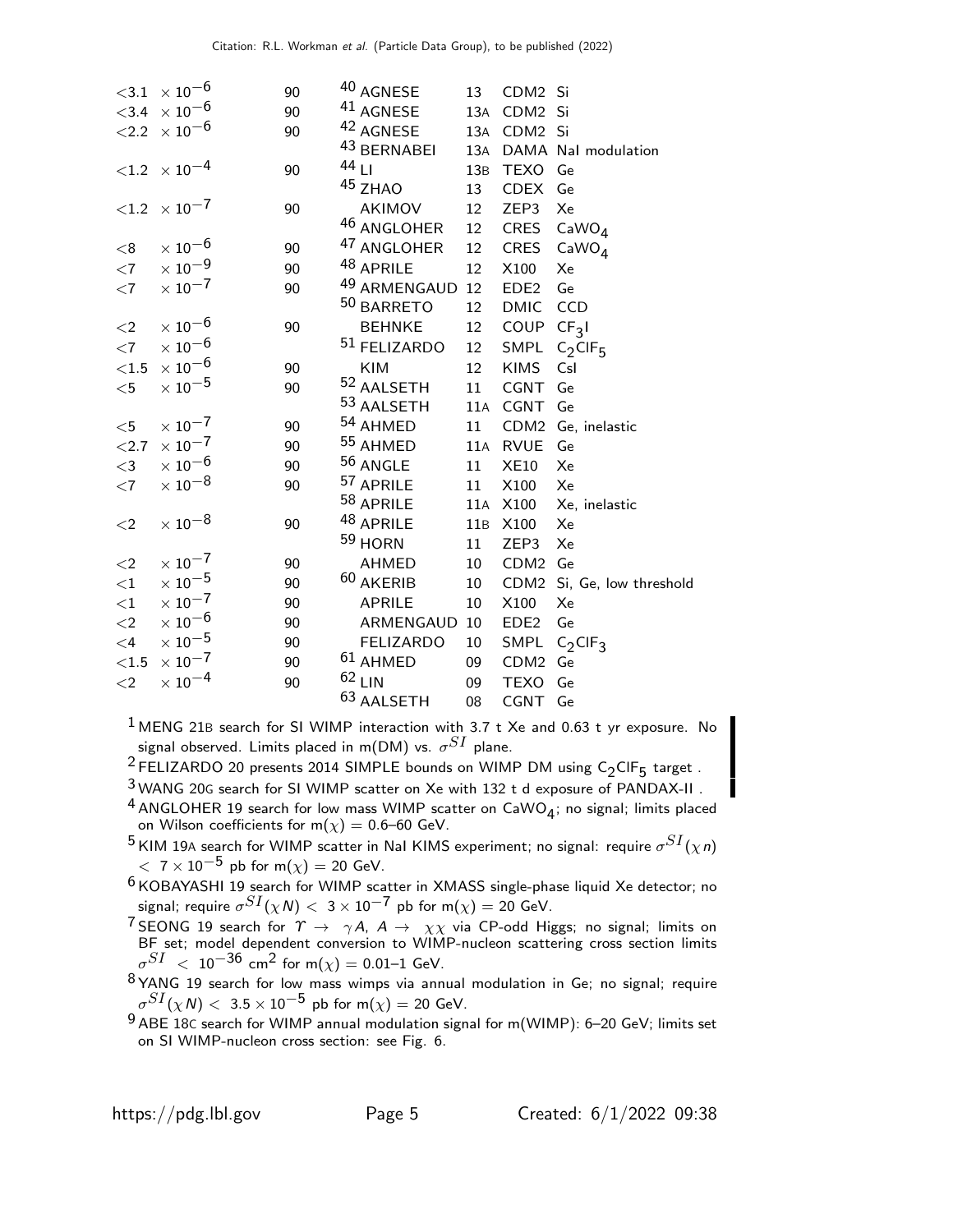| VALUE | CL% | DOCUMENT ID | | TECN | COMMENT |
|---|---|---|---|---|---|
| $<3.1 \times 10^{-6}$ | 90 | [40] AGNESE | 13 | CDM2 | Si |
| $<3.4 \times 10^{-6}$ | 90 | [41] AGNESE | 13A | CDM2 | Si |
| $<2.2 \times 10^{-6}$ | 90 | [42] AGNESE | 13A | CDM2 | Si |
| | | [43] BERNABEI | 13A | DAMA | NaI modulation |
| $<1.2 \times 10^{-4}$ | 90 | [44] LI | 13B | TEXO | Ge |
| | | [45] ZHAO | 13 | CDEX | Ge |
| $<1.2 \times 10^{-7}$ | 90 | AKIMOV | 12 | ZEP3 | Xe |
| | | [46] ANGLOHER | 12 | CRES | $CaWO_4$ |
| $<8 \times 10^{-6}$ | 90 | [47] ANGLOHER | 12 | CRES | $CaWO_4$ |
| $<7 \times 10^{-9}$ | 90 | [48] APRILE | 12 | X100 | Xe |
| $<7 \times 10^{-7}$ | 90 | [49] ARMENGAUD | 12 | EDE2 | Ge |
| | | [50] BARRETO | 12 | DMIC | CCD |
| $<2 \times 10^{-6}$ | 90 | BEHNKE | 12 | COUP | $CF_3I$ |
| $<7 \times 10^{-6}$ | | [51] FELIZARDO | 12 | SMPL | $C_2ClF_5$ |
| $<1.5 \times 10^{-6}$ | 90 | KIM | 12 | KIMS | CsI |
| $<5 \times 10^{-5}$ | 90 | [52] AALSETH | 11 | CGNT | Ge |
| | | [53] AALSETH | 11A | CGNT | Ge |
| $<5 \times 10^{-7}$ | 90 | [54] AHMED | 11 | CDM2 | Ge, inelastic |
| $<2.7 \times 10^{-7}$ | 90 | [55] AHMED | 11A | RVUE | Ge |
| $<3 \times 10^{-6}$ | 90 | [56] ANGLE | 11 | XE10 | Xe |
| $<7 \times 10^{-8}$ | 90 | [57] APRILE | 11 | X100 | Xe |
| | | [58] APRILE | 11A | X100 | Xe, inelastic |
| $<2 \times 10^{-8}$ | 90 | [48] APRILE | 11B | X100 | Xe |
| | | [59] HORN | 11 | ZEP3 | Xe |
| $<2 \times 10^{-7}$ | 90 | AHMED | 10 | CDM2 | Ge |
| $<1 \times 10^{-5}$ | 90 | [60] AKERIB | 10 | CDM2 | Si, Ge, low threshold |
| $<1 \times 10^{-7}$ | 90 | APRILE | 10 | X100 | Xe |
| $<2 \times 10^{-6}$ | 90 | ARMENGAUD | 10 | EDE2 | Ge |
| $<4 \times 10^{-5}$ | 90 | FELIZARDO | 10 | SMPL | $C_2ClF_3$ |
| $<1.5 \times 10^{-7}$ | 90 | [61] AHMED | 09 | CDM2 | Ge |
| $<2 \times 10^{-4}$ | 90 | [62] LIN | 09 | TEXO | Ge |
| | | [63] AALSETH | 08 | CGNT | Ge |

[1] MENG 21B search for SI WIMP interaction with 3.7 t Xe and 0.63 t yr exposure. No signal observed. Limits placed in m(DM) vs. $\sigma^{SI}$ plane.

[2] FELIZARDO 20 presents 2014 SIMPLE bounds on WIMP DM using $C_2ClF_5$ target .

[3] WANG 20G search for SI WIMP scatter on Xe with 132 t d exposure of PANDAX-II .

[4] ANGLOHER 19 search for low mass WIMP scatter on $CaWO_4$; no signal; limits placed on Wilson coefficients for $m(\chi) = 0.6$–60 GeV.

[5] KIM 19A search for WIMP scatter in NaI KIMS experiment; no signal: require $\sigma^{SI}(\chi n) < 7 \times 10^{-5}$ pb for $m(\chi) = 20$ GeV.

[6] KOBAYASHI 19 search for WIMP scatter in XMASS single-phase liquid Xe detector; no signal; require $\sigma^{SI}(\chi N) < 3 \times 10^{-7}$ pb for $m(\chi) = 20$ GeV.

[7] SEONG 19 search for $\Upsilon \to \gamma A$, $A \to \chi\chi$ via CP-odd Higgs; no signal; limits on BF set; model dependent conversion to WIMP-nucleon scattering cross section limits $\sigma^{SI} < 10^{-36}$ cm$^2$ for $m(\chi) = 0.01$–1 GeV.

[8] YANG 19 search for low mass wimps via annual modulation in Ge; no signal; require $\sigma^{SI}(\chi N) < 3.5 \times 10^{-5}$ pb for $m(\chi) = 20$ GeV.

[9] ABE 18C search for WIMP annual modulation signal for m(WIMP): 6–20 GeV; limits set on SI WIMP-nucleon cross section: see Fig. 6.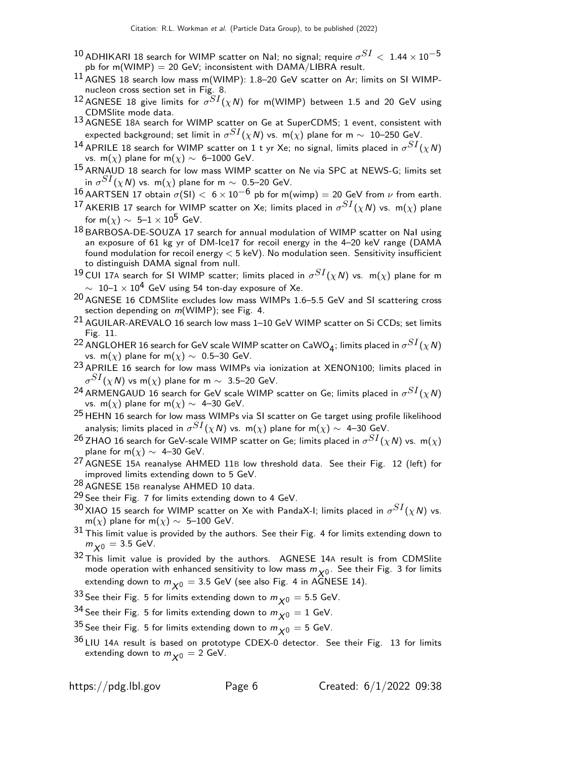[10] ADHIKARI 18 search for WIMP scatter on NaI; no signal; require $\sigma^{SI} < 1.44 \times 10^{-5}$ pb for m(WIMP) = 20 GeV; inconsistent with DAMA/LIBRA result.

[11] AGNES 18 search low mass m(WIMP): 1.8–20 GeV scatter on Ar; limits on SI WIMP-nucleon cross section set in Fig. 8.

[12] AGNESE 18 give limits for $\sigma^{SI}(\chi N)$ for m(WIMP) between 1.5 and 20 GeV using CDMSlite mode data.

[13] AGNESE 18A search for WIMP scatter on Ge at SuperCDMS; 1 event, consistent with expected background; set limit in $\sigma^{SI}(\chi N)$ vs. m($\chi$) plane for m $\sim$ 10–250 GeV.

[14] APRILE 18 search for WIMP scatter on 1 t yr Xe; no signal, limits placed in $\sigma^{SI}(\chi N)$ vs. m($\chi$) plane for m($\chi$) $\sim$ 6–1000 GeV.

[15] ARNAUD 18 search for low mass WIMP scatter on Ne via SPC at NEWS-G; limits set in $\sigma^{SI}(\chi N)$ vs. m($\chi$) plane for m $\sim$ 0.5–20 GeV.

[16] AARTSEN 17 obtain $\sigma$(SI) $< 6 \times 10^{-6}$ pb for m(wimp) = 20 GeV from $\nu$ from earth.

[17] AKERIB 17 search for WIMP scatter on Xe; limits placed in $\sigma^{SI}(\chi N)$ vs. m($\chi$) plane for m($\chi$) $\sim$ 5–1 $\times 10^5$ GeV.

[18] BARBOSA-DE-SOUZA 17 search for annual modulation of WIMP scatter on NaI using an exposure of 61 kg yr of DM-Ice17 for recoil energy in the 4–20 keV range (DAMA found modulation for recoil energy < 5 keV). No modulation seen. Sensitivity insufficient to distinguish DAMA signal from null.

[19] CUI 17A search for SI WIMP scatter; limits placed in $\sigma^{SI}(\chi N)$ vs. m($\chi$) plane for m $\sim$ 10–1 $\times 10^4$ GeV using 54 ton-day exposure of Xe.

[20] AGNESE 16 CDMSlite excludes low mass WIMPs 1.6–5.5 GeV and SI scattering cross section depending on *m*(WIMP); see Fig. 4.

[21] AGUILAR-AREVALO 16 search low mass 1–10 GeV WIMP scatter on Si CCDs; set limits Fig. 11.

[22] ANGLOHER 16 search for GeV scale WIMP scatter on $CaWO_4$; limits placed in $\sigma^{SI}(\chi N)$ vs. m($\chi$) plane for m($\chi$) $\sim$ 0.5–30 GeV.

[23] APRILE 16 search for low mass WIMPs via ionization at XENON100; limits placed in $\sigma^{SI}(\chi N)$ vs m($\chi$) plane for m $\sim$ 3.5–20 GeV.

[24] ARMENGAUD 16 search for GeV scale WIMP scatter on Ge; limits placed in $\sigma^{SI}(\chi N)$ vs. m($\chi$) plane for m($\chi$) $\sim$ 4–30 GeV.

[25] HEHN 16 search for low mass WIMPs via SI scatter on Ge target using profile likelihood analysis; limits placed in $\sigma^{SI}(\chi N)$ vs. m($\chi$) plane for m($\chi$) $\sim$ 4–30 GeV.

[26] ZHAO 16 search for GeV-scale WIMP scatter on Ge; limits placed in $\sigma^{SI}(\chi N)$ vs. m($\chi$) plane for m($\chi$) $\sim$ 4–30 GeV.

[27] AGNESE 15A reanalyse AHMED 11B low threshold data. See their Fig. 12 (left) for improved limits extending down to 5 GeV.

[28] AGNESE 15B reanalyse AHMED 10 data.

[29] See their Fig. 7 for limits extending down to 4 GeV.

[30] XIAO 15 search for WIMP scatter on Xe with PandaX-I; limits placed in $\sigma^{SI}(\chi N)$ vs. m($\chi$) plane for m($\chi$) $\sim$ 5–100 GeV.

[31] This limit value is provided by the authors. See their Fig. 4 for limits extending down to $m_{\chi^0}$ = 3.5 GeV.

[32] This limit value is provided by the authors. AGNESE 14A result is from CDMSlite mode operation with enhanced sensitivity to low mass $m_{\chi^0}$. See their Fig. 3 for limits extending down to $m_{\chi^0}$ = 3.5 GeV (see also Fig. 4 in AGNESE 14).

[33] See their Fig. 5 for limits extending down to $m_{\chi^0}$ = 5.5 GeV.

[34] See their Fig. 5 for limits extending down to $m_{\chi^0}$ = 1 GeV.

[35] See their Fig. 5 for limits extending down to $m_{\chi^0}$ = 5 GeV.

[36] LIU 14A result is based on prototype CDEX-0 detector. See their Fig. 13 for limits extending down to $m_{\chi^0}$ = 2 GeV.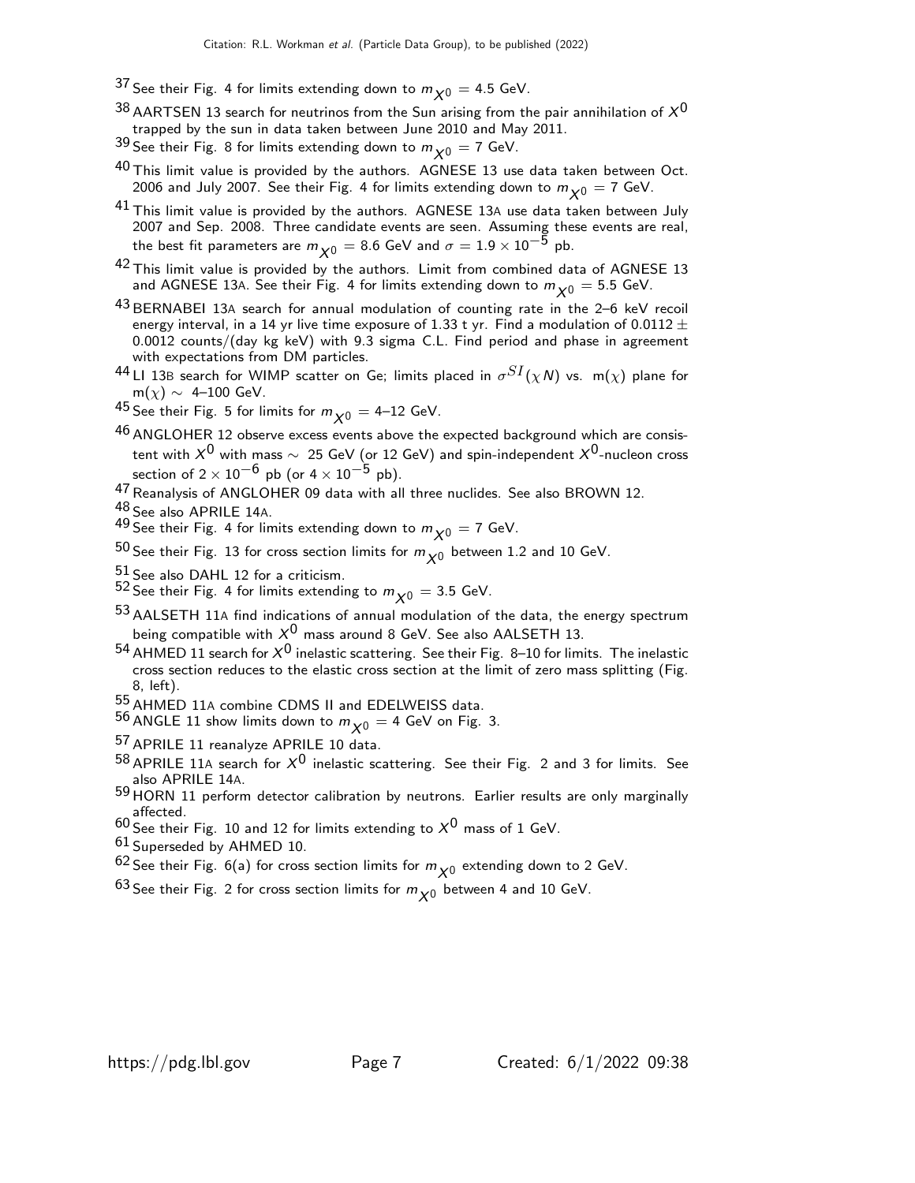[37] See their Fig. 4 for limits extending down to $m_{X^0}$ = 4.5 GeV.

[38] AARTSEN 13 search for neutrinos from the Sun arising from the pair annihilation of $X^0$ trapped by the sun in data taken between June 2010 and May 2011.

[39] See their Fig. 8 for limits extending down to $m_{X^0}$ = 7 GeV.

[40] This limit value is provided by the authors. AGNESE 13 use data taken between Oct. 2006 and July 2007. See their Fig. 4 for limits extending down to $m_{X^0}$ = 7 GeV.

[41] This limit value is provided by the authors. AGNESE 13A use data taken between July 2007 and Sep. 2008. Three candidate events are seen. Assuming these events are real, the best fit parameters are $m_{X^0}$ = 8.6 GeV and $\sigma = 1.9 \times 10^{-5}$ pb.

[42] This limit value is provided by the authors. Limit from combined data of AGNESE 13 and AGNESE 13A. See their Fig. 4 for limits extending down to $m_{X^0}$ = 5.5 GeV.

[43] BERNABEI 13A search for annual modulation of counting rate in the 2–6 keV recoil energy interval, in a 14 yr live time exposure of 1.33 t yr. Find a modulation of 0.0112 ± 0.0012 counts/(day kg keV) with 9.3 sigma C.L. Find period and phase in agreement with expectations from DM particles.

[44] LI 13B search for WIMP scatter on Ge; limits placed in $\sigma^{SI}(\chi N)$ vs. m($\chi$) plane for m($\chi$) ∼ 4–100 GeV.

[45] See their Fig. 5 for limits for $m_{X^0}$ = 4–12 GeV.

[46] ANGLOHER 12 observe excess events above the expected background which are consistent with $X^0$ with mass ∼ 25 GeV (or 12 GeV) and spin-independent $X^0$-nucleon cross section of $2 \times 10^{-6}$ pb (or $4 \times 10^{-5}$ pb).

[47] Reanalysis of ANGLOHER 09 data with all three nuclides. See also BROWN 12.

[48] See also APRILE 14A.

[49] See their Fig. 4 for limits extending down to $m_{X^0}$ = 7 GeV.

[50] See their Fig. 13 for cross section limits for $m_{X^0}$ between 1.2 and 10 GeV.

[51] See also DAHL 12 for a criticism.

[52] See their Fig. 4 for limits extending to $m_{X^0}$ = 3.5 GeV.

[53] AALSETH 11A find indications of annual modulation of the data, the energy spectrum being compatible with $X^0$ mass around 8 GeV. See also AALSETH 13.

[54] AHMED 11 search for $X^0$ inelastic scattering. See their Fig. 8–10 for limits. The inelastic cross section reduces to the elastic cross section at the limit of zero mass splitting (Fig. 8, left).

[55] AHMED 11A combine CDMS II and EDELWEISS data.

[56] ANGLE 11 show limits down to $m_{X^0}$ = 4 GeV on Fig. 3.

[57] APRILE 11 reanalyze APRILE 10 data.

[58] APRILE 11A search for $X^0$ inelastic scattering. See their Fig. 2 and 3 for limits. See also APRILE 14A.

[59] HORN 11 perform detector calibration by neutrons. Earlier results are only marginally affected.

[60] See their Fig. 10 and 12 for limits extending to $X^0$ mass of 1 GeV.

[61] Superseded by AHMED 10.

[62] See their Fig. 6(a) for cross section limits for $m_{X^0}$ extending down to 2 GeV.

[63] See their Fig. 2 for cross section limits for $m_{X^0}$ between 4 and 10 GeV.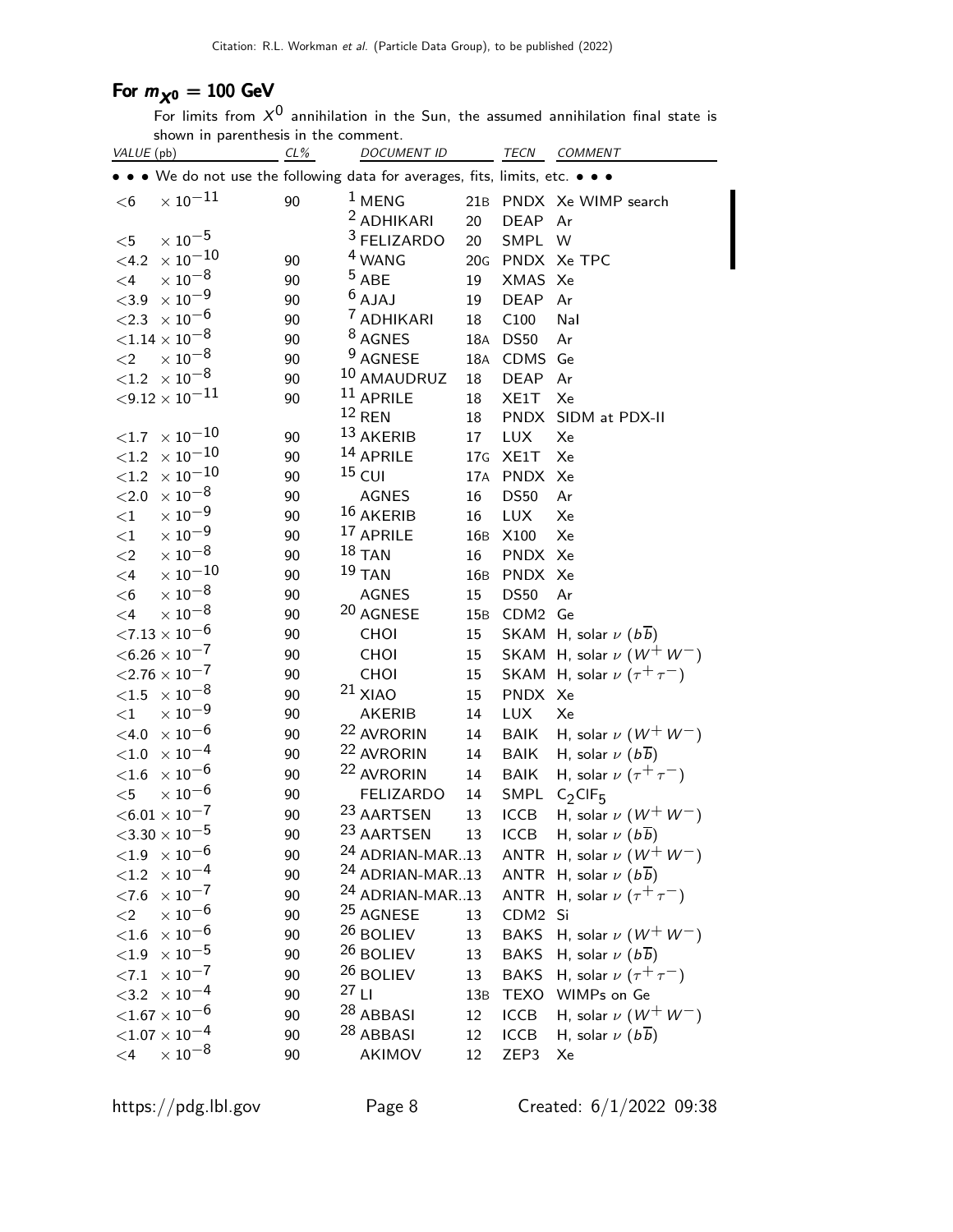## For $m_{\chi^0}$ = 100 GeV

For limits from $X^0$ annihilation in the Sun, the assumed annihilation final state is shown in parenthesis in the comment.

| VALUE (pb) | CL% | DOCUMENT ID | | TECN | COMMENT |
|---|---|---|---|---|---|
| • • • We do not use the following data for averages, fits, limits, etc. • • • | | | | | |
| $<6 \times 10^{-11}$ | 90 | [1] MENG | 21B | PNDX | Xe WIMP search |
| | | [2] ADHIKARI | 20 | DEAP | Ar |
| $<5 \times 10^{-5}$ | | [3] FELIZARDO | 20 | SMPL | W |
| $<4.2 \times 10^{-10}$ | 90 | [4] WANG | 20G | PNDX | Xe TPC |
| $<4 \times 10^{-8}$ | 90 | [5] ABE | 19 | XMAS | Xe |
| $<3.9 \times 10^{-9}$ | 90 | [6] AJAJ | 19 | DEAP | Ar |
| $<2.3 \times 10^{-6}$ | 90 | [7] ADHIKARI | 18 | C100 | NaI |
| $<1.14 \times 10^{-8}$ | 90 | [8] AGNES | 18A | DS50 | Ar |
| $<2 \times 10^{-8}$ | 90 | [9] AGNESE | 18A | CDMS | Ge |
| $<1.2 \times 10^{-8}$ | 90 | [10] AMAUDRUZ | 18 | DEAP | Ar |
| $<9.12 \times 10^{-11}$ | 90 | [11] APRILE | 18 | XE1T | Xe |
| | | [12] REN | 18 | PNDX | SIDM at PDX-II |
| $<1.7 \times 10^{-10}$ | 90 | [13] AKERIB | 17 | LUX | Xe |
| $<1.2 \times 10^{-10}$ | 90 | [14] APRILE | 17G | XE1T | Xe |
| $<1.2 \times 10^{-10}$ | 90 | [15] CUI | 17A | PNDX | Xe |
| $<2.0 \times 10^{-8}$ | 90 | AGNES | 16 | DS50 | Ar |
| $<1 \times 10^{-9}$ | 90 | [16] AKERIB | 16 | LUX | Xe |
| $<1 \times 10^{-9}$ | 90 | [17] APRILE | 16B | X100 | Xe |
| $<2 \times 10^{-8}$ | 90 | [18] TAN | 16 | PNDX | Xe |
| $<4 \times 10^{-10}$ | 90 | [19] TAN | 16B | PNDX | Xe |
| $<6 \times 10^{-8}$ | 90 | AGNES | 15 | DS50 | Ar |
| $<4 \times 10^{-8}$ | 90 | [20] AGNESE | 15B | CDM2 | Ge |
| $<7.13 \times 10^{-6}$ | 90 | CHOI | 15 | SKAM | H, solar $\nu$ ($b\overline{b}$) |
| $<6.26 \times 10^{-7}$ | 90 | CHOI | 15 | SKAM | H, solar $\nu$ ($W^+W^-$) |
| $<2.76 \times 10^{-7}$ | 90 | CHOI | 15 | SKAM | H, solar $\nu$ ($\tau^+\tau^-$) |
| $<1.5 \times 10^{-8}$ | 90 | [21] XIAO | 15 | PNDX | Xe |
| $<1 \times 10^{-9}$ | 90 | AKERIB | 14 | LUX | Xe |
| $<4.0 \times 10^{-6}$ | 90 | [22] AVRORIN | 14 | BAIK | H, solar $\nu$ ($W^+W^-$) |
| $<1.0 \times 10^{-4}$ | 90 | [22] AVRORIN | 14 | BAIK | H, solar $\nu$ ($b\overline{b}$) |
| $<1.6 \times 10^{-6}$ | 90 | [22] AVRORIN | 14 | BAIK | H, solar $\nu$ ($\tau^+\tau^-$) |
| $<5 \times 10^{-6}$ | 90 | FELIZARDO | 14 | SMPL | $C_2ClF_5$ |
| $<6.01 \times 10^{-7}$ | 90 | [23] AARTSEN | 13 | ICCB | H, solar $\nu$ ($W^+W^-$) |
| $<3.30 \times 10^{-5}$ | 90 | [23] AARTSEN | 13 | ICCB | H, solar $\nu$ ($b\overline{b}$) |
| $<1.9 \times 10^{-6}$ | 90 | [24] ADRIAN-MAR..13 | | ANTR | H, solar $\nu$ ($W^+W^-$) |
| $<1.2 \times 10^{-4}$ | 90 | [24] ADRIAN-MAR..13 | | ANTR | H, solar $\nu$ ($b\overline{b}$) |
| $<7.6 \times 10^{-7}$ | 90 | [24] ADRIAN-MAR..13 | | ANTR | H, solar $\nu$ ($\tau^+\tau^-$) |
| $<2 \times 10^{-6}$ | 90 | [25] AGNESE | 13 | CDM2 | Si |
| $<1.6 \times 10^{-6}$ | 90 | [26] BOLIEV | 13 | BAKS | H, solar $\nu$ ($W^+W^-$) |
| $<1.9 \times 10^{-5}$ | 90 | [26] BOLIEV | 13 | BAKS | H, solar $\nu$ ($b\overline{b}$) |
| $<7.1 \times 10^{-7}$ | 90 | [26] BOLIEV | 13 | BAKS | H, solar $\nu$ ($\tau^+\tau^-$) |
| $<3.2 \times 10^{-4}$ | 90 | [27] LI | 13B | TEXO | WIMPs on Ge |
| $<1.67 \times 10^{-6}$ | 90 | [28] ABBASI | 12 | ICCB | H, solar $\nu$ ($W^+W^-$) |
| $<1.07 \times 10^{-4}$ | 90 | [28] ABBASI | 12 | ICCB | H, solar $\nu$ ($b\overline{b}$) |
| $<4 \times 10^{-8}$ | 90 | AKIMOV | 12 | ZEP3 | Xe |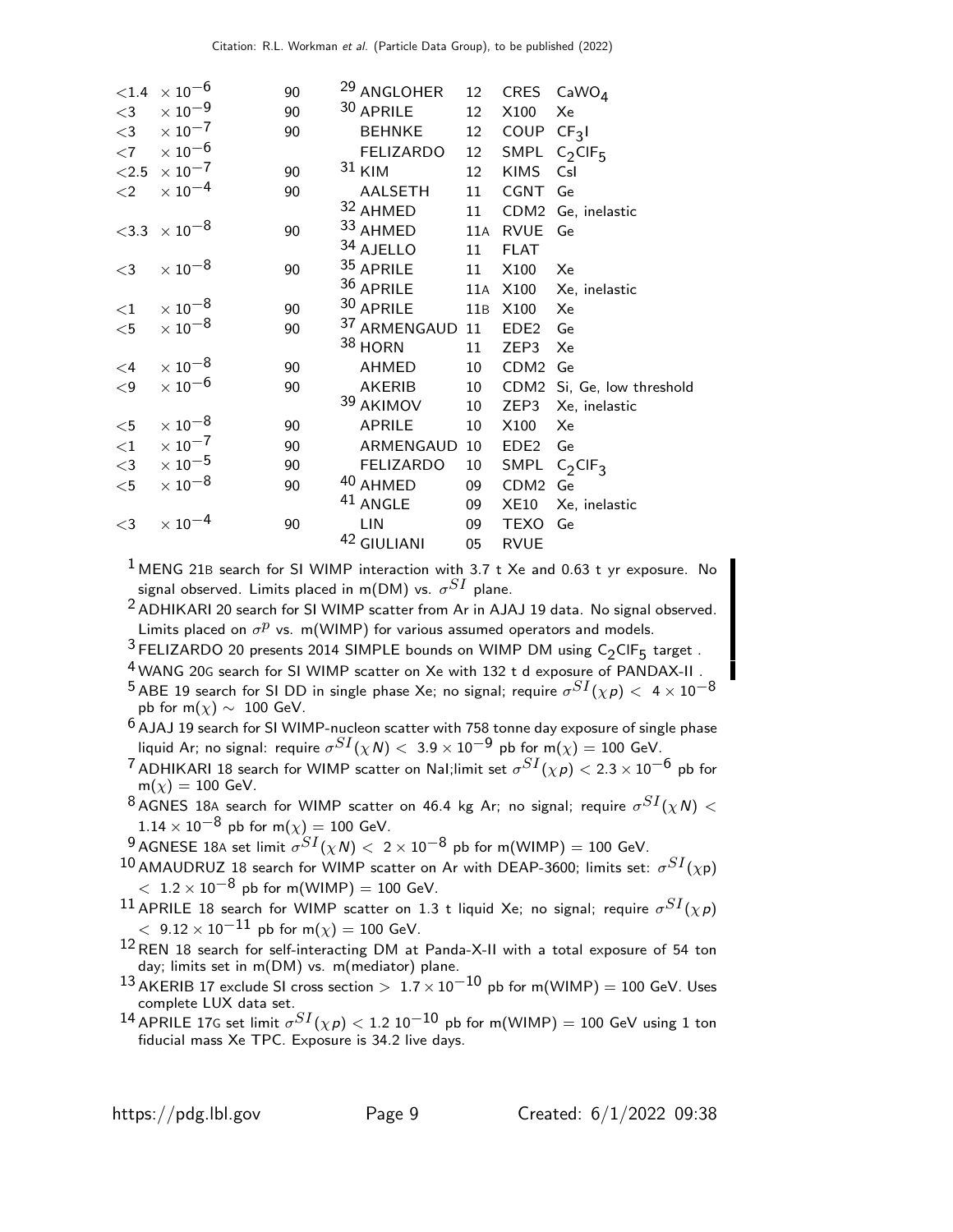| VALUE (pb) | CL% | DOCUMENT ID | | TECN | COMMENT |
|---|---|---|---|---|---|
| $<1.4 \times 10^{-6}$ | 90 | [29] ANGLOHER | 12 | CRES | $CaWO_4$ |
| $<3 \times 10^{-9}$ | 90 | [30] APRILE | 12 | X100 | Xe |
| $<3 \times 10^{-7}$ | 90 | BEHNKE | 12 | COUP | $CF_3I$ |
| $<7 \times 10^{-6}$ | | FELIZARDO | 12 | SMPL | $C_2ClF_5$ |
| $<2.5 \times 10^{-7}$ | 90 | [31] KIM | 12 | KIMS | CsI |
| $<2 \times 10^{-4}$ | 90 | AALSETH | 11 | CGNT | Ge |
| | | [32] AHMED | 11 | CDM2 | Ge, inelastic |
| $<3.3 \times 10^{-8}$ | 90 | [33] AHMED | 11A | RVUE | Ge |
| | | [34] AJELLO | 11 | FLAT | |
| $<3 \times 10^{-8}$ | 90 | [35] APRILE | 11 | X100 | Xe |
| | | [36] APRILE | 11A | X100 | Xe, inelastic |
| $<1 \times 10^{-8}$ | 90 | [30] APRILE | 11B | X100 | Xe |
| $<5 \times 10^{-8}$ | 90 | [37] ARMENGAUD | 11 | EDE2 | Ge |
| | | [38] HORN | 11 | ZEP3 | Xe |
| $<4 \times 10^{-8}$ | 90 | AHMED | 10 | CDM2 | Ge |
| $<9 \times 10^{-6}$ | 90 | AKERIB | 10 | CDM2 | Si, Ge, low threshold |
| | | [39] AKIMOV | 10 | ZEP3 | Xe, inelastic |
| $<5 \times 10^{-8}$ | 90 | APRILE | 10 | X100 | Xe |
| $<1 \times 10^{-7}$ | 90 | ARMENGAUD | 10 | EDE2 | Ge |
| $<3 \times 10^{-5}$ | 90 | FELIZARDO | 10 | SMPL | $C_2ClF_3$ |
| $<5 \times 10^{-8}$ | 90 | [40] AHMED | 09 | CDM2 | Ge |
| | | [41] ANGLE | 09 | XE10 | Xe, inelastic |
| $<3 \times 10^{-4}$ | 90 | LIN | 09 | TEXO | Ge |
| | | [42] GIULIANI | 05 | RVUE | |

[1] MENG 21B search for SI WIMP interaction with 3.7 t Xe and 0.63 t yr exposure. No signal observed. Limits placed in m(DM) vs. $\sigma^{SI}$ plane.

[2] ADHIKARI 20 search for SI WIMP scatter from Ar in AJAJ 19 data. No signal observed. Limits placed on $\sigma^{p}$ vs. m(WIMP) for various assumed operators and models.

[3] FELIZARDO 20 presents 2014 SIMPLE bounds on WIMP DM using $C_2ClF_5$ target .

[4] WANG 20G search for SI WIMP scatter on Xe with 132 t d exposure of PANDAX-II .

[5] ABE 19 search for SI DD in single phase Xe; no signal; require $\sigma^{SI}(\chi p) < 4 \times 10^{-8}$ pb for m($\chi$) $\sim$ 100 GeV.

[6] AJAJ 19 search for SI WIMP-nucleon scatter with 758 tonne day exposure of single phase liquid Ar; no signal: require $\sigma^{SI}(\chi N) < 3.9 \times 10^{-9}$ pb for m($\chi$) = 100 GeV.

[7] ADHIKARI 18 search for WIMP scatter on NaI;limit set $\sigma^{SI}(\chi p) < 2.3 \times 10^{-6}$ pb for m($\chi$) = 100 GeV.

[8] AGNES 18A search for WIMP scatter on 46.4 kg Ar; no signal; require $\sigma^{SI}(\chi N) < 1.14 \times 10^{-8}$ pb for m($\chi$) = 100 GeV.

[9] AGNESE 18A set limit $\sigma^{SI}(\chi N) < 2 \times 10^{-8}$ pb for m(WIMP) = 100 GeV.

[10] AMAUDRUZ 18 search for WIMP scatter on Ar with DEAP-3600; limits set: $\sigma^{SI}(\chi p) < 1.2 \times 10^{-8}$ pb for m(WIMP) = 100 GeV.

[11] APRILE 18 search for WIMP scatter on 1.3 t liquid Xe; no signal; require $\sigma^{SI}(\chi p) < 9.12 \times 10^{-11}$ pb for m($\chi$) = 100 GeV.

[12] REN 18 search for self-interacting DM at Panda-X-II with a total exposure of 54 ton day; limits set in m(DM) vs. m(mediator) plane.

[13] AKERIB 17 exclude SI cross section $> 1.7 \times 10^{-10}$ pb for m(WIMP) = 100 GeV. Uses complete LUX data set.

[14] APRILE 17G set limit $\sigma^{SI}(\chi p) < 1.2\ 10^{-10}$ pb for m(WIMP) = 100 GeV using 1 ton fiducial mass Xe TPC. Exposure is 34.2 live days.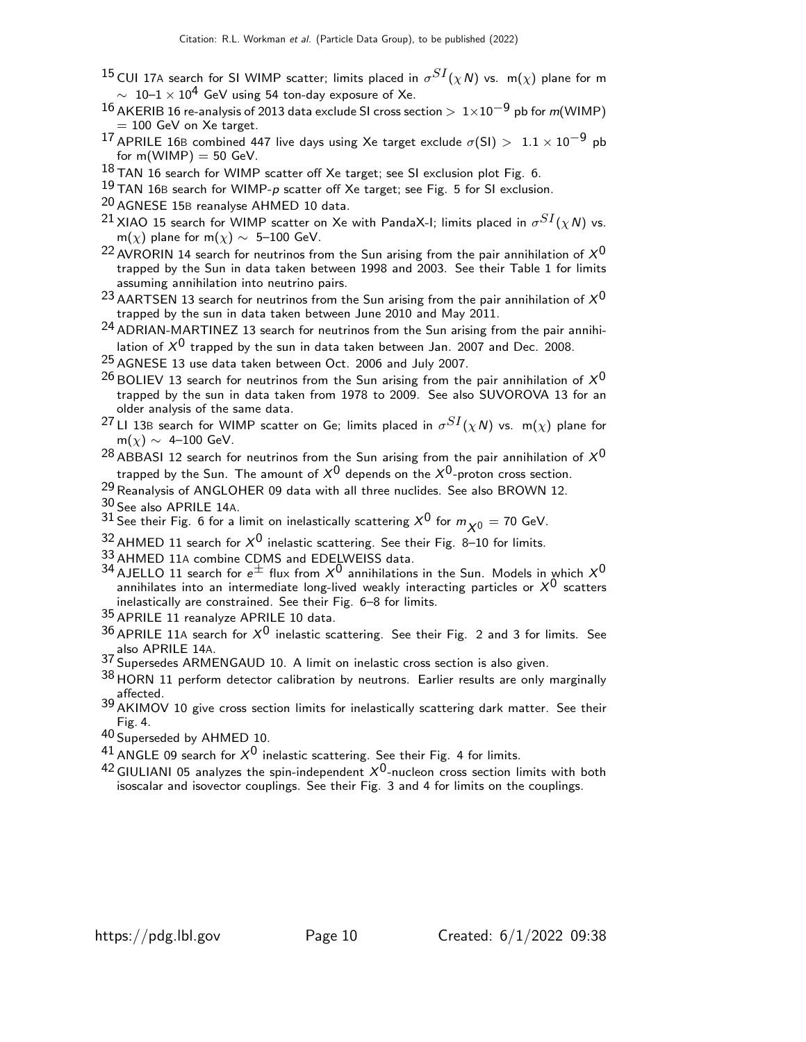[15] CUI 17A search for SI WIMP scatter; limits placed in $\sigma^{SI}(\chi N)$ vs. m($\chi$) plane for m $\sim$ 10–1 $\times 10^4$ GeV using 54 ton-day exposure of Xe.

[16] AKERIB 16 re-analysis of 2013 data exclude SI cross section $> 1\times10^{-9}$ pb for $m$(WIMP) = 100 GeV on Xe target.

[17] APRILE 16B combined 447 live days using Xe target exclude $\sigma$(SI) $> 1.1 \times 10^{-9}$ pb for m(WIMP) = 50 GeV.

[18] TAN 16 search for WIMP scatter off Xe target; see SI exclusion plot Fig. 6.

[19] TAN 16B search for WIMP-$p$ scatter off Xe target; see Fig. 5 for SI exclusion.

[20] AGNESE 15B reanalyse AHMED 10 data.

[21] XIAO 15 search for WIMP scatter on Xe with PandaX-I; limits placed in $\sigma^{SI}(\chi N)$ vs. m($\chi$) plane for m($\chi$) $\sim$ 5–100 GeV.

[22] AVRORIN 14 search for neutrinos from the Sun arising from the pair annihilation of $X^0$ trapped by the Sun in data taken between 1998 and 2003. See their Table 1 for limits assuming annihilation into neutrino pairs.

[23] AARTSEN 13 search for neutrinos from the Sun arising from the pair annihilation of $X^0$ trapped by the sun in data taken between June 2010 and May 2011.

[24] ADRIAN-MARTINEZ 13 search for neutrinos from the Sun arising from the pair annihilation of $X^0$ trapped by the sun in data taken between Jan. 2007 and Dec. 2008.

[25] AGNESE 13 use data taken between Oct. 2006 and July 2007.

[26] BOLIEV 13 search for neutrinos from the Sun arising from the pair annihilation of $X^0$ trapped by the sun in data taken from 1978 to 2009. See also SUVOROVA 13 for an older analysis of the same data.

[27] LI 13B search for WIMP scatter on Ge; limits placed in $\sigma^{SI}(\chi N)$ vs. m($\chi$) plane for m($\chi$) $\sim$ 4–100 GeV.

[28] ABBASI 12 search for neutrinos from the Sun arising from the pair annihilation of $X^0$ trapped by the Sun. The amount of $X^0$ depends on the $X^0$-proton cross section.

[29] Reanalysis of ANGLOHER 09 data with all three nuclides. See also BROWN 12.

[30] See also APRILE 14A.

[31] See their Fig. 6 for a limit on inelastically scattering $X^0$ for $m_{X^0}$ = 70 GeV.

[32] AHMED 11 search for $X^0$ inelastic scattering. See their Fig. 8–10 for limits.

[33] AHMED 11A combine CDMS and EDELWEISS data.

[34] AJELLO 11 search for $e^{\pm}$ flux from $X^0$ annihilations in the Sun. Models in which $X^0$ annihilates into an intermediate long-lived weakly interacting particles or $X^0$ scatters inelastically are constrained. See their Fig. 6–8 for limits.

[35] APRILE 11 reanalyze APRILE 10 data.

[36] APRILE 11A search for $X^0$ inelastic scattering. See their Fig. 2 and 3 for limits. See also APRILE 14A.

[37] Supersedes ARMENGAUD 10. A limit on inelastic cross section is also given.

[38] HORN 11 perform detector calibration by neutrons. Earlier results are only marginally affected.

[39] AKIMOV 10 give cross section limits for inelastically scattering dark matter. See their Fig. 4.

[40] Superseded by AHMED 10.

[41] ANGLE 09 search for $X^0$ inelastic scattering. See their Fig. 4 for limits.

[42] GIULIANI 05 analyzes the spin-independent $X^0$-nucleon cross section limits with both isoscalar and isovector couplings. See their Fig. 3 and 4 for limits on the couplings.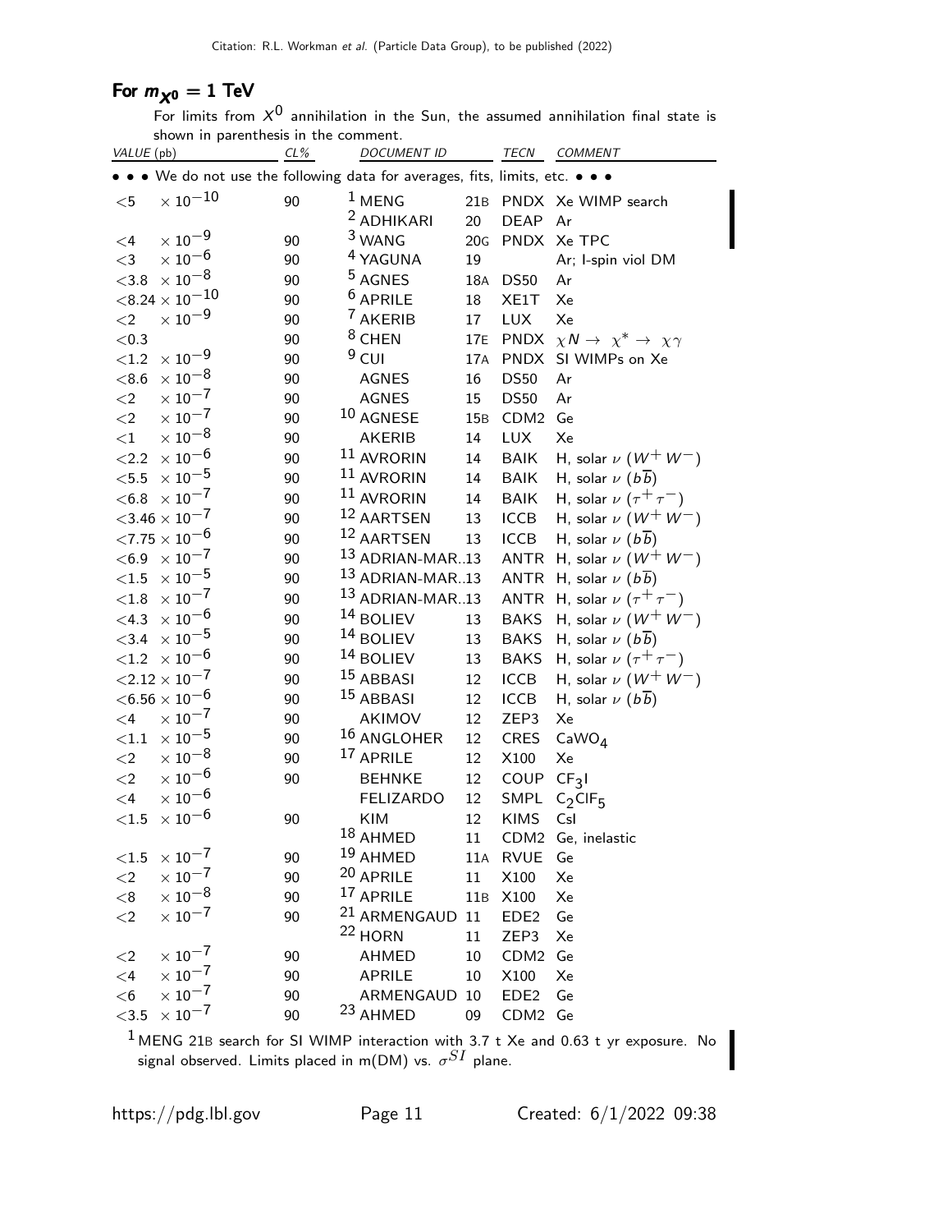### For $m_{X^0}$ = 1 TeV

For limits from $X^0$ annihilation in the Sun, the assumed annihilation final state is shown in parenthesis in the comment.

| VALUE (pb) | CL% | DOCUMENT ID | | TECN | COMMENT |
|---|---|---|---|---|---|
| • • • We do not use the following data for averages, fits, limits, etc. • • • | | | | | |
| $<5 \times 10^{-10}$ | 90 | [1] MENG | 21B | PNDX | Xe WIMP search |
| | | [2] ADHIKARI | 20 | DEAP | Ar |
| $<4 \times 10^{-9}$ | 90 | [3] WANG | 20G | PNDX | Xe TPC |
| $<3 \times 10^{-6}$ | 90 | [4] YAGUNA | 19 | | Ar; I-spin viol DM |
| $<3.8 \times 10^{-8}$ | 90 | [5] AGNES | 18A | DS50 | Ar |
| $<8.24 \times 10^{-10}$ | 90 | [6] APRILE | 18 | XE1T | Xe |
| $<2 \times 10^{-9}$ | 90 | [7] AKERIB | 17 | LUX | Xe |
| $<0.3$ | 90 | [8] CHEN | 17E | PNDX | $\chi N \to \chi^* \to \chi\gamma$ |
| $<1.2 \times 10^{-9}$ | 90 | [9] CUI | 17A | PNDX | SI WIMPs on Xe |
| $<8.6 \times 10^{-8}$ | 90 | AGNES | 16 | DS50 | Ar |
| $<2 \times 10^{-7}$ | 90 | AGNES | 15 | DS50 | Ar |
| $<2 \times 10^{-7}$ | 90 | [10] AGNESE | 15B | CDM2 | Ge |
| $<1 \times 10^{-8}$ | 90 | AKERIB | 14 | LUX | Xe |
| $<2.2 \times 10^{-6}$ | 90 | [11] AVRORIN | 14 | BAIK | H, solar $\nu$ ($W^+W^-$) |
| $<5.5 \times 10^{-5}$ | 90 | [11] AVRORIN | 14 | BAIK | H, solar $\nu$ ($b\overline{b}$) |
| $<6.8 \times 10^{-7}$ | 90 | [11] AVRORIN | 14 | BAIK | H, solar $\nu$ ($\tau^+\tau^-$) |
| $<3.46 \times 10^{-7}$ | 90 | [12] AARTSEN | 13 | ICCB | H, solar $\nu$ ($W^+W^-$) |
| $<7.75 \times 10^{-6}$ | 90 | [12] AARTSEN | 13 | ICCB | H, solar $\nu$ ($b\overline{b}$) |
| $<6.9 \times 10^{-7}$ | 90 | [13] ADRIAN-MAR..13 | | ANTR | H, solar $\nu$ ($W^+W^-$) |
| $<1.5 \times 10^{-5}$ | 90 | [13] ADRIAN-MAR..13 | | ANTR | H, solar $\nu$ ($b\overline{b}$) |
| $<1.8 \times 10^{-7}$ | 90 | [13] ADRIAN-MAR..13 | | ANTR | H, solar $\nu$ ($\tau^+\tau^-$) |
| $<4.3 \times 10^{-6}$ | 90 | [14] BOLIEV | 13 | BAKS | H, solar $\nu$ ($W^+W^-$) |
| $<3.4 \times 10^{-5}$ | 90 | [14] BOLIEV | 13 | BAKS | H, solar $\nu$ ($b\overline{b}$) |
| $<1.2 \times 10^{-6}$ | 90 | [14] BOLIEV | 13 | BAKS | H, solar $\nu$ ($\tau^+\tau^-$) |
| $<2.12 \times 10^{-7}$ | 90 | [15] ABBASI | 12 | ICCB | H, solar $\nu$ ($W^+W^-$) |
| $<6.56 \times 10^{-6}$ | 90 | [15] ABBASI | 12 | ICCB | H, solar $\nu$ ($b\overline{b}$) |
| $<4 \times 10^{-7}$ | 90 | AKIMOV | 12 | ZEP3 | Xe |
| $<1.1 \times 10^{-5}$ | 90 | [16] ANGLOHER | 12 | CRES | $CaWO_4$ |
| $<2 \times 10^{-8}$ | 90 | [17] APRILE | 12 | X100 | Xe |
| $<2 \times 10^{-6}$ | 90 | BEHNKE | 12 | COUP | $CF_3I$ |
| $<4 \times 10^{-6}$ | | FELIZARDO | 12 | SMPL | $C_2ClF_5$ |
| $<1.5 \times 10^{-6}$ | 90 | KIM | 12 | KIMS | CsI |
| | | [18] AHMED | 11 | CDM2 | Ge, inelastic |
| $<1.5 \times 10^{-7}$ | 90 | [19] AHMED | 11A | RVUE | Ge |
| $<2 \times 10^{-7}$ | 90 | [20] APRILE | 11 | X100 | Xe |
| $<8 \times 10^{-8}$ | 90 | [17] APRILE | 11B | X100 | Xe |
| $<2 \times 10^{-7}$ | 90 | [21] ARMENGAUD | 11 | EDE2 | Ge |
| | | [22] HORN | 11 | ZEP3 | Xe |
| $<2 \times 10^{-7}$ | 90 | AHMED | 10 | CDM2 | Ge |
| $<4 \times 10^{-7}$ | 90 | APRILE | 10 | X100 | Xe |
| $<6 \times 10^{-7}$ | 90 | ARMENGAUD | 10 | EDE2 | Ge |
| $<3.5 \times 10^{-7}$ | 90 | [23] AHMED | 09 | CDM2 | Ge |

[1] MENG 21B search for SI WIMP interaction with 3.7 t Xe and 0.63 t yr exposure. No signal observed. Limits placed in m(DM) vs. $\sigma^{SI}$ plane.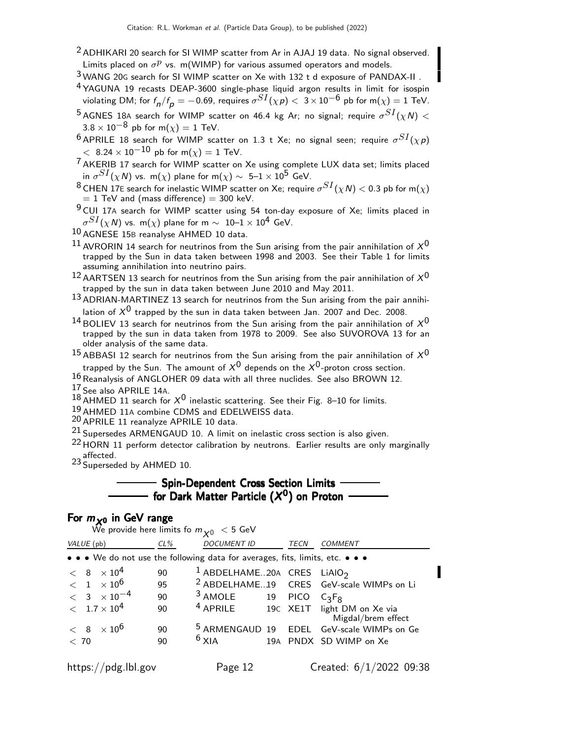[2] ADHIKARI 20 search for SI WIMP scatter from Ar in AJAJ 19 data. No signal observed. Limits placed on $\sigma^p$ vs. m(WIMP) for various assumed operators and models.

[3] WANG 20G search for SI WIMP scatter on Xe with 132 t d exposure of PANDAX-II .

[4] YAGUNA 19 recasts DEAP-3600 single-phase liquid argon results in limit for isospin violating DM; for $f_n/f_p = -0.69$, requires $\sigma^{SI}(\chi p) < 3 \times 10^{-6}$ pb for m($\chi$) = 1 TeV.

[5] AGNES 18A search for WIMP scatter on 46.4 kg Ar; no signal; require $\sigma^{SI}(\chi N) < 3.8 \times 10^{-8}$ pb for m($\chi$) = 1 TeV.

[6] APRILE 18 search for WIMP scatter on 1.3 t Xe; no signal seen; require $\sigma^{SI}(\chi p) < 8.24 \times 10^{-10}$ pb for m($\chi$) = 1 TeV.

[7] AKERIB 17 search for WIMP scatter on Xe using complete LUX data set; limits placed in $\sigma^{SI}(\chi N)$ vs. m($\chi$) plane for m($\chi$) $\sim$ 5–1 $\times 10^5$ GeV.

[8] CHEN 17E search for inelastic WIMP scatter on Xe; require $\sigma^{SI}(\chi N) < 0.3$ pb for m($\chi$) = 1 TeV and (mass difference) = 300 keV.

[9] CUI 17A search for WIMP scatter using 54 ton-day exposure of Xe; limits placed in $\sigma^{SI}(\chi N)$ vs. m($\chi$) plane for m $\sim$ 10–1 $\times 10^4$ GeV.

[10] AGNESE 15B reanalyse AHMED 10 data.

[11] AVRORIN 14 search for neutrinos from the Sun arising from the pair annihilation of $X^0$ trapped by the Sun in data taken between 1998 and 2003. See their Table 1 for limits assuming annihilation into neutrino pairs.

[12] AARTSEN 13 search for neutrinos from the Sun arising from the pair annihilation of $X^0$ trapped by the sun in data taken between June 2010 and May 2011.

[13] ADRIAN-MARTINEZ 13 search for neutrinos from the Sun arising from the pair annihilation of $X^0$ trapped by the sun in data taken between Jan. 2007 and Dec. 2008.

[14] BOLIEV 13 search for neutrinos from the Sun arising from the pair annihilation of $X^0$ trapped by the sun in data taken from 1978 to 2009. See also SUVOROVA 13 for an older analysis of the same data.

[15] ABBASI 12 search for neutrinos from the Sun arising from the pair annihilation of $X^0$ trapped by the Sun. The amount of $X^0$ depends on the $X^0$-proton cross section.

[16] Reanalysis of ANGLOHER 09 data with all three nuclides. See also BROWN 12.

[17] See also APRILE 14A.

[18] AHMED 11 search for $X^0$ inelastic scattering. See their Fig. 8–10 for limits.

[19] AHMED 11A combine CDMS and EDELWEISS data.

[20] APRILE 11 reanalyze APRILE 10 data.

[21] Supersedes ARMENGAUD 10. A limit on inelastic cross section is also given.

[22] HORN 11 perform detector calibration by neutrons. Earlier results are only marginally affected.

[23] Superseded by AHMED 10.

## Spin-Dependent Cross Section Limits for Dark Matter Particle ($X^0$) on Proton

### For $m_{X^0}$ in GeV range

We provide here limits fo $m_{X^0} < 5$ GeV

| VALUE (pb) | CL% | DOCUMENT ID | | TECN | COMMENT |
|---|---|---|---|---|---|
| • • • We do not use the following data for averages, fits, limits, etc. • • • | | | | | |
| $< 8 \times 10^4$ | 90 | [1] ABDELHAME..20A | | CRES | $LiAlO_2$ |
| $< 1 \times 10^6$ | 95 | [2] ABDELHAME..19 | | CRES | GeV-scale WIMPs on Li |
| $< 3 \times 10^{-4}$ | 90 | [3] AMOLE | 19 | PICO | $C_3F_8$ |
| $< 1.7 \times 10^4$ | 90 | [4] APRILE | 19C | XE1T | light DM on Xe via Migdal/brem effect |
| $< 8 \times 10^6$ | 90 | [5] ARMENGAUD | 19 | EDEL | GeV-scale WIMPs on Ge |
| $< 70$ | 90 | [6] XIA | 19A | PNDX | SD WIMP on Xe |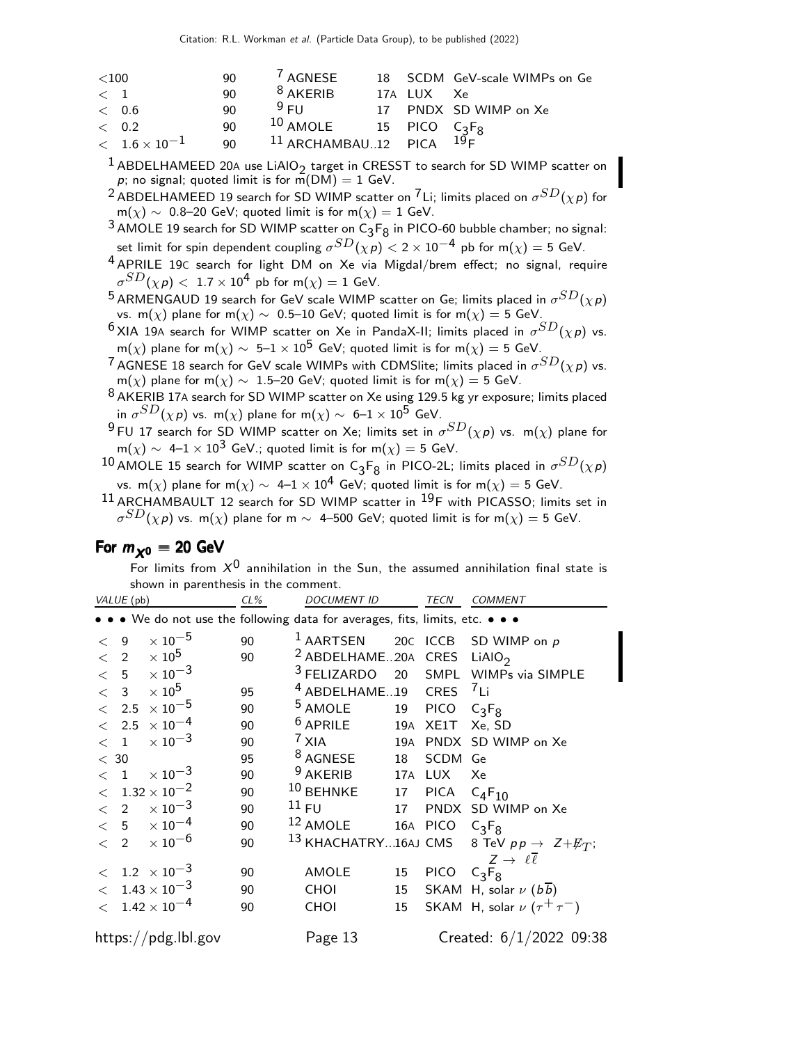| VALUE (pb) | CL% | DOCUMENT ID | | TECN | COMMENT |
|---|---|---|---|---|---|
| <100 | 90 | [7] AGNESE | 18 | SCDM | GeV-scale WIMPs on Ge |
| < 1 | 90 | [8] AKERIB | 17A | LUX | Xe |
| < 0.6 | 90 | [9] FU | 17 | PNDX | SD WIMP on Xe |
| < 0.2 | 90 | [10] AMOLE | 15 | PICO | $C_3F_8$ |
| $< 1.6 \times 10^{-1}$ | 90 | [11] ARCHAMBAU...12 | | PICA | $^{19}$F |

[1] ABDELHAMEED 20A use $LiAlO_2$ target in CRESST to search for SD WIMP scatter on $p$; no signal; quoted limit is for m(DM) = 1 GeV.

[2] ABDELHAMEED 19 search for SD WIMP scatter on $^7$Li; limits placed on $\sigma^{SD}(\chi p)$ for m($\chi$) $\sim$ 0.8–20 GeV; quoted limit is for m($\chi$) = 1 GeV.

[3] AMOLE 19 search for SD WIMP scatter on $C_3F_8$ in PICO-60 bubble chamber; no signal: set limit for spin dependent coupling $\sigma^{SD}(\chi p) < 2 \times 10^{-4}$ pb for m($\chi$) = 5 GeV.

[4] APRILE 19C search for light DM on Xe via Migdal/brem effect; no signal, require $\sigma^{SD}(\chi p) < 1.7 \times 10^4$ pb for m($\chi$) = 1 GeV.

[5] ARMENGAUD 19 search for GeV scale WIMP scatter on Ge; limits placed in $\sigma^{SD}(\chi p)$ vs. m($\chi$) plane for m($\chi$) $\sim$ 0.5–10 GeV; quoted limit is for m($\chi$) = 5 GeV.

[6] XIA 19A search for WIMP scatter on Xe in PandaX-II; limits placed in $\sigma^{SD}(\chi p)$ vs. m($\chi$) plane for m($\chi$) $\sim$ 5–1 $\times 10^5$ GeV; quoted limit is for m($\chi$) = 5 GeV.

[7] AGNESE 18 search for GeV scale WIMPs with CDMSlite; limits placed in $\sigma^{SD}(\chi p)$ vs. m($\chi$) plane for m($\chi$) $\sim$ 1.5–20 GeV; quoted limit is for m($\chi$) = 5 GeV.

[8] AKERIB 17A search for SD WIMP scatter on Xe using 129.5 kg yr exposure; limits placed in $\sigma^{SD}(\chi p)$ vs. m($\chi$) plane for m($\chi$) $\sim$ 6–1 $\times 10^5$ GeV.

[9] FU 17 search for SD WIMP scatter on Xe; limits set in $\sigma^{SD}(\chi p)$ vs. m($\chi$) plane for m($\chi$) $\sim$ 4–1 $\times 10^3$ GeV.; quoted limit is for m($\chi$) = 5 GeV.

[10] AMOLE 15 search for WIMP scatter on $C_3F_8$ in PICO-2L; limits placed in $\sigma^{SD}(\chi p)$ vs. m($\chi$) plane for m($\chi$) $\sim$ 4–1 $\times 10^4$ GeV; quoted limit is for m($\chi$) = 5 GeV.

[11] ARCHAMBAULT 12 search for SD WIMP scatter in $^{19}$F with PICASSO; limits set in $\sigma^{SD}(\chi p)$ vs. m($\chi$) plane for m $\sim$ 4–500 GeV; quoted limit is for m($\chi$) = 5 GeV.

## For $m_{\chi^0}$ = 20 GeV

For limits from $X^0$ annihilation in the Sun, the assumed annihilation final state is shown in parenthesis in the comment.

| VALUE (pb) | CL% | DOCUMENT ID | | TECN | COMMENT |
|---|---|---|---|---|---|
| • • • We do not use the following data for averages, fits, limits, etc. • • • | | | | | |
| $< 9 \times 10^{-5}$ | 90 | [1] AARTSEN | 20C | ICCB | SD WIMP on $p$ |
| $< 2 \times 10^{5}$ | 90 | [2] ABDELHAME...20A | | CRES | $LiAlO_2$ |
| $< 5 \times 10^{-3}$ | | [3] FELIZARDO | 20 | SMPL | WIMPs via SIMPLE |
| $< 3 \times 10^{5}$ | 95 | [4] ABDELHAME...19 | | CRES | $^7$Li |
| $< 2.5 \times 10^{-5}$ | 90 | [5] AMOLE | 19 | PICO | $C_3F_8$ |
| $< 2.5 \times 10^{-4}$ | 90 | [6] APRILE | 19A | XE1T | Xe, SD |
| $< 1 \times 10^{-3}$ | 90 | [7] XIA | 19A | PNDX | SD WIMP on Xe |
| < 30 | 95 | [8] AGNESE | 18 | SCDM | Ge |
| $< 1 \times 10^{-3}$ | 90 | [9] AKERIB | 17A | LUX | Xe |
| $< 1.32 \times 10^{-2}$ | 90 | [10] BEHNKE | 17 | PICA | $C_4F_{10}$ |
| $< 2 \times 10^{-3}$ | 90 | [11] FU | 17 | PNDX | SD WIMP on Xe |
| $< 5 \times 10^{-4}$ | 90 | [12] AMOLE | 16A | PICO | $C_3F_8$ |
| $< 2 \times 10^{-6}$ | 90 | [13] KHACHATRY...16AJ | | CMS | 8 TeV $pp \rightarrow Z + \not{E}_T$; $Z \rightarrow \ell\overline{\ell}$ |
| $< 1.2 \times 10^{-3}$ | 90 | AMOLE | 15 | PICO | $C_3F_8$ |
| $< 1.43 \times 10^{-3}$ | 90 | CHOI | 15 | SKAM | H, solar $\nu$ ($b\overline{b}$) |
| $< 1.42 \times 10^{-4}$ | 90 | CHOI | 15 | SKAM | H, solar $\nu$ ($\tau^+\tau^-$) |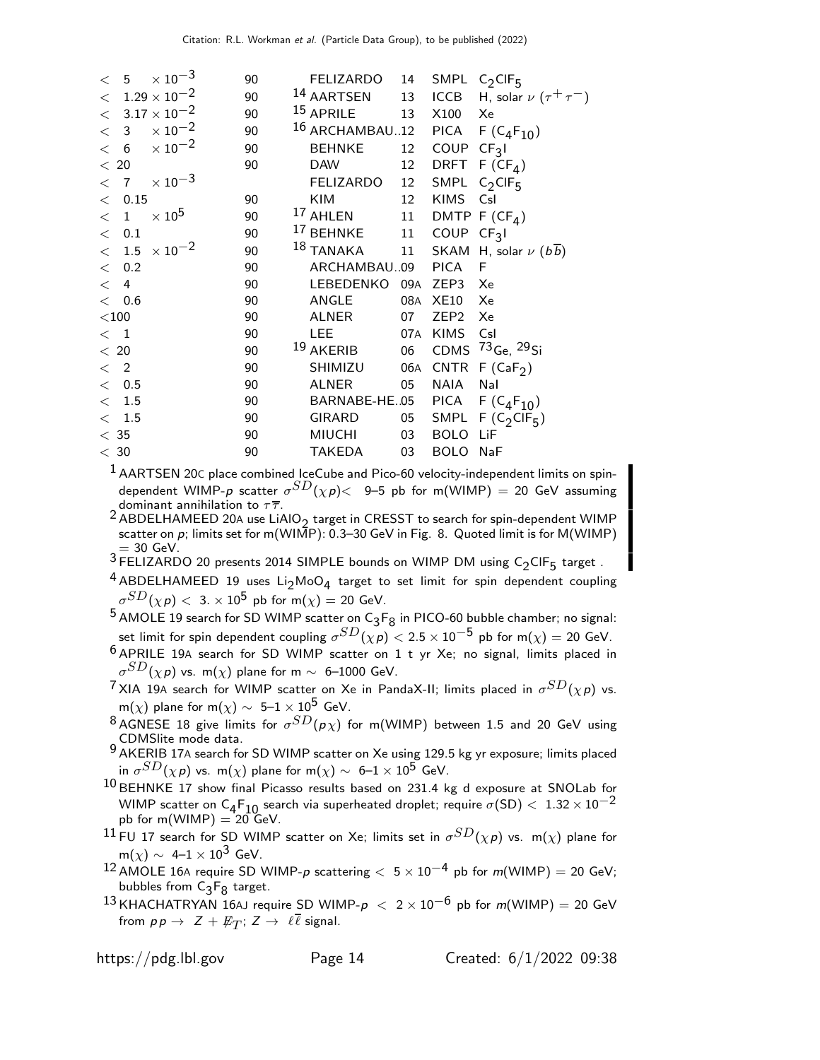| VALUE | CL% | DOCUMENT ID | | TECN | COMMENT |
|---|---|---|---|---|---|
| $< 5 \times 10^{-3}$ | 90 | FELIZARDO | 14 | SMPL | $C_2ClF_5$ |
| $< 1.29 \times 10^{-2}$ | 90 | [14] AARTSEN | 13 | ICCB | H, solar $\nu$ ($\tau^+ \tau^-$) |
| $< 3.17 \times 10^{-2}$ | 90 | [15] APRILE | 13 | X100 | Xe |
| $< 3 \times 10^{-2}$ | 90 | [16] ARCHAMBAU...12 | | PICA | F ($C_4F_{10}$) |
| $< 6 \times 10^{-2}$ | 90 | BEHNKE | 12 | COUP | $CF_3I$ |
| $< 20$ | 90 | DAW | 12 | DRFT | F ($CF_4$) |
| $< 7 \times 10^{-3}$ | | FELIZARDO | 12 | SMPL | $C_2ClF_5$ |
| $< 0.15$ | 90 | KIM | 12 | KIMS | CsI |
| $< 1 \times 10^5$ | 90 | [17] AHLEN | 11 | DMTP | F ($CF_4$) |
| $< 0.1$ | 90 | [17] BEHNKE | 11 | COUP | $CF_3I$ |
| $< 1.5 \times 10^{-2}$ | 90 | [18] TANAKA | 11 | SKAM | H, solar $\nu$ ($b\overline{b}$) |
| $< 0.2$ | 90 | ARCHAMBAU...09 | | PICA | F |
| $< 4$ | 90 | LEBEDENKO | 09A | ZEP3 | Xe |
| $< 0.6$ | 90 | ANGLE | 08A | XE10 | Xe |
| $<100$ | 90 | ALNER | 07 | ZEP2 | Xe |
| $< 1$ | 90 | LEE | 07A | KIMS | CsI |
| $< 20$ | 90 | [19] AKERIB | 06 | CDMS | $^{73}$Ge, $^{29}$Si |
| $< 2$ | 90 | SHIMIZU | 06A | CNTR | F ($CaF_2$) |
| $< 0.5$ | 90 | ALNER | 05 | NAIA | NaI |
| $< 1.5$ | 90 | BARNABE-HE...05 | | PICA | F ($C_4F_{10}$) |
| $< 1.5$ | 90 | GIRARD | 05 | SMPL | F ($C_2ClF_5$) |
| $< 35$ | 90 | MIUCHI | 03 | BOLO | LiF |
| $< 30$ | 90 | TAKEDA | 03 | BOLO | NaF |

[1] AARTSEN 20C place combined IceCube and Pico-60 velocity-independent limits on spin-dependent WIMP-$p$ scatter $\sigma^{SD}(\chi p) <$ 9–5 pb for m(WIMP) = 20 GeV assuming dominant annihilation to $\tau\overline{\tau}$.

[2] ABDELHAMEED 20A use $LiAlO_2$ target in CRESST to search for spin-dependent WIMP scatter on $p$; limits set for m(WIMP): 0.3–30 GeV in Fig. 8. Quoted limit is for M(WIMP) = 30 GeV.

[3] FELIZARDO 20 presents 2014 SIMPLE bounds on WIMP DM using $C_2ClF_5$ target .

[4] ABDELHAMEED 19 uses $Li_2MoO_4$ target to set limit for spin dependent coupling $\sigma^{SD}(\chi p) <\ 3. \times 10^5$ pb for m($\chi$) = 20 GeV.

[5] AMOLE 19 search for SD WIMP scatter on $C_3F_8$ in PICO-60 bubble chamber; no signal: set limit for spin dependent coupling $\sigma^{SD}(\chi p) < 2.5 \times 10^{-5}$ pb for m($\chi$) = 20 GeV.

[6] APRILE 19A search for SD WIMP scatter on 1 t yr Xe; no signal, limits placed in $\sigma^{SD}(\chi p)$ vs. m($\chi$) plane for m $\sim$ 6–1000 GeV.

[7] XIA 19A search for WIMP scatter on Xe in PandaX-II; limits placed in $\sigma^{SD}(\chi p)$ vs. m($\chi$) plane for m($\chi$) $\sim$ 5–$1 \times 10^5$ GeV.

[8] AGNESE 18 give limits for $\sigma^{SD}(p\chi)$ for m(WIMP) between 1.5 and 20 GeV using CDMSlite mode data.

[9] AKERIB 17A search for SD WIMP scatter on Xe using 129.5 kg yr exposure; limits placed in $\sigma^{SD}(\chi p)$ vs. m($\chi$) plane for m($\chi$) $\sim$ 6–$1 \times 10^5$ GeV.

[10] BEHNKE 17 show final Picasso results based on 231.4 kg d exposure at SNOLab for WIMP scatter on $C_4F_{10}$ search via superheated droplet; require $\sigma$(SD) $<\ 1.32 \times 10^{-2}$ pb for m(WIMP) = 20 GeV.

[11] FU 17 search for SD WIMP scatter on Xe; limits set in $\sigma^{SD}(\chi p)$ vs. m($\chi$) plane for m($\chi$) $\sim$ 4–$1 \times 10^3$ GeV.

[12] AMOLE 16A require SD WIMP-$p$ scattering $<\ 5 \times 10^{-4}$ pb for $m$(WIMP) = 20 GeV; bubbles from $C_3F_8$ target.

[13] KHACHATRYAN 16AJ require SD WIMP-$p$ $<\ 2 \times 10^{-6}$ pb for $m$(WIMP) = 20 GeV from $p p \rightarrow\ Z + \not{E}_T$; $Z \rightarrow\ \ell\overline{\ell}$ signal.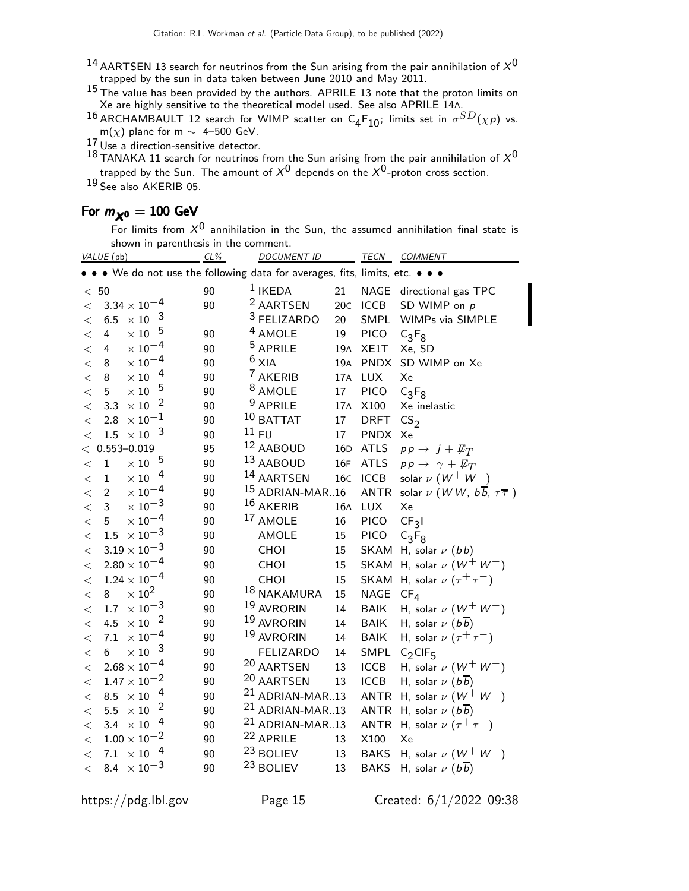[14] AARTSEN 13 search for neutrinos from the Sun arising from the pair annihilation of $X^0$ trapped by the sun in data taken between June 2010 and May 2011.

[15] The value has been provided by the authors. APRILE 13 note that the proton limits on Xe are highly sensitive to the theoretical model used. See also APRILE 14A.

[16] ARCHAMBAULT 12 search for WIMP scatter on $C_4F_{10}$; limits set in $\sigma^{SD}(\chi p)$ vs. m($\chi$) plane for m ~ 4–500 GeV.

[17] Use a direction-sensitive detector.

[18] TANAKA 11 search for neutrinos from the Sun arising from the pair annihilation of $X^0$ trapped by the Sun. The amount of $X^0$ depends on the $X^0$-proton cross section.

[19] See also AKERIB 05.

## For $m_{X^0}$ = 100 GeV

For limits from $X^0$ annihilation in the Sun, the assumed annihilation final state is shown in parenthesis in the comment.

| VALUE (pb) | CL% | DOCUMENT ID | | TECN | COMMENT |
|---|---|---|---|---|---|
| • • • We do not use the following data for averages, fits, limits, etc. • • • | | | | | |
| $< 50$ | 90 | [1] IKEDA | 21 | NAGE | directional gas TPC |
| $< 3.34 \times 10^{-4}$ | 90 | [2] AARTSEN | 20C | ICCB | SD WIMP on $p$ |
| $< 6.5 \times 10^{-3}$ | | [3] FELIZARDO | 20 | SMPL | WIMPs via SIMPLE |
| $< 4 \times 10^{-5}$ | 90 | [4] AMOLE | 19 | PICO | $C_3F_8$ |
| $< 4 \times 10^{-4}$ | 90 | [5] APRILE | 19A | XE1T | Xe, SD |
| $< 8 \times 10^{-4}$ | 90 | [6] XIA | 19A | PNDX | SD WIMP on Xe |
| $< 8 \times 10^{-4}$ | 90 | [7] AKERIB | 17A | LUX | Xe |
| $< 5 \times 10^{-5}$ | 90 | [8] AMOLE | 17 | PICO | $C_3F_8$ |
| $< 3.3 \times 10^{-2}$ | 90 | [9] APRILE | 17A | X100 | Xe inelastic |
| $< 2.8 \times 10^{-1}$ | 90 | [10] BATTAT | 17 | DRFT | $CS_2$ |
| $< 1.5 \times 10^{-3}$ | 90 | [11] FU | 17 | PNDX | Xe |
| $< 0.553$–$0.019$ | 95 | [12] AABOUD | 16D | ATLS | $pp \to j + \not{E}_T$ |
| $< 1 \times 10^{-5}$ | 90 | [13] AABOUD | 16F | ATLS | $pp \to \gamma + \not{E}_T$ |
| $< 1 \times 10^{-4}$ | 90 | [14] AARTSEN | 16C | ICCB | solar $\nu$ ($W^+W^-$) |
| $< 2 \times 10^{-4}$ | 90 | [15] ADRIAN-MAR..16 | | ANTR | solar $\nu$ ($WW$, $b\overline{b}$, $\tau\overline{\tau}$) |
| $< 3 \times 10^{-3}$ | 90 | [16] AKERIB | 16A | LUX | Xe |
| $< 5 \times 10^{-4}$ | 90 | [17] AMOLE | 16 | PICO | $CF_3I$ |
| $< 1.5 \times 10^{-3}$ | 90 | AMOLE | 15 | PICO | $C_3F_8$ |
| $< 3.19 \times 10^{-3}$ | 90 | CHOI | 15 | SKAM | H, solar $\nu$ ($b\overline{b}$) |
| $< 2.80 \times 10^{-4}$ | 90 | CHOI | 15 | SKAM | H, solar $\nu$ ($W^+W^-$) |
| $< 1.24 \times 10^{-4}$ | 90 | CHOI | 15 | SKAM | H, solar $\nu$ ($\tau^+\tau^-$) |
| $< 8 \times 10^{2}$ | 90 | [18] NAKAMURA | 15 | NAGE | $CF_4$ |
| $< 1.7 \times 10^{-3}$ | 90 | [19] AVRORIN | 14 | BAIK | H, solar $\nu$ ($W^+W^-$) |
| $< 4.5 \times 10^{-2}$ | 90 | [19] AVRORIN | 14 | BAIK | H, solar $\nu$ ($b\overline{b}$) |
| $< 7.1 \times 10^{-4}$ | 90 | [19] AVRORIN | 14 | BAIK | H, solar $\nu$ ($\tau^+\tau^-$) |
| $< 6 \times 10^{-3}$ | 90 | FELIZARDO | 14 | SMPL | $C_2ClF_5$ |
| $< 2.68 \times 10^{-4}$ | 90 | [20] AARTSEN | 13 | ICCB | H, solar $\nu$ ($W^+W^-$) |
| $< 1.47 \times 10^{-2}$ | 90 | [20] AARTSEN | 13 | ICCB | H, solar $\nu$ ($b\overline{b}$) |
| $< 8.5 \times 10^{-4}$ | 90 | [21] ADRIAN-MAR..13 | | ANTR | H, solar $\nu$ ($W^+W^-$) |
| $< 5.5 \times 10^{-2}$ | 90 | [21] ADRIAN-MAR..13 | | ANTR | H, solar $\nu$ ($b\overline{b}$) |
| $< 3.4 \times 10^{-4}$ | 90 | [21] ADRIAN-MAR..13 | | ANTR | H, solar $\nu$ ($\tau^+\tau^-$) |
| $< 1.00 \times 10^{-2}$ | 90 | [22] APRILE | 13 | X100 | Xe |
| $< 7.1 \times 10^{-4}$ | 90 | [23] BOLIEV | 13 | BAKS | H, solar $\nu$ ($W^+W^-$) |
| $< 8.4 \times 10^{-3}$ | 90 | [23] BOLIEV | 13 | BAKS | H, solar $\nu$ ($b\overline{b}$) |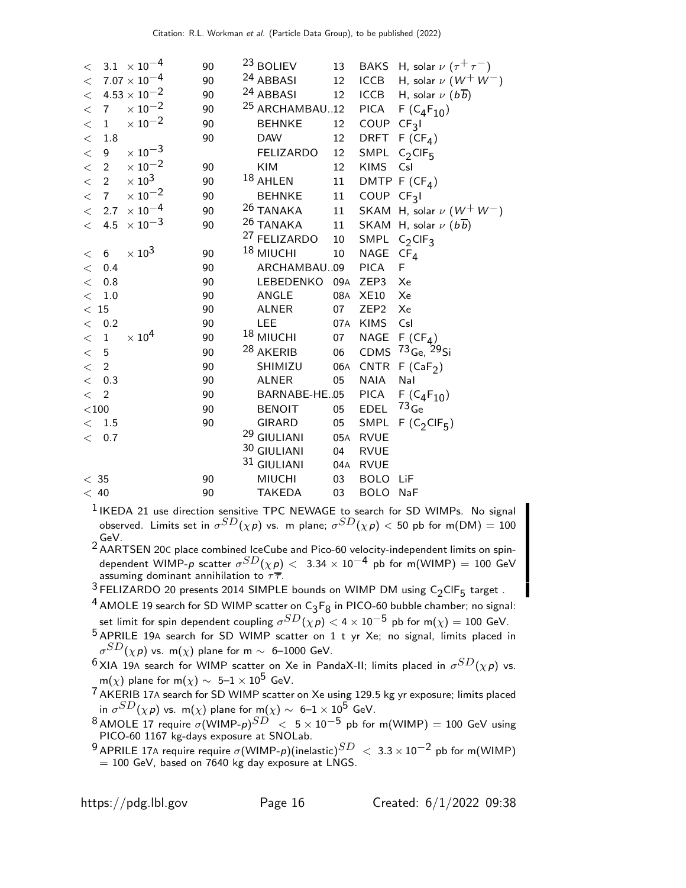| VALUE | CL% | DOCUMENT ID | | TECN | COMMENT |
|---|---|---|---|---|---|
| $< 3.1 \times 10^{-4}$ | 90 | [23] BOLIEV | 13 | BAKS | H, solar $\nu$ ($\tau^+\tau^-$) |
| $< 7.07 \times 10^{-4}$ | 90 | [24] ABBASI | 12 | ICCB | H, solar $\nu$ ($W^+W^-$) |
| $< 4.53 \times 10^{-2}$ | 90 | [24] ABBASI | 12 | ICCB | H, solar $\nu$ ($b\overline{b}$) |
| $< 7 \times 10^{-2}$ | 90 | [25] ARCHAMBAU..12 | | PICA | F ($C_4F_{10}$) |
| $< 1 \times 10^{-2}$ | 90 | BEHNKE | 12 | COUP | $CF_3I$ |
| $< 1.8$ | 90 | DAW | 12 | DRFT | F ($CF_4$) |
| $< 9 \times 10^{-3}$ | | FELIZARDO | 12 | SMPL | $C_2ClF_5$ |
| $< 2 \times 10^{-2}$ | 90 | KIM | 12 | KIMS | CsI |
| $< 2 \times 10^{3}$ | 90 | [18] AHLEN | 11 | DMTP | F ($CF_4$) |
| $< 7 \times 10^{-2}$ | 90 | BEHNKE | 11 | COUP | $CF_3I$ |
| $< 2.7 \times 10^{-4}$ | 90 | [26] TANAKA | 11 | SKAM | H, solar $\nu$ ($W^+W^-$) |
| $< 4.5 \times 10^{-3}$ | 90 | [26] TANAKA | 11 | SKAM | H, solar $\nu$ ($b\overline{b}$) |
| | | [27] FELIZARDO | 10 | SMPL | $C_2ClF_3$ |
| $< 6 \times 10^{3}$ | 90 | [18] MIUCHI | 10 | NAGE | $CF_4$ |
| $< 0.4$ | 90 | ARCHAMBAU..09 | | PICA | F |
| $< 0.8$ | 90 | LEBEDENKO | 09A | ZEP3 | Xe |
| $< 1.0$ | 90 | ANGLE | 08A | XE10 | Xe |
| $< 15$ | 90 | ALNER | 07 | ZEP2 | Xe |
| $< 0.2$ | 90 | LEE | 07A | KIMS | CsI |
| $< 1 \times 10^{4}$ | 90 | [18] MIUCHI | 07 | NAGE | F ($CF_4$) |
| $< 5$ | 90 | [28] AKERIB | 06 | CDMS | $^{73}$Ge, $^{29}$Si |
| $< 2$ | 90 | SHIMIZU | 06A | CNTR | F ($CaF_2$) |
| $< 0.3$ | 90 | ALNER | 05 | NAIA | NaI |
| $< 2$ | 90 | BARNABE-HE..05 | | PICA | F ($C_4F_{10}$) |
| $<100$ | 90 | BENOIT | 05 | EDEL | $^{73}$Ge |
| $< 1.5$ | 90 | GIRARD | 05 | SMPL | F ($C_2ClF_5$) |
| $< 0.7$ | | [29] GIULIANI | 05A | RVUE | |
| | | [30] GIULIANI | 04 | RVUE | |
| | | [31] GIULIANI | 04A | RVUE | |
| $< 35$ | 90 | MIUCHI | 03 | BOLO | LiF |
| $< 40$ | 90 | TAKEDA | 03 | BOLO | NaF |

[1] IKEDA 21 use direction sensitive TPC NEWAGE to search for SD WIMPs. No signal observed. Limits set in $\sigma^{SD}(\chi p)$ vs. m plane; $\sigma^{SD}(\chi p) <$ 50 pb for m(DM) = 100 GeV.

[2] AARTSEN 20C place combined IceCube and Pico-60 velocity-independent limits on spin-dependent WIMP-$p$ scatter $\sigma^{SD}(\chi p) < 3.34 \times 10^{-4}$ pb for m(WIMP) = 100 GeV assuming dominant annihilation to $\tau\overline{\tau}$.

[3] FELIZARDO 20 presents 2014 SIMPLE bounds on WIMP DM using $C_2ClF_5$ target .

[4] AMOLE 19 search for SD WIMP scatter on $C_3F_8$ in PICO-60 bubble chamber; no signal: set limit for spin dependent coupling $\sigma^{SD}(\chi p) < 4 \times 10^{-5}$ pb for m($\chi$) = 100 GeV.

[5] APRILE 19A search for SD WIMP scatter on 1 t yr Xe; no signal, limits placed in $\sigma^{SD}(\chi p)$ vs. m($\chi$) plane for m $\sim$ 6–1000 GeV.

[6] XIA 19A search for WIMP scatter on Xe in PandaX-II; limits placed in $\sigma^{SD}(\chi p)$ vs. m($\chi$) plane for m($\chi$) $\sim$ 5–$1 \times 10^5$ GeV.

[7] AKERIB 17A search for SD WIMP scatter on Xe using 129.5 kg yr exposure; limits placed in $\sigma^{SD}(\chi p)$ vs. m($\chi$) plane for m($\chi$) $\sim$ 6–$1 \times 10^5$ GeV.

[8] AMOLE 17 require $\sigma(\text{WIMP-}p)^{SD} < 5 \times 10^{-5}$ pb for m(WIMP) = 100 GeV using PICO-60 1167 kg-days exposure at SNOLab.

[9] APRILE 17A require require $\sigma(\text{WIMP-}p)(\text{inelastic})^{SD} < 3.3 \times 10^{-2}$ pb for m(WIMP) = 100 GeV, based on 7640 kg day exposure at LNGS.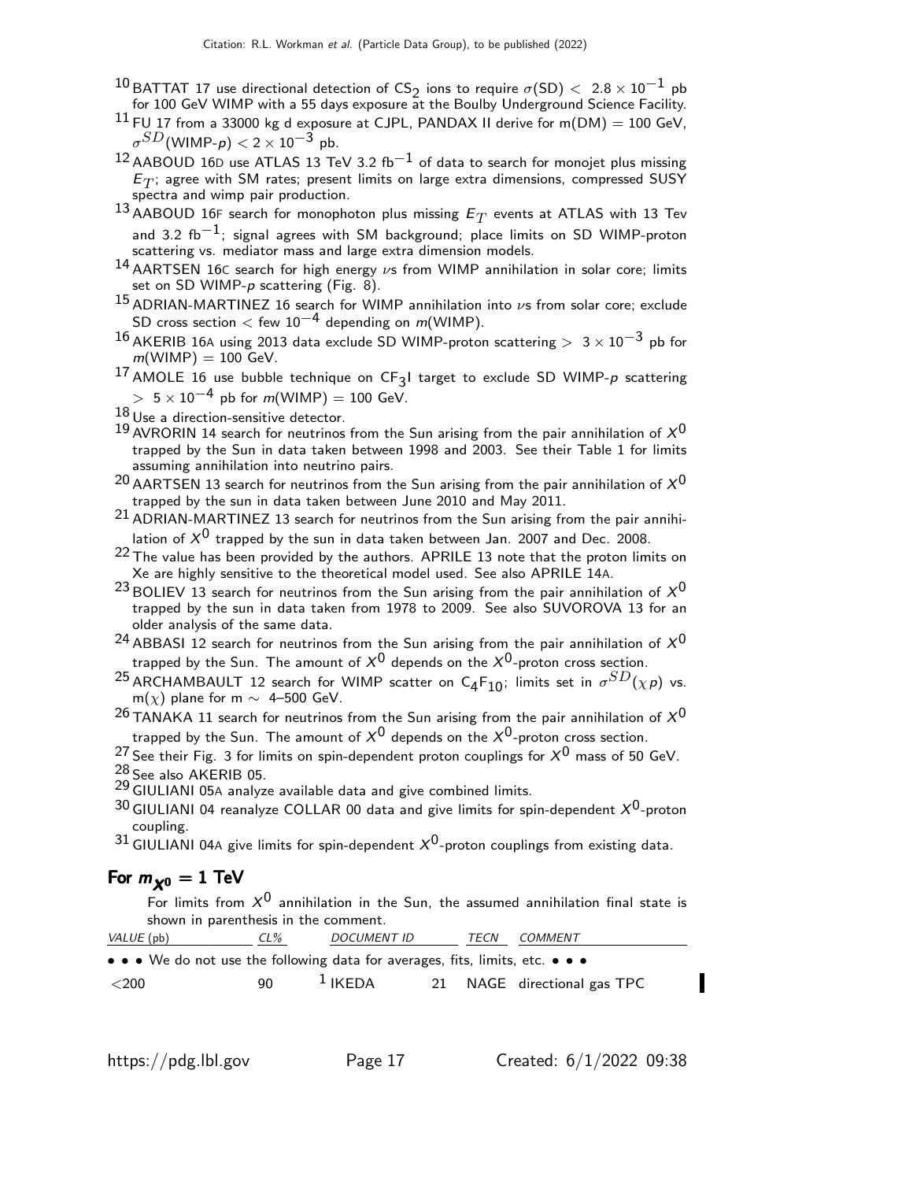[10] BATTAT 17 use directional detection of $CS_2$ ions to require $\sigma(SD) < 2.8 \times 10^{-1}$ pb for 100 GeV WIMP with a 55 days exposure at the Boulby Underground Science Facility.

[11] FU 17 from a 33000 kg d exposure at CJPL, PANDAX II derive for m(DM) = 100 GeV, $\sigma^{SD}$(WIMP-$p$) $< 2 \times 10^{-3}$ pb.

[12] AABOUD 16D use ATLAS 13 TeV 3.2 $fb^{-1}$ of data to search for monojet plus missing $E_T$; agree with SM rates; present limits on large extra dimensions, compressed SUSY spectra and wimp pair production.

[13] AABOUD 16F search for monophoton plus missing $E_T$ events at ATLAS with 13 Tev and 3.2 $fb^{-1}$; signal agrees with SM background; place limits on SD WIMP-proton scattering vs. mediator mass and large extra dimension models.

[14] AARTSEN 16C search for high energy $\nu$s from WIMP annihilation in solar core; limits set on SD WIMP-$p$ scattering (Fig. 8).

[15] ADRIAN-MARTINEZ 16 search for WIMP annihilation into $\nu$s from solar core; exclude SD cross section $<$ few $10^{-4}$ depending on $m$(WIMP).

[16] AKERIB 16A using 2013 data exclude SD WIMP-proton scattering $> 3 \times 10^{-3}$ pb for $m$(WIMP) = 100 GeV.

[17] AMOLE 16 use bubble technique on $CF_3I$ target to exclude SD WIMP-$p$ scattering $> 5 \times 10^{-4}$ pb for $m$(WIMP) = 100 GeV.

[18] Use a direction-sensitive detector.

[19] AVRORIN 14 search for neutrinos from the Sun arising from the pair annihilation of $X^0$ trapped by the Sun in data taken between 1998 and 2003. See their Table 1 for limits assuming annihilation into neutrino pairs.

[20] AARTSEN 13 search for neutrinos from the Sun arising from the pair annihilation of $X^0$ trapped by the sun in data taken between June 2010 and May 2011.

[21] ADRIAN-MARTINEZ 13 search for neutrinos from the Sun arising from the pair annihilation of $X^0$ trapped by the sun in data taken between Jan. 2007 and Dec. 2008.

[22] The value has been provided by the authors. APRILE 13 note that the proton limits on Xe are highly sensitive to the theoretical model used. See also APRILE 14A.

[23] BOLIEV 13 search for neutrinos from the Sun arising from the pair annihilation of $X^0$ trapped by the sun in data taken from 1978 to 2009. See also SUVOROVA 13 for an older analysis of the same data.

[24] ABBASI 12 search for neutrinos from the Sun arising from the pair annihilation of $X^0$ trapped by the Sun. The amount of $X^0$ depends on the $X^0$-proton cross section.

[25] ARCHAMBAULT 12 search for WIMP scatter on $C_4F_{10}$; limits set in $\sigma^{SD}(\chi p)$ vs. m($\chi$) plane for m $\sim$ 4–500 GeV.

[26] TANAKA 11 search for neutrinos from the Sun arising from the pair annihilation of $X^0$ trapped by the Sun. The amount of $X^0$ depends on the $X^0$-proton cross section.

[27] See their Fig. 3 for limits on spin-dependent proton couplings for $X^0$ mass of 50 GeV.

[28] See also AKERIB 05.

[29] GIULIANI 05A analyze available data and give combined limits.

[30] GIULIANI 04 reanalyze COLLAR 00 data and give limits for spin-dependent $X^0$-proton coupling.

[31] GIULIANI 04A give limits for spin-dependent $X^0$-proton couplings from existing data.

## For $m_{X^0}$ = 1 TeV

For limits from $X^0$ annihilation in the Sun, the assumed annihilation final state is shown in parenthesis in the comment.

| VALUE (pb) | CL% | DOCUMENT ID | | TECN | COMMENT |
|---|---|---|---|---|---|
| • • • We do not use the following data for averages, fits, limits, etc. • • • | | | | | |
| <200 | 90 | [1] IKEDA | 21 | NAGE | directional gas TPC |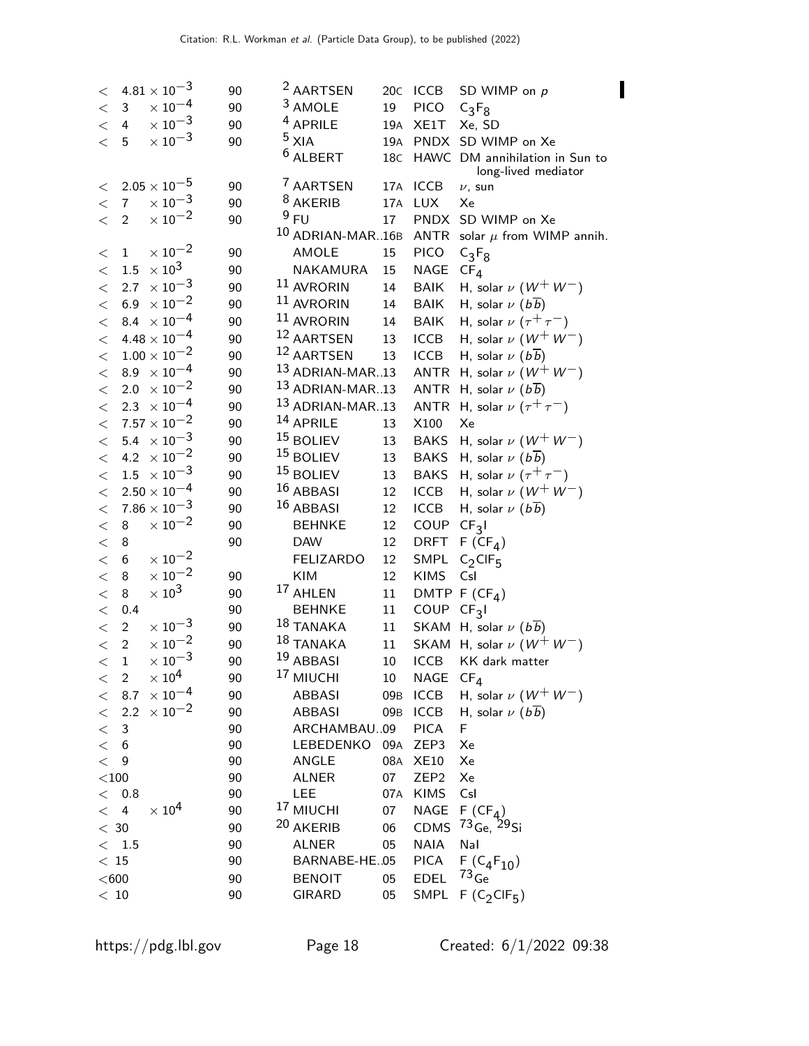| VALUE | CL% | DOCUMENT ID | | TECN | COMMENT |
|---|---|---|---|---|---|
| $< 4.81 \times 10^{-3}$ | 90 | [2] AARTSEN | 20C | ICCB | SD WIMP on $p$ |
| $< 3 \times 10^{-4}$ | 90 | [3] AMOLE | 19 | PICO | $C_3F_8$ |
| $< 4 \times 10^{-3}$ | 90 | [4] APRILE | 19A | XE1T | Xe, SD |
| $< 5 \times 10^{-3}$ | 90 | [5] XIA | 19A | PNDX | SD WIMP on Xe |
| | | [6] ALBERT | 18C | HAWC | DM annihilation in Sun to long-lived mediator |
| $< 2.05 \times 10^{-5}$ | 90 | [7] AARTSEN | 17A | ICCB | $\nu$, sun |
| $< 7 \times 10^{-3}$ | 90 | [8] AKERIB | 17A | LUX | Xe |
| $< 2 \times 10^{-2}$ | 90 | [9] FU | 17 | PNDX | SD WIMP on Xe |
| | | [10] ADRIAN-MAR..16B | | ANTR | solar $\mu$ from WIMP annih. |
| $< 1 \times 10^{-2}$ | 90 | AMOLE | 15 | PICO | $C_3F_8$ |
| $< 1.5 \times 10^{3}$ | 90 | NAKAMURA | 15 | NAGE | $CF_4$ |
| $< 2.7 \times 10^{-3}$ | 90 | [11] AVRORIN | 14 | BAIK | H, solar $\nu$ ($W^+W^-$) |
| $< 6.9 \times 10^{-2}$ | 90 | [11] AVRORIN | 14 | BAIK | H, solar $\nu$ ($b\overline{b}$) |
| $< 8.4 \times 10^{-4}$ | 90 | [11] AVRORIN | 14 | BAIK | H, solar $\nu$ ($\tau^+\tau^-$) |
| $< 4.48 \times 10^{-4}$ | 90 | [12] AARTSEN | 13 | ICCB | H, solar $\nu$ ($W^+W^-$) |
| $< 1.00 \times 10^{-2}$ | 90 | [12] AARTSEN | 13 | ICCB | H, solar $\nu$ ($b\overline{b}$) |
| $< 8.9 \times 10^{-4}$ | 90 | [13] ADRIAN-MAR..13 | | ANTR | H, solar $\nu$ ($W^+W^-$) |
| $< 2.0 \times 10^{-2}$ | 90 | [13] ADRIAN-MAR..13 | | ANTR | H, solar $\nu$ ($b\overline{b}$) |
| $< 2.3 \times 10^{-4}$ | 90 | [13] ADRIAN-MAR..13 | | ANTR | H, solar $\nu$ ($\tau^+\tau^-$) |
| $< 7.57 \times 10^{-2}$ | 90 | [14] APRILE | 13 | X100 | Xe |
| $< 5.4 \times 10^{-3}$ | 90 | [15] BOLIEV | 13 | BAKS | H, solar $\nu$ ($W^+W^-$) |
| $< 4.2 \times 10^{-2}$ | 90 | [15] BOLIEV | 13 | BAKS | H, solar $\nu$ ($b\overline{b}$) |
| $< 1.5 \times 10^{-3}$ | 90 | [15] BOLIEV | 13 | BAKS | H, solar $\nu$ ($\tau^+\tau^-$) |
| $< 2.50 \times 10^{-4}$ | 90 | [16] ABBASI | 12 | ICCB | H, solar $\nu$ ($W^+W^-$) |
| $< 7.86 \times 10^{-3}$ | 90 | [16] ABBASI | 12 | ICCB | H, solar $\nu$ ($b\overline{b}$) |
| $< 8 \times 10^{-2}$ | 90 | BEHNKE | 12 | COUP | $CF_3I$ |
| $< 8$ | 90 | DAW | 12 | DRFT | F ($CF_4$) |
| $< 6 \times 10^{-2}$ | | FELIZARDO | 12 | SMPL | $C_2ClF_5$ |
| $< 8 \times 10^{-2}$ | 90 | KIM | 12 | KIMS | CsI |
| $< 8 \times 10^{3}$ | 90 | [17] AHLEN | 11 | DMTP | F ($CF_4$) |
| $< 0.4$ | 90 | BEHNKE | 11 | COUP | $CF_3I$ |
| $< 2 \times 10^{-3}$ | 90 | [18] TANAKA | 11 | SKAM | H, solar $\nu$ ($b\overline{b}$) |
| $< 2 \times 10^{-2}$ | 90 | [18] TANAKA | 11 | SKAM | H, solar $\nu$ ($W^+W^-$) |
| $< 1 \times 10^{-3}$ | 90 | [19] ABBASI | 10 | ICCB | KK dark matter |
| $< 2 \times 10^{4}$ | 90 | [17] MIUCHI | 10 | NAGE | $CF_4$ |
| $< 8.7 \times 10^{-4}$ | 90 | ABBASI | 09B | ICCB | H, solar $\nu$ ($W^+W^-$) |
| $< 2.2 \times 10^{-2}$ | 90 | ABBASI | 09B | ICCB | H, solar $\nu$ ($b\overline{b}$) |
| $< 3$ | 90 | ARCHAMBAU..09 | | PICA | F |
| $< 6$ | 90 | LEBEDENKO | 09A | ZEP3 | Xe |
| $< 9$ | 90 | ANGLE | 08A | XE10 | Xe |
| $< 100$ | 90 | ALNER | 07 | ZEP2 | Xe |
| $< 0.8$ | 90 | LEE | 07A | KIMS | CsI |
| $< 4 \times 10^{4}$ | 90 | [17] MIUCHI | 07 | NAGE | F ($CF_4$) |
| $< 30$ | 90 | [20] AKERIB | 06 | CDMS | $^{73}$Ge, $^{29}$Si |
| $< 1.5$ | 90 | ALNER | 05 | NAIA | NaI |
| $< 15$ | 90 | BARNABE-HE..05 | | PICA | F ($C_4F_{10}$) |
| $< 600$ | 90 | BENOIT | 05 | EDEL | $^{73}$Ge |
| $< 10$ | 90 | GIRARD | 05 | SMPL | F ($C_2ClF_5$) |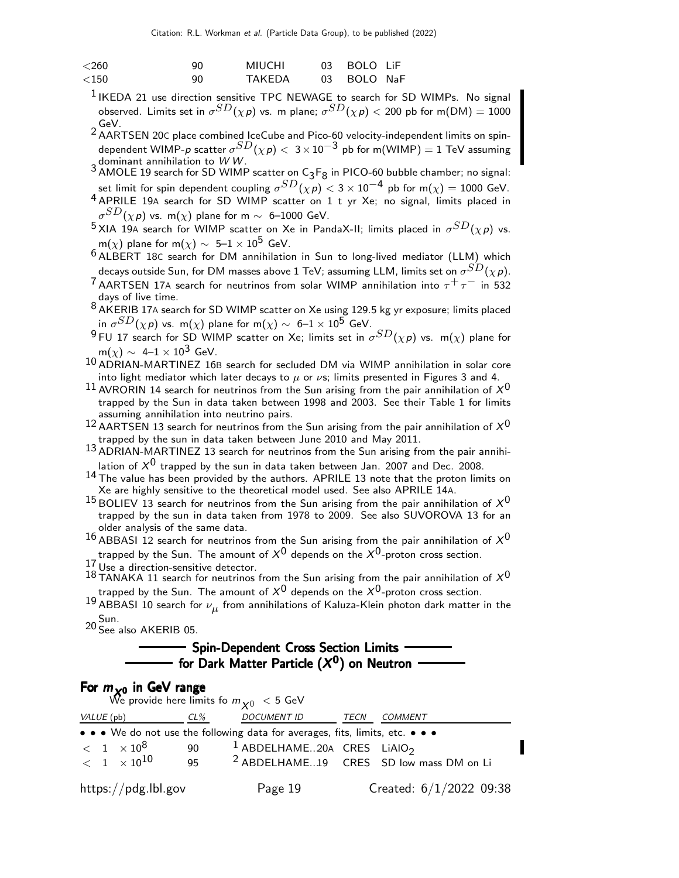| | | | | |
|---|---|---|---|---|
| <260 | 90 | MIUCHI | 03 | BOLO LiF |
| <150 | 90 | TAKEDA | 03 | BOLO NaF |

[1] IKEDA 21 use direction sensitive TPC NEWAGE to search for SD WIMPs. No signal observed. Limits set in $\sigma^{SD}(\chi p)$ vs. m plane; $\sigma^{SD}(\chi p) <$ 200 pb for m(DM) = 1000 GeV.

[2] AARTSEN 20C place combined IceCube and Pico-60 velocity-independent limits on spin-dependent WIMP-$p$ scatter $\sigma^{SD}(\chi p) < 3 \times 10^{-3}$ pb for m(WIMP) = 1 TeV assuming dominant annihilation to $WW$.

[3] AMOLE 19 search for SD WIMP scatter on $C_3F_8$ in PICO-60 bubble chamber; no signal: set limit for spin dependent coupling $\sigma^{SD}(\chi p) < 3 \times 10^{-4}$ pb for m($\chi$) = 1000 GeV.

[4] APRILE 19A search for SD WIMP scatter on 1 t yr Xe; no signal, limits placed in $\sigma^{SD}(\chi p)$ vs. m($\chi$) plane for m $\sim$ 6–1000 GeV.

[5] XIA 19A search for WIMP scatter on Xe in PandaX-II; limits placed in $\sigma^{SD}(\chi p)$ vs. m($\chi$) plane for m($\chi$) $\sim$ 5–1 $\times 10^5$ GeV.

[6] ALBERT 18C search for DM annihilation in Sun to long-lived mediator (LLM) which decays outside Sun, for DM masses above 1 TeV; assuming LLM, limits set on $\sigma^{SD}(\chi p)$.

[7] AARTSEN 17A search for neutrinos from solar WIMP annihilation into $\tau^+\tau^-$ in 532 days of live time.

[8] AKERIB 17A search for SD WIMP scatter on Xe using 129.5 kg yr exposure; limits placed in $\sigma^{SD}(\chi p)$ vs. m($\chi$) plane for m($\chi$) $\sim$ 6–1 $\times 10^5$ GeV.

[9] FU 17 search for SD WIMP scatter on Xe; limits set in $\sigma^{SD}(\chi p)$ vs. m($\chi$) plane for m($\chi$) $\sim$ 4–1 $\times 10^3$ GeV.

[10] ADRIAN-MARTINEZ 16B search for secluded DM via WIMP annihilation in solar core into light mediator which later decays to $\mu$ or $\nu$s; limits presented in Figures 3 and 4.

[11] AVRORIN 14 search for neutrinos from the Sun arising from the pair annihilation of $X^0$ trapped by the Sun in data taken between 1998 and 2003. See their Table 1 for limits assuming annihilation into neutrino pairs.

[12] AARTSEN 13 search for neutrinos from the Sun arising from the pair annihilation of $X^0$ trapped by the sun in data taken between June 2010 and May 2011.

[13] ADRIAN-MARTINEZ 13 search for neutrinos from the Sun arising from the pair annihilation of $X^0$ trapped by the sun in data taken between Jan. 2007 and Dec. 2008.

[14] The value has been provided by the authors. APRILE 13 note that the proton limits on Xe are highly sensitive to the theoretical model used. See also APRILE 14A.

[15] BOLIEV 13 search for neutrinos from the Sun arising from the pair annihilation of $X^0$ trapped by the sun in data taken from 1978 to 2009. See also SUVOROVA 13 for an older analysis of the same data.

[16] ABBASI 12 search for neutrinos from the Sun arising from the pair annihilation of $X^0$ trapped by the Sun. The amount of $X^0$ depends on the $X^0$-proton cross section.

[17] Use a direction-sensitive detector.

[18] TANAKA 11 search for neutrinos from the Sun arising from the pair annihilation of $X^0$ trapped by the Sun. The amount of $X^0$ depends on the $X^0$-proton cross section.

[19] ABBASI 10 search for $\nu_\mu$ from annihilations of Kaluza-Klein photon dark matter in the Sun.

[20] See also AKERIB 05.

## Spin-Dependent Cross Section Limits for Dark Matter Particle ($X^0$) on Neutron

### For $m_{X^0}$ in GeV range

We provide here limits fo $m_{X^0}$ < 5 GeV

| VALUE (pb) | CL% | DOCUMENT ID | TECN | COMMENT |
|---|---|---|---|---|
| • • • We do not use the following data for averages, fits, limits, etc. • • • | | | | |
| $< 1 \times 10^8$ | 90 | [1] ABDELHAME..20A | CRES | $LiAlO_2$ |
| $< 1 \times 10^{10}$ | 95 | [2] ABDELHAME..19 | CRES | SD low mass DM on Li |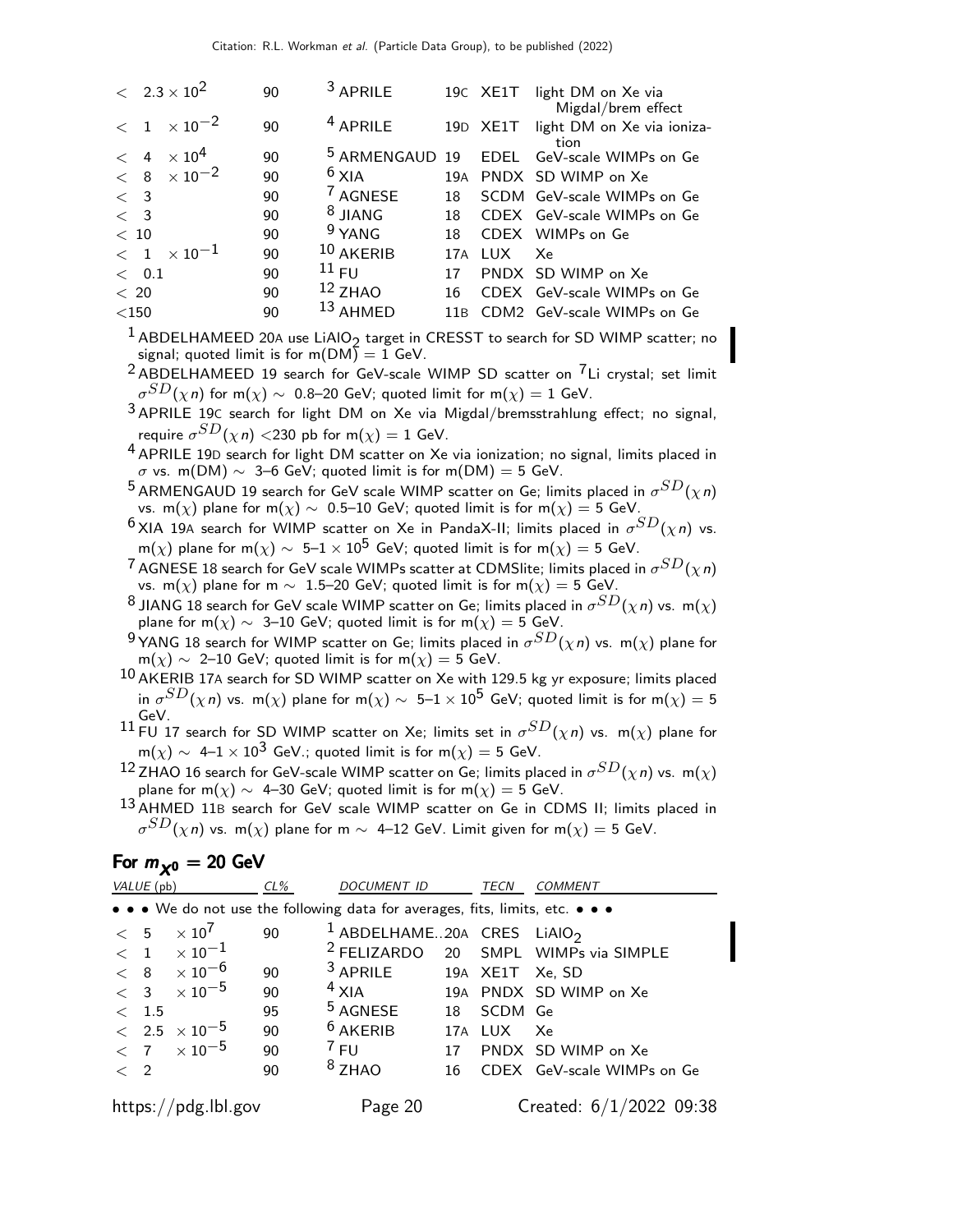| VALUE (pb) | CL% | DOCUMENT ID | | TECN | COMMENT |
|---|---|---|---|---|---|
| $< 2.3 \times 10^{2}$ | 90 | [3] APRILE | 19C | XE1T | light DM on Xe via Migdal/brem effect |
| $< 1 \times 10^{-2}$ | 90 | [4] APRILE | 19D | XE1T | light DM on Xe via ionization |
| $< 4 \times 10^{4}$ | 90 | [5] ARMENGAUD | 19 | EDEL | GeV-scale WIMPs on Ge |
| $< 8 \times 10^{-2}$ | 90 | [6] XIA | 19A | PNDX | SD WIMP on Xe |
| $< 3$ | 90 | [7] AGNESE | 18 | SCDM | GeV-scale WIMPs on Ge |
| $< 3$ | 90 | [8] JIANG | 18 | CDEX | GeV-scale WIMPs on Ge |
| $< 10$ | 90 | [9] YANG | 18 | CDEX | WIMPs on Ge |
| $< 1 \times 10^{-1}$ | 90 | [10] AKERIB | 17A | LUX | Xe |
| $< 0.1$ | 90 | [11] FU | 17 | PNDX | SD WIMP on Xe |
| $< 20$ | 90 | [12] ZHAO | 16 | CDEX | GeV-scale WIMPs on Ge |
| $< 150$ | 90 | [13] AHMED | 11B | CDM2 | GeV-scale WIMPs on Ge |

[1] ABDELHAMEED 20A use $LiAlO_2$ target in CRESST to search for SD WIMP scatter; no signal; quoted limit is for m(DM) = 1 GeV.

[2] ABDELHAMEED 19 search for GeV-scale WIMP SD scatter on $^7$Li crystal; set limit $\sigma^{SD}(\chi n)$ for m($\chi$) $\sim$ 0.8–20 GeV; quoted limit for m($\chi$) = 1 GeV.

[3] APRILE 19C search for light DM on Xe via Migdal/bremsstrahlung effect; no signal, require $\sigma^{SD}(\chi n) <$230 pb for m($\chi$) = 1 GeV.

[4] APRILE 19D search for light DM scatter on Xe via ionization; no signal, limits placed in $\sigma$ vs. m(DM) $\sim$ 3–6 GeV; quoted limit is for m(DM) = 5 GeV.

[5] ARMENGAUD 19 search for GeV scale WIMP scatter on Ge; limits placed in $\sigma^{SD}(\chi n)$ vs. m($\chi$) plane for m($\chi$) $\sim$ 0.5–10 GeV; quoted limit is for m($\chi$) = 5 GeV.

[6] XIA 19A search for WIMP scatter on Xe in PandaX-II; limits placed in $\sigma^{SD}(\chi n)$ vs. m($\chi$) plane for m($\chi$) $\sim$ 5–1 $\times 10^5$ GeV; quoted limit is for m($\chi$) = 5 GeV.

[7] AGNESE 18 search for GeV scale WIMPs scatter at CDMSlite; limits placed in $\sigma^{SD}(\chi n)$ vs. m($\chi$) plane for m $\sim$ 1.5–20 GeV; quoted limit is for m($\chi$) = 5 GeV.

[8] JIANG 18 search for GeV scale WIMP scatter on Ge; limits placed in $\sigma^{SD}(\chi n)$ vs. m($\chi$) plane for m($\chi$) $\sim$ 3–10 GeV; quoted limit is for m($\chi$) = 5 GeV.

[9] YANG 18 search for WIMP scatter on Ge; limits placed in $\sigma^{SD}(\chi n)$ vs. m($\chi$) plane for m($\chi$) $\sim$ 2–10 GeV; quoted limit is for m($\chi$) = 5 GeV.

[10] AKERIB 17A search for SD WIMP scatter on Xe with 129.5 kg yr exposure; limits placed in $\sigma^{SD}(\chi n)$ vs. m($\chi$) plane for m($\chi$) $\sim$ 5–1 $\times 10^5$ GeV; quoted limit is for m($\chi$) = 5 GeV.

[11] FU 17 search for SD WIMP scatter on Xe; limits set in $\sigma^{SD}(\chi n)$ vs. m($\chi$) plane for m($\chi$) $\sim$ 4–1 $\times 10^3$ GeV.; quoted limit is for m($\chi$) = 5 GeV.

[12] ZHAO 16 search for GeV-scale WIMP scatter on Ge; limits placed in $\sigma^{SD}(\chi n)$ vs. m($\chi$) plane for m($\chi$) $\sim$ 4–30 GeV; quoted limit is for m($\chi$) = 5 GeV.

[13] AHMED 11B search for GeV scale WIMP scatter on Ge in CDMS II; limits placed in $\sigma^{SD}(\chi n)$ vs. m($\chi$) plane for m $\sim$ 4–12 GeV. Limit given for m($\chi$) = 5 GeV.

## For $m_{\chi^0}$ = 20 GeV

| VALUE (pb) | CL% | DOCUMENT ID | | TECN | COMMENT |
|---|---|---|---|---|---|
| • • • We do not use the following data for averages, fits, limits, etc. • • • | | | | | |
| $< 5 \times 10^{7}$ | 90 | [1] ABDELHAME..20A | | CRES | $LiAlO_2$ |
| $< 1 \times 10^{-1}$ | | [2] FELIZARDO | 20 | SMPL | WIMPs via SIMPLE |
| $< 8 \times 10^{-6}$ | 90 | [3] APRILE | 19A | XE1T | Xe, SD |
| $< 3 \times 10^{-5}$ | 90 | [4] XIA | 19A | PNDX | SD WIMP on Xe |
| $< 1.5$ | 95 | [5] AGNESE | 18 | SCDM | Ge |
| $< 2.5 \times 10^{-5}$ | 90 | [6] AKERIB | 17A | LUX | Xe |
| $< 7 \times 10^{-5}$ | 90 | [7] FU | 17 | PNDX | SD WIMP on Xe |
| $< 2$ | 90 | [8] ZHAO | 16 | CDEX | GeV-scale WIMPs on Ge |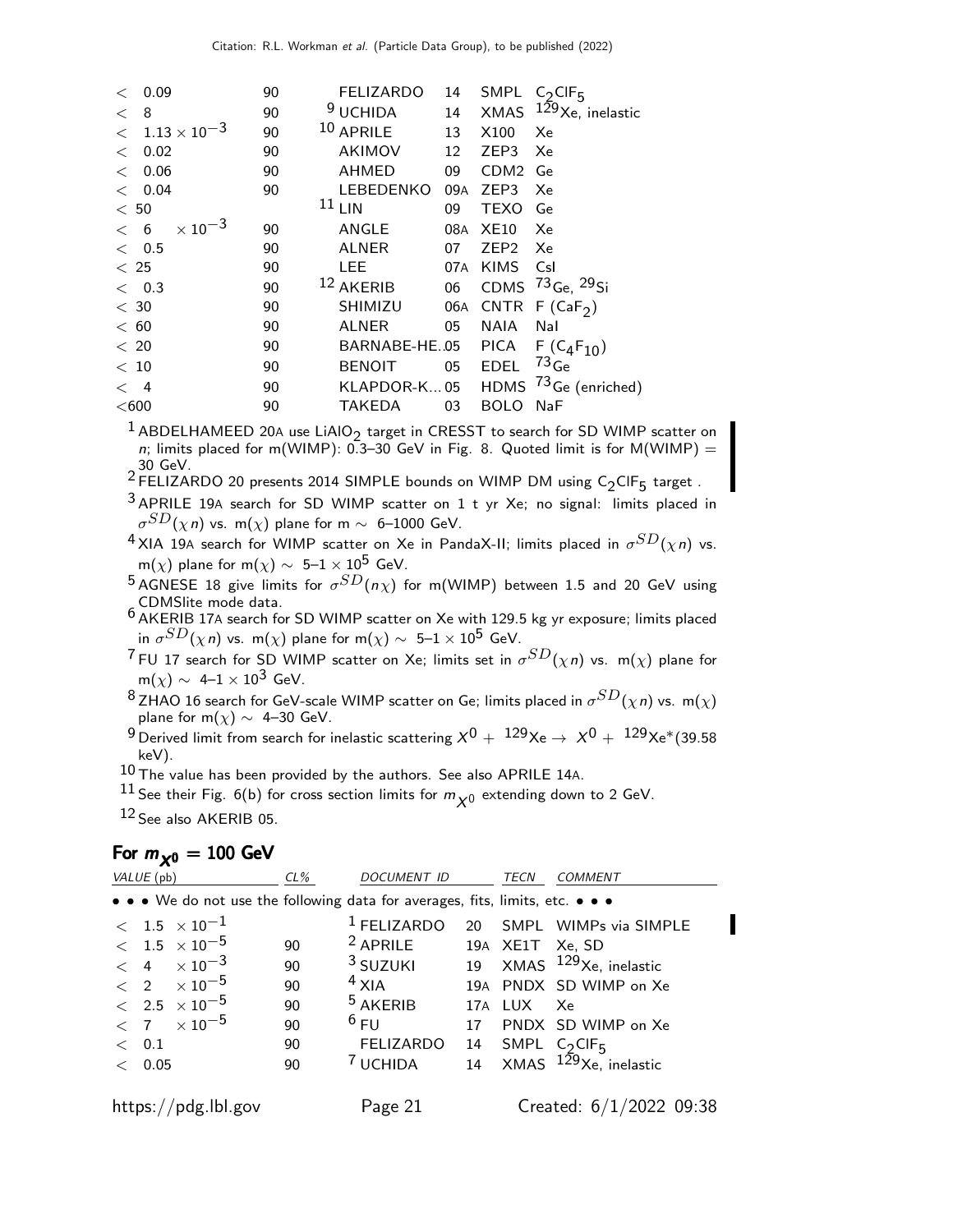| VALUE (pb) | CL% | DOCUMENT ID | | TECN | COMMENT |
|---|---|---|---|---|---|
| $< 0.09$ | 90 | FELIZARDO | 14 | SMPL | $C_2ClF_5$ |
| $< 8$ | 90 | [9] UCHIDA | 14 | XMAS | $^{129}$Xe, inelastic |
| $< 1.13 \times 10^{-3}$ | 90 | [10] APRILE | 13 | X100 | Xe |
| $< 0.02$ | 90 | AKIMOV | 12 | ZEP3 | Xe |
| $< 0.06$ | 90 | AHMED | 09 | CDM2 | Ge |
| $< 0.04$ | 90 | LEBEDENKO | 09A | ZEP3 | Xe |
| $< 50$ | | [11] LIN | 09 | TEXO | Ge |
| $< 6 \times 10^{-3}$ | 90 | ANGLE | 08A | XE10 | Xe |
| $< 0.5$ | 90 | ALNER | 07 | ZEP2 | Xe |
| $< 25$ | 90 | LEE | 07A | KIMS | CsI |
| $< 0.3$ | 90 | [12] AKERIB | 06 | CDMS | $^{73}$Ge, $^{29}$Si |
| $< 30$ | 90 | SHIMIZU | 06A | CNTR | F ($CaF_2$) |
| $< 60$ | 90 | ALNER | 05 | NAIA | NaI |
| $< 20$ | 90 | BARNABE-HE...05 | | PICA | F ($C_4F_{10}$) |
| $< 10$ | 90 | BENOIT | 05 | EDEL | $^{73}$Ge |
| $< 4$ | 90 | KLAPDOR-K... 05 | | HDMS | $^{73}$Ge (enriched) |
| $<600$ | 90 | TAKEDA | 03 | BOLO | NaF |

[1] ABDELHAMEED 20A use $LiAlO_2$ target in CRESST to search for SD WIMP scatter on $n$; limits placed for m(WIMP): 0.3–30 GeV in Fig. 8. Quoted limit is for M(WIMP) = 30 GeV.

[2] FELIZARDO 20 presents 2014 SIMPLE bounds on WIMP DM using $C_2ClF_5$ target .

[3] APRILE 19A search for SD WIMP scatter on 1 t yr Xe; no signal: limits placed in $\sigma^{SD}(\chi n)$ vs. m($\chi$) plane for m $\sim$ 6–1000 GeV.

[4] XIA 19A search for WIMP scatter on Xe in PandaX-II; limits placed in $\sigma^{SD}(\chi n)$ vs. m($\chi$) plane for m($\chi$) $\sim$ 5–1 $\times 10^5$ GeV.

[5] AGNESE 18 give limits for $\sigma^{SD}(n\chi)$ for m(WIMP) between 1.5 and 20 GeV using CDMSlite mode data.

[6] AKERIB 17A search for SD WIMP scatter on Xe with 129.5 kg yr exposure; limits placed in $\sigma^{SD}(\chi n)$ vs. m($\chi$) plane for m($\chi$) $\sim$ 5–1 $\times 10^5$ GeV.

[7] FU 17 search for SD WIMP scatter on Xe; limits set in $\sigma^{SD}(\chi n)$ vs. m($\chi$) plane for m($\chi$) $\sim$ 4–1 $\times 10^3$ GeV.

[8] ZHAO 16 search for GeV-scale WIMP scatter on Ge; limits placed in $\sigma^{SD}(\chi n)$ vs. m($\chi$) plane for m($\chi$) $\sim$ 4–30 GeV.

[9] Derived limit from search for inelastic scattering $X^0 + {}^{129}\text{Xe} \rightarrow X^0 + {}^{129}\text{Xe}^*$(39.58 keV).

[10] The value has been provided by the authors. See also APRILE 14A.

[11] See their Fig. 6(b) for cross section limits for $m_{X^0}$ extending down to 2 GeV.

[12] See also AKERIB 05.

## For $m_{X^0}$ = 100 GeV

| VALUE (pb) | CL% | DOCUMENT ID | | TECN | COMMENT |
|---|---|---|---|---|---|
| • • • We do not use the following data for averages, fits, limits, etc. • • • | | | | | |
| $< 1.5 \times 10^{-1}$ | | [1] FELIZARDO | 20 | SMPL | WIMPs via SIMPLE |
| $< 1.5 \times 10^{-5}$ | 90 | [2] APRILE | 19A | XE1T | Xe, SD |
| $< 4 \times 10^{-3}$ | 90 | [3] SUZUKI | 19 | XMAS | $^{129}$Xe, inelastic |
| $< 2 \times 10^{-5}$ | 90 | [4] XIA | 19A | PNDX | SD WIMP on Xe |
| $< 2.5 \times 10^{-5}$ | 90 | [5] AKERIB | 17A | LUX | Xe |
| $< 7 \times 10^{-5}$ | 90 | [6] FU | 17 | PNDX | SD WIMP on Xe |
| $< 0.1$ | 90 | FELIZARDO | 14 | SMPL | $C_2ClF_5$ |
| $< 0.05$ | 90 | [7] UCHIDA | 14 | XMAS | $^{129}$Xe, inelastic |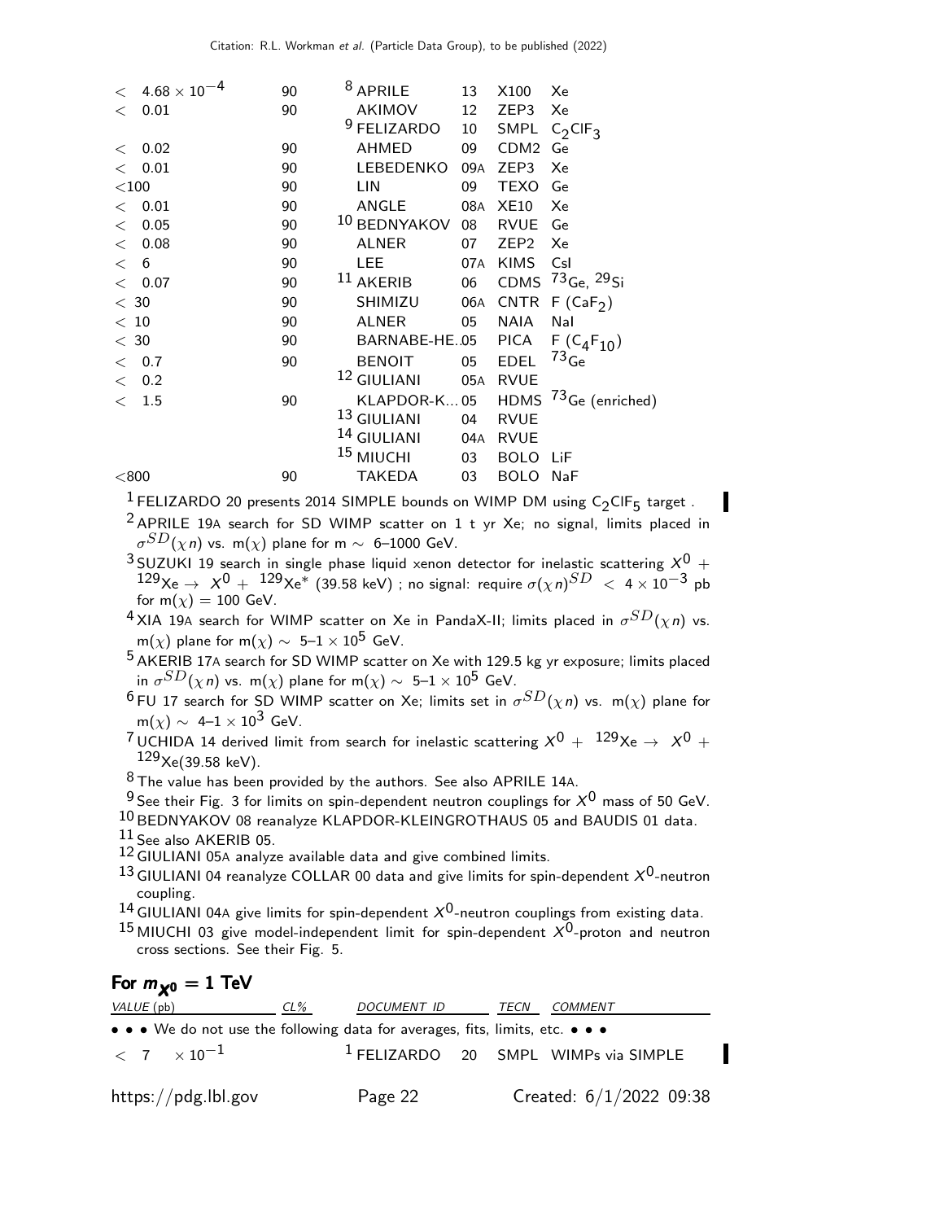| VALUE (pb) | CL% | DOCUMENT ID | | TECN | COMMENT |
|---|---|---|---|---|---|
| $< 4.68 \times 10^{-4}$ | 90 | [8] APRILE | 13 | X100 | Xe |
| $< 0.01$ | 90 | AKIMOV | 12 | ZEP3 | Xe |
| | | [9] FELIZARDO | 10 | SMPL | $C_2ClF_3$ |
| $< 0.02$ | 90 | AHMED | 09 | CDM2 | Ge |
| $< 0.01$ | 90 | LEBEDENKO | 09A | ZEP3 | Xe |
| $<100$ | 90 | LIN | 09 | TEXO | Ge |
| $< 0.01$ | 90 | ANGLE | 08A | XE10 | Xe |
| $< 0.05$ | 90 | [10] BEDNYAKOV | 08 | RVUE | Ge |
| $< 0.08$ | 90 | ALNER | 07 | ZEP2 | Xe |
| $< 6$ | 90 | LEE | 07A | KIMS | CsI |
| $< 0.07$ | 90 | [11] AKERIB | 06 | CDMS | $^{73}$Ge, $^{29}$Si |
| $< 30$ | 90 | SHIMIZU | 06A | CNTR | F ($CaF_2$) |
| $< 10$ | 90 | ALNER | 05 | NAIA | NaI |
| $< 30$ | 90 | BARNABE-HE...05 | | PICA | F ($C_4F_{10}$) |
| $< 0.7$ | 90 | BENOIT | 05 | EDEL | $^{73}$Ge |
| $< 0.2$ | | [12] GIULIANI | 05A | RVUE | |
| $< 1.5$ | 90 | KLAPDOR-K... 05 | | HDMS | $^{73}$Ge (enriched) |
| | | [13] GIULIANI | 04 | RVUE | |
| | | [14] GIULIANI | 04A | RVUE | |
| | | [15] MIUCHI | 03 | BOLO | LiF |
| $<800$ | 90 | TAKEDA | 03 | BOLO | NaF |

[1] FELIZARDO 20 presents 2014 SIMPLE bounds on WIMP DM using $C_2ClF_5$ target .

[2] APRILE 19A search for SD WIMP scatter on 1 t yr Xe; no signal, limits placed in $\sigma^{SD}(\chi n)$ vs. m($\chi$) plane for m $\sim$ 6–1000 GeV.

[3] SUZUKI 19 search in single phase liquid xenon detector for inelastic scattering $X^0$ + $^{129}$Xe $\rightarrow$ $X^0$ + $^{129}$Xe$^*$ (39.58 keV) ; no signal: require $\sigma(\chi n)^{SD} < 4 \times 10^{-3}$ pb for m($\chi$) = 100 GeV.

[4] XIA 19A search for WIMP scatter on Xe in PandaX-II; limits placed in $\sigma^{SD}(\chi n)$ vs. m($\chi$) plane for m($\chi$) $\sim$ 5–1 $\times 10^5$ GeV.

[5] AKERIB 17A search for SD WIMP scatter on Xe with 129.5 kg yr exposure; limits placed in $\sigma^{SD}(\chi n)$ vs. m($\chi$) plane for m($\chi$) $\sim$ 5–1 $\times 10^5$ GeV.

[6] FU 17 search for SD WIMP scatter on Xe; limits set in $\sigma^{SD}(\chi n)$ vs. m($\chi$) plane for m($\chi$) $\sim$ 4–1 $\times 10^3$ GeV.

[7] UCHIDA 14 derived limit from search for inelastic scattering $X^0$ + $^{129}$Xe $\rightarrow$ $X^0$ + $^{129}$Xe(39.58 keV).

[8] The value has been provided by the authors. See also APRILE 14A.

[9] See their Fig. 3 for limits on spin-dependent neutron couplings for $X^0$ mass of 50 GeV.

[10] BEDNYAKOV 08 reanalyze KLAPDOR-KLEINGROTHAUS 05 and BAUDIS 01 data.

[11] See also AKERIB 05.

[12] GIULIANI 05A analyze available data and give combined limits.

[13] GIULIANI 04 reanalyze COLLAR 00 data and give limits for spin-dependent $X^0$-neutron coupling.

[14] GIULIANI 04A give limits for spin-dependent $X^0$-neutron couplings from existing data.

[15] MIUCHI 03 give model-independent limit for spin-dependent $X^0$-proton and neutron cross sections. See their Fig. 5.

### For $m_{X^0}$ = 1 TeV

| VALUE (pb) | CL% | DOCUMENT ID | | TECN | COMMENT |
|---|---|---|---|---|---|
| • • • We do not use the following data for averages, fits, limits, etc. • • • | | | | | |
| $< 7 \times 10^{-1}$ | | [1] FELIZARDO | 20 | SMPL | WIMPs via SIMPLE |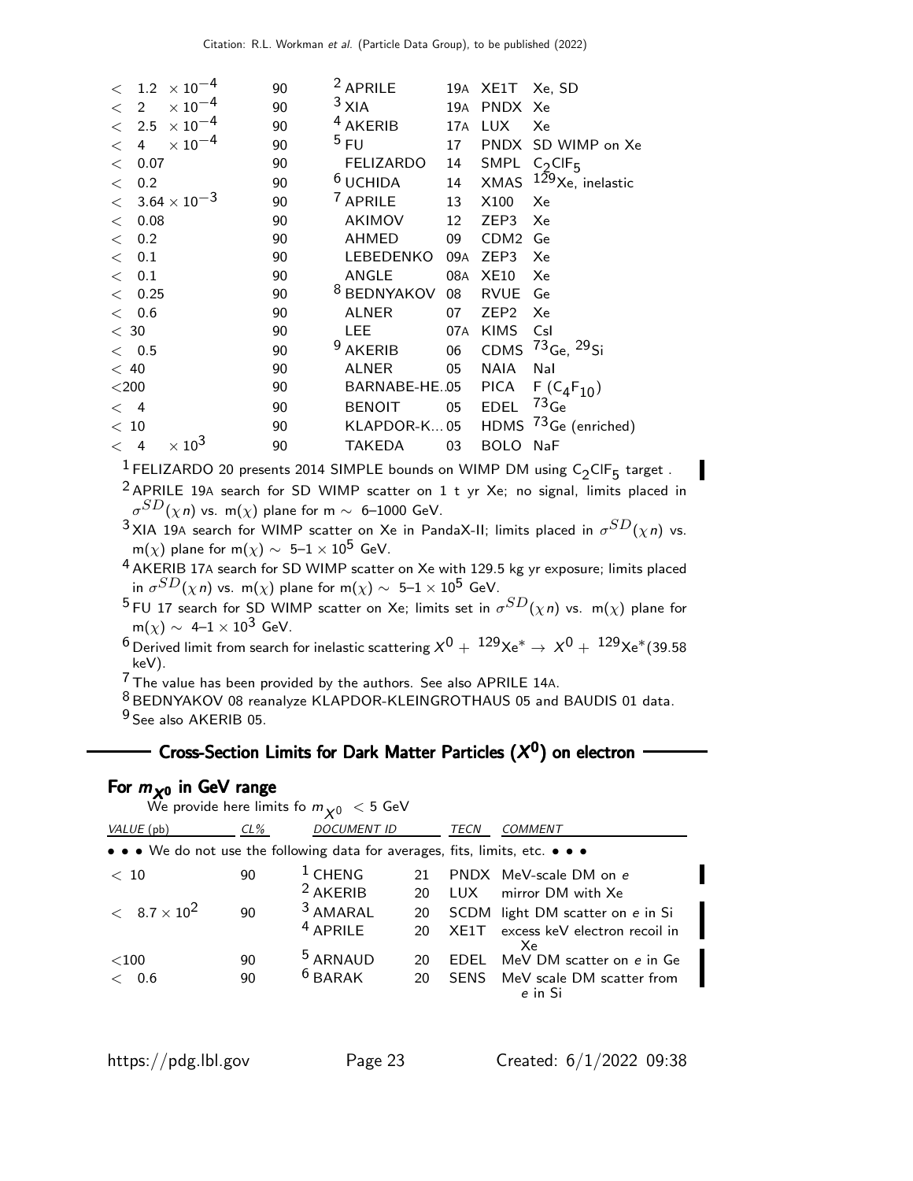| VALUE | CL% | DOCUMENT ID | | TECN | COMMENT |
|---|---|---|---|---|---|
| $< 1.2 \times 10^{-4}$ | 90 | [2] APRILE | 19A | XE1T | Xe, SD |
| $< 2 \times 10^{-4}$ | 90 | [3] XIA | 19A | PNDX | Xe |
| $< 2.5 \times 10^{-4}$ | 90 | [4] AKERIB | 17A | LUX | Xe |
| $< 4 \times 10^{-4}$ | 90 | [5] FU | 17 | PNDX | SD WIMP on Xe |
| $<$ 0.07 | 90 | FELIZARDO | 14 | SMPL | $C_2ClF_5$ |
| $<$ 0.2 | 90 | [6] UCHIDA | 14 | XMAS | $^{129}$Xe, inelastic |
| $< 3.64 \times 10^{-3}$ | 90 | [7] APRILE | 13 | X100 | Xe |
| $<$ 0.08 | 90 | AKIMOV | 12 | ZEP3 | Xe |
| $<$ 0.2 | 90 | AHMED | 09 | CDM2 | Ge |
| $<$ 0.1 | 90 | LEBEDENKO | 09A | ZEP3 | Xe |
| $<$ 0.1 | 90 | ANGLE | 08A | XE10 | Xe |
| $<$ 0.25 | 90 | [8] BEDNYAKOV | 08 | RVUE | Ge |
| $<$ 0.6 | 90 | ALNER | 07 | ZEP2 | Xe |
| $<$ 30 | 90 | LEE | 07A | KIMS | CsI |
| $<$ 0.5 | 90 | [9] AKERIB | 06 | CDMS | $^{73}$Ge, $^{29}$Si |
| $<$ 40 | 90 | ALNER | 05 | NAIA | NaI |
| $<$200 | 90 | BARNABE-HE...05 | | PICA | F ($C_4F_{10}$) |
| $<$ 4 | 90 | BENOIT | 05 | EDEL | $^{73}$Ge |
| $<$ 10 | 90 | KLAPDOR-K...05 | | HDMS | $^{73}$Ge (enriched) |
| $< 4 \times 10^{3}$ | 90 | TAKEDA | 03 | BOLO | NaF |

[1] FELIZARDO 20 presents 2014 SIMPLE bounds on WIMP DM using $C_2ClF_5$ target .

[2] APRILE 19A search for SD WIMP scatter on 1 t yr Xe; no signal, limits placed in $\sigma^{SD}(\chi n)$ vs. m($\chi$) plane for m $\sim$ 6–1000 GeV.

[3] XIA 19A search for WIMP scatter on Xe in PandaX-II; limits placed in $\sigma^{SD}(\chi n)$ vs. m($\chi$) plane for m($\chi$) $\sim$ 5–1 $\times 10^5$ GeV.

[4] AKERIB 17A search for SD WIMP scatter on Xe with 129.5 kg yr exposure; limits placed in $\sigma^{SD}(\chi n)$ vs. m($\chi$) plane for m($\chi$) $\sim$ 5–1 $\times 10^5$ GeV.

[5] FU 17 search for SD WIMP scatter on Xe; limits set in $\sigma^{SD}(\chi n)$ vs. m($\chi$) plane for m($\chi$) $\sim$ 4–1 $\times 10^3$ GeV.

[6] Derived limit from search for inelastic scattering $X^0 + {}^{129}\text{Xe}^* \rightarrow X^0 + {}^{129}\text{Xe}^*$(39.58 keV).

[7] The value has been provided by the authors. See also APRILE 14A.

[8] BEDNYAKOV 08 reanalyze KLAPDOR-KLEINGROTHAUS 05 and BAUDIS 01 data.

[9] See also AKERIB 05.

## Cross-Section Limits for Dark Matter Particles ($X^0$) on electron

### For $m_{X^0}$ in GeV range

We provide here limits fo $m_{X^0}$ < 5 GeV

| VALUE (pb) | CL% | DOCUMENT ID | | TECN | COMMENT |
|---|---|---|---|---|---|
| • • • We do not use the following data for averages, fits, limits, etc. • • • | | | | | |
| $<$ 10 | 90 | [1] CHENG | 21 | PNDX | MeV-scale DM on e |
| | | [2] AKERIB | 20 | LUX | mirror DM with Xe |
| $< 8.7 \times 10^2$ | 90 | [3] AMARAL | 20 | SCDM | light DM scatter on e in Si |
| | | [4] APRILE | 20 | XE1T | excess keV electron recoil in Xe |
| $<$100 | 90 | [5] ARNAUD | 20 | EDEL | MeV DM scatter on e in Ge |
| $<$ 0.6 | 90 | [6] BARAK | 20 | SENS | MeV scale DM scatter from e in Si |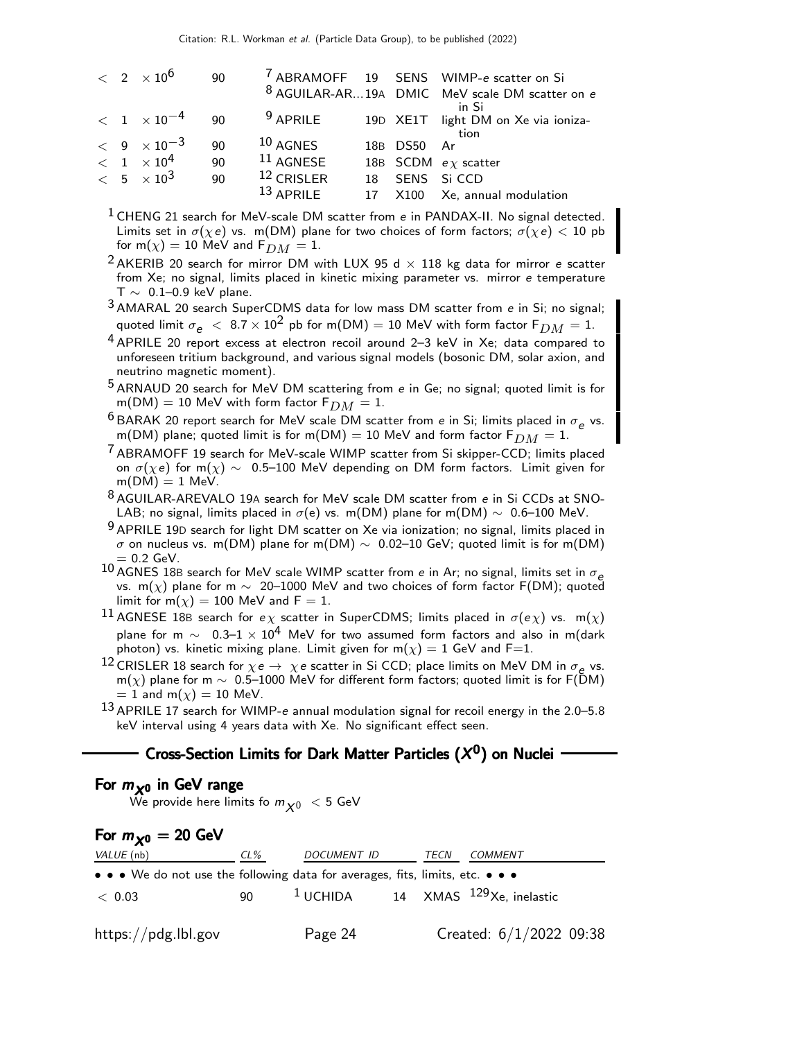| VALUE | CL% | DOCUMENT ID | | TECN | COMMENT |
|---|---|---|---|---|---|
| $< 2 \times 10^{6}$ | 90 | [7] ABRAMOFF | 19 | SENS | WIMP-$e$ scatter on Si |
| | | [8] AGUILAR-AR... | 19A | DMIC | MeV scale DM scatter on $e$ in Si |
| $< 1 \times 10^{-4}$ | 90 | [9] APRILE | 19D | XE1T | light DM on Xe via ionization |
| $< 9 \times 10^{-3}$ | 90 | [10] AGNES | 18B | DS50 | Ar |
| $< 1 \times 10^{4}$ | 90 | [11] AGNESE | 18B | SCDM | $e\chi$ scatter |
| $< 5 \times 10^{3}$ | 90 | [12] CRISLER | 18 | SENS | Si CCD |
| | | [13] APRILE | 17 | X100 | Xe, annual modulation |

[1] CHENG 21 search for MeV-scale DM scatter from $e$ in PANDAX-II. No signal detected. Limits set in $\sigma(\chi e)$ vs. m(DM) plane for two choices of form factors; $\sigma(\chi e) < 10$ pb for m($\chi$) = 10 MeV and $F_{DM} = 1$.

[2] AKERIB 20 search for mirror DM with LUX 95 d × 118 kg data for mirror $e$ scatter from Xe; no signal, limits placed in kinetic mixing parameter vs. mirror $e$ temperature T ∼ 0.1–0.9 keV plane.

[3] AMARAL 20 search SuperCDMS data for low mass DM scatter from $e$ in Si; no signal; quoted limit $\sigma_e < 8.7 \times 10^2$ pb for m(DM) = 10 MeV with form factor $F_{DM} = 1$.

[4] APRILE 20 report excess at electron recoil around 2–3 keV in Xe; data compared to unforeseen tritium background, and various signal models (bosonic DM, solar axion, and neutrino magnetic moment).

[5] ARNAUD 20 search for MeV DM scattering from $e$ in Ge; no signal; quoted limit is for m(DM) = 10 MeV with form factor $F_{DM} = 1$.

[6] BARAK 20 report search for MeV scale DM scatter from $e$ in Si; limits placed in $\sigma_e$ vs. m(DM) plane; quoted limit is for m(DM) = 10 MeV and form factor $F_{DM} = 1$.

[7] ABRAMOFF 19 search for MeV-scale WIMP scatter from Si skipper-CCD; limits placed on $\sigma(\chi e)$ for m($\chi$) ∼ 0.5–100 MeV depending on DM form factors. Limit given for m(DM) = 1 MeV.

[8] AGUILAR-AREVALO 19A search for MeV scale DM scatter from $e$ in Si CCDs at SNOLAB; no signal, limits placed in $\sigma$(e) vs. m(DM) plane for m(DM) ∼ 0.6–100 MeV.

[9] APRILE 19D search for light DM scatter on Xe via ionization; no signal, limits placed in $\sigma$ on nucleus vs. m(DM) plane for m(DM) ∼ 0.02–10 GeV; quoted limit is for m(DM) = 0.2 GeV.

[10] AGNES 18B search for MeV scale WIMP scatter from $e$ in Ar; no signal, limits set in $\sigma_e$ vs. m($\chi$) plane for m ∼ 20–1000 MeV and two choices of form factor F(DM); quoted limit for m($\chi$) = 100 MeV and F = 1.

[11] AGNESE 18B search for $e\chi$ scatter in SuperCDMS; limits placed in $\sigma(e\chi)$ vs. m($\chi$) plane for m ∼ 0.3–1 × $10^4$ MeV for two assumed form factors and also in m(dark photon) vs. kinetic mixing plane. Limit given for m($\chi$) = 1 GeV and F=1.

[12] CRISLER 18 search for $\chi e \to \chi e$ scatter in Si CCD; place limits on MeV DM in $\sigma_e$ vs. m($\chi$) plane for m ∼ 0.5–1000 MeV for different form factors; quoted limit is for F(DM) = 1 and m($\chi$) = 10 MeV.

[13] APRILE 17 search for WIMP-$e$ annual modulation signal for recoil energy in the 2.0–5.8 keV interval using 4 years data with Xe. No significant effect seen.

## Cross-Section Limits for Dark Matter Particles ($X^0$) on Nuclei

### For $m_{X^0}$ in GeV range

We provide here limits fo $m_{X^0} < 5$ GeV

### For $m_{X^0}$ = 20 GeV

| VALUE (nb) | CL% | DOCUMENT ID | | TECN | COMMENT |
|---|---|---|---|---|---|
| • • • We do not use the following data for averages, fits, limits, etc. • • • | | | | | |
| $< 0.03$ | 90 | [1] UCHIDA | 14 | XMAS | $^{129}$Xe, inelastic |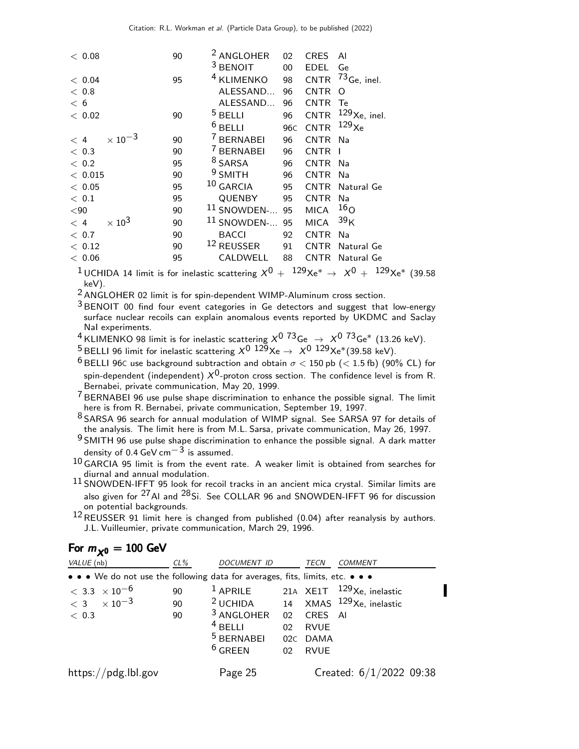| VALUE | CL% | DOCUMENT ID | | TECN | COMMENT |
|---|---|---|---|---|---|
| $< 0.08$ | 90 | [2] ANGLOHER | 02 | CRES | Al |
| | | [3] BENOIT | 00 | EDEL | Ge |
| $< 0.04$ | 95 | [4] KLIMENKO | 98 | CNTR | $^{73}$Ge, inel. |
| $< 0.8$ | | ALESSAND... | 96 | CNTR | O |
| $< 6$ | | ALESSAND... | 96 | CNTR | Te |
| $< 0.02$ | 90 | [5] BELLI | 96 | CNTR | $^{129}$Xe, inel. |
| | | [6] BELLI | 96C | CNTR | $^{129}$Xe |
| $< 4 \times 10^{-3}$ | 90 | [7] BERNABEI | 96 | CNTR | Na |
| $< 0.3$ | 90 | [7] BERNABEI | 96 | CNTR | I |
| $< 0.2$ | 95 | [8] SARSA | 96 | CNTR | Na |
| $< 0.015$ | 90 | [9] SMITH | 96 | CNTR | Na |
| $< 0.05$ | 95 | [10] GARCIA | 95 | CNTR | Natural Ge |
| $< 0.1$ | 95 | QUENBY | 95 | CNTR | Na |
| $<90$ | 90 | [11] SNOWDEN-... | 95 | MICA | $^{16}$O |
| $< 4 \times 10^{3}$ | 90 | [11] SNOWDEN-... | 95 | MICA | $^{39}$K |
| $< 0.7$ | 90 | BACCI | 92 | CNTR | Na |
| $< 0.12$ | 90 | [12] REUSSER | 91 | CNTR | Natural Ge |
| $< 0.06$ | 95 | CALDWELL | 88 | CNTR | Natural Ge |

[1] UCHIDA 14 limit is for inelastic scattering $X^0 + {}^{129}\text{Xe}^* \rightarrow X^0 + {}^{129}\text{Xe}^*$ (39.58 keV).

[2] ANGLOHER 02 limit is for spin-dependent WIMP-Aluminum cross section.

[3] BENOIT 00 find four event categories in Ge detectors and suggest that low-energy surface nuclear recoils can explain anomalous events reported by UKDMC and Saclay NaI experiments.

[4] KLIMENKO 98 limit is for inelastic scattering $X^0\ {}^{73}\text{Ge} \rightarrow X^0\ {}^{73}\text{Ge}^*$ (13.26 keV).

[5] BELLI 96 limit for inelastic scattering $X^0\ {}^{129}\text{Xe} \rightarrow X^0\ {}^{129}\text{Xe}^*$(39.58 keV).

[6] BELLI 96C use background subtraction and obtain $\sigma < 150$ pb ($< 1.5$ fb) (90% CL) for spin-dependent (independent) $X^0$-proton cross section. The confidence level is from R. Bernabei, private communication, May 20, 1999.

[7] BERNABEI 96 use pulse shape discrimination to enhance the possible signal. The limit here is from R. Bernabei, private communication, September 19, 1997.

[8] SARSA 96 search for annual modulation of WIMP signal. See SARSA 97 for details of the analysis. The limit here is from M.L. Sarsa, private communication, May 26, 1997.

[9] SMITH 96 use pulse shape discrimination to enhance the possible signal. A dark matter density of 0.4 GeV cm$^{-3}$ is assumed.

[10] GARCIA 95 limit is from the event rate. A weaker limit is obtained from searches for diurnal and annual modulation.

[11] SNOWDEN-IFFT 95 look for recoil tracks in an ancient mica crystal. Similar limits are also given for $^{27}$Al and $^{28}$Si. See COLLAR 96 and SNOWDEN-IFFT 96 for discussion on potential backgrounds.

[12] REUSSER 91 limit here is changed from published (0.04) after reanalysis by authors. J.L. Vuilleumier, private communication, March 29, 1996.

## For $m_{X^0} = 100$ GeV

| VALUE (nb) | CL% | DOCUMENT ID | | TECN | COMMENT |
|---|---|---|---|---|---|
| • • • We do not use the following data for averages, fits, limits, etc. • • • | | | | | |
| $< 3.3 \times 10^{-6}$ | 90 | [1] APRILE | 21A | XE1T | $^{129}$Xe, inelastic |
| $< 3 \times 10^{-3}$ | 90 | [2] UCHIDA | 14 | XMAS | $^{129}$Xe, inelastic |
| $< 0.3$ | 90 | [3] ANGLOHER | 02 | CRES | Al |
| | | [4] BELLI | 02 | RVUE | |
| | | [5] BERNABEI | 02C | DAMA | |
| | | [6] GREEN | 02 | RVUE | |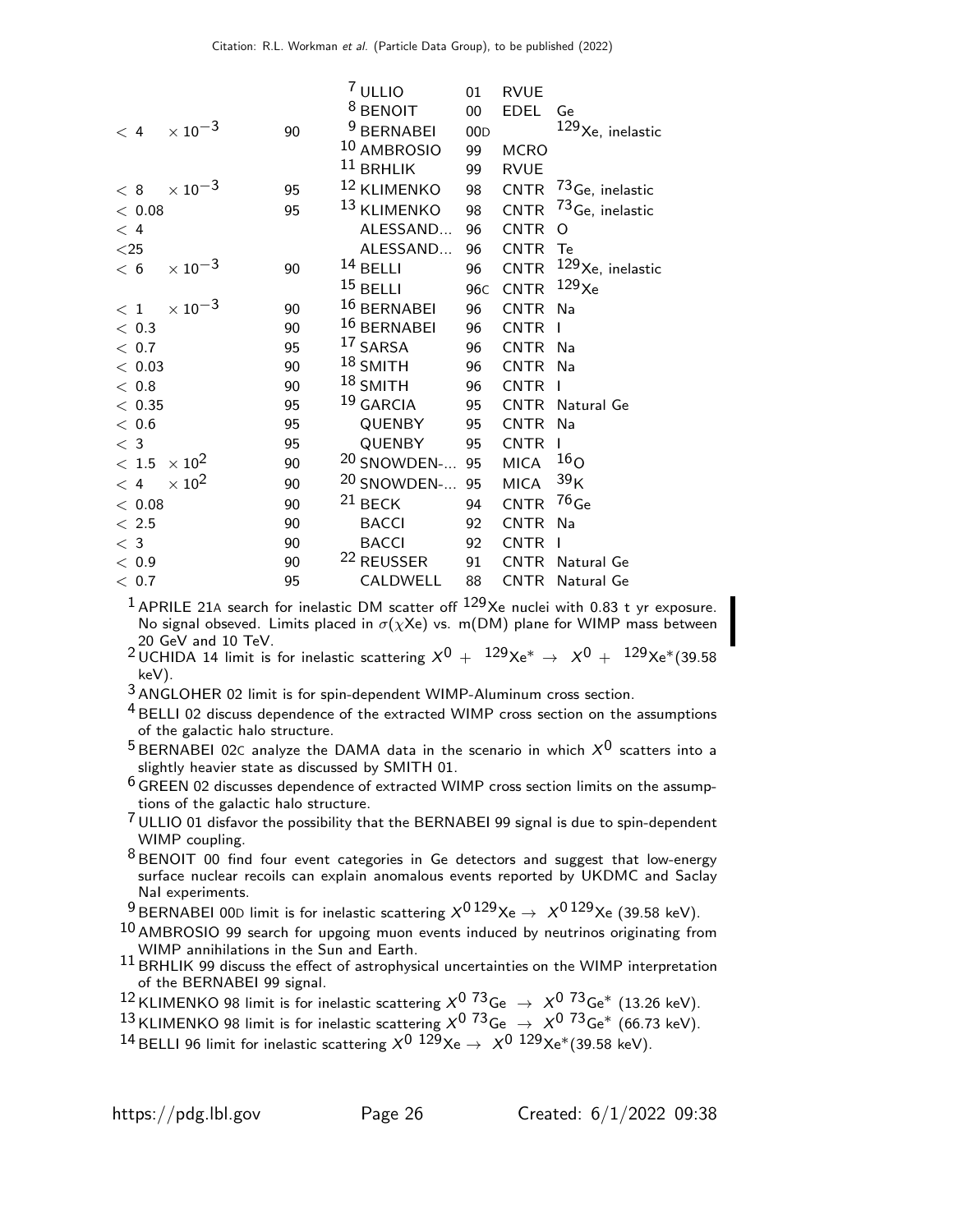| VALUE | CL% | DOCUMENT ID | | TECN | COMMENT |
|---|---|---|---|---|---|
| | | [7] ULLIO | 01 | RVUE | |
| | | [8] BENOIT | 00 | EDEL | Ge |
| $< 4 \times 10^{-3}$ | 90 | [9] BERNABEI | 00D | | $^{129}$Xe, inelastic |
| | | [10] AMBROSIO | 99 | MCRO | |
| | | [11] BRHLIK | 99 | RVUE | |
| $< 8 \times 10^{-3}$ | 95 | [12] KLIMENKO | 98 | CNTR | $^{73}$Ge, inelastic |
| $< 0.08$ | 95 | [13] KLIMENKO | 98 | CNTR | $^{73}$Ge, inelastic |
| $< 4$ | | ALESSAND... | 96 | CNTR | O |
| $<25$ | | ALESSAND... | 96 | CNTR | Te |
| $< 6 \times 10^{-3}$ | 90 | [14] BELLI | 96 | CNTR | $^{129}$Xe, inelastic |
| | | [15] BELLI | 96C | CNTR | $^{129}$Xe |
| $< 1 \times 10^{-3}$ | 90 | [16] BERNABEI | 96 | CNTR | Na |
| $< 0.3$ | 90 | [16] BERNABEI | 96 | CNTR | I |
| $< 0.7$ | 95 | [17] SARSA | 96 | CNTR | Na |
| $< 0.03$ | 90 | [18] SMITH | 96 | CNTR | Na |
| $< 0.8$ | 90 | [18] SMITH | 96 | CNTR | I |
| $< 0.35$ | 95 | [19] GARCIA | 95 | CNTR | Natural Ge |
| $< 0.6$ | 95 | QUENBY | 95 | CNTR | Na |
| $< 3$ | 95 | QUENBY | 95 | CNTR | I |
| $< 1.5 \times 10^{2}$ | 90 | [20] SNOWDEN-... | 95 | MICA | $^{16}$O |
| $< 4 \times 10^{2}$ | 90 | [20] SNOWDEN-... | 95 | MICA | $^{39}$K |
| $< 0.08$ | 90 | [21] BECK | 94 | CNTR | $^{76}$Ge |
| $< 2.5$ | 90 | BACCI | 92 | CNTR | Na |
| $< 3$ | 90 | BACCI | 92 | CNTR | I |
| $< 0.9$ | 90 | [22] REUSSER | 91 | CNTR | Natural Ge |
| $< 0.7$ | 95 | CALDWELL | 88 | CNTR | Natural Ge |

[1] APRILE 21A search for inelastic DM scatter off $^{129}$Xe nuclei with 0.83 t yr exposure. No signal obseved. Limits placed in $\sigma(\chi \text{Xe})$ vs. m(DM) plane for WIMP mass between 20 GeV and 10 TeV.

[2] UCHIDA 14 limit is for inelastic scattering $X^0 + {}^{129}\text{Xe}^* \rightarrow X^0 + {}^{129}\text{Xe}^*$(39.58 keV).

[3] ANGLOHER 02 limit is for spin-dependent WIMP-Aluminum cross section.

[4] BELLI 02 discuss dependence of the extracted WIMP cross section on the assumptions of the galactic halo structure.

[5] BERNABEI 02C analyze the DAMA data in the scenario in which $X^0$ scatters into a slightly heavier state as discussed by SMITH 01.

[6] GREEN 02 discusses dependence of extracted WIMP cross section limits on the assumptions of the galactic halo structure.

[7] ULLIO 01 disfavor the possibility that the BERNABEI 99 signal is due to spin-dependent WIMP coupling.

[8] BENOIT 00 find four event categories in Ge detectors and suggest that low-energy surface nuclear recoils can explain anomalous events reported by UKDMC and Saclay NaI experiments.

[9] BERNABEI 00D limit is for inelastic scattering $X^0 \, {}^{129}\text{Xe} \rightarrow X^0 \, {}^{129}\text{Xe}$ (39.58 keV).

[10] AMBROSIO 99 search for upgoing muon events induced by neutrinos originating from WIMP annihilations in the Sun and Earth.

[11] BRHLIK 99 discuss the effect of astrophysical uncertainties on the WIMP interpretation of the BERNABEI 99 signal.

[12] KLIMENKO 98 limit is for inelastic scattering $X^0 \, {}^{73}\text{Ge} \rightarrow X^0 \, {}^{73}\text{Ge}^*$ (13.26 keV).

[13] KLIMENKO 98 limit is for inelastic scattering $X^0 \, {}^{73}\text{Ge} \rightarrow X^0 \, {}^{73}\text{Ge}^*$ (66.73 keV).

[14] BELLI 96 limit for inelastic scattering $X^0 \, {}^{129}\text{Xe} \rightarrow X^0 \, {}^{129}\text{Xe}^*$(39.58 keV).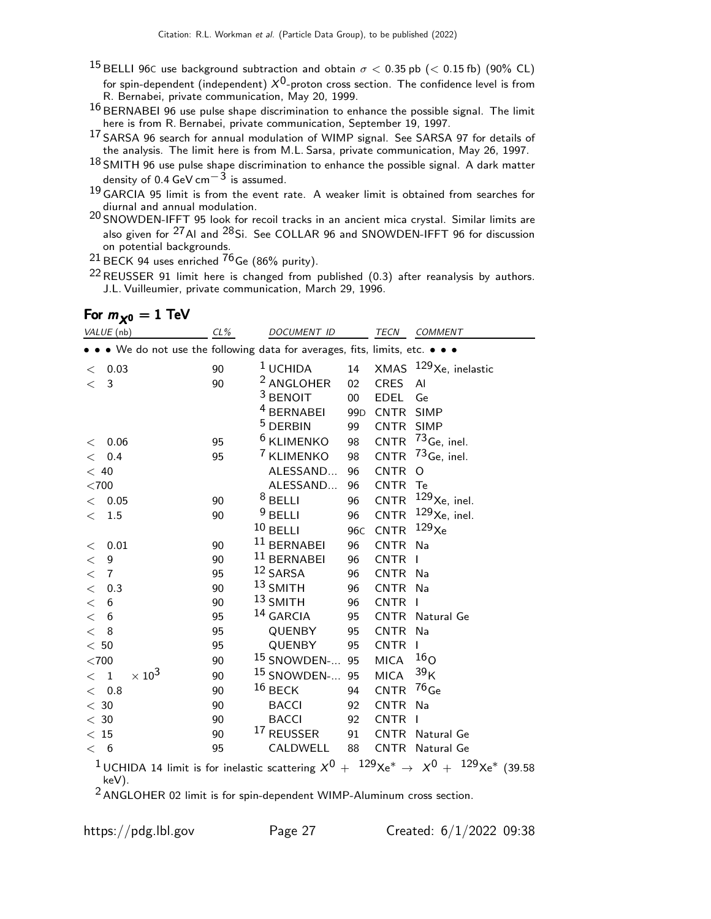[15] BELLI 96C use background subtraction and obtain $\sigma < 0.35$ pb ($< 0.15$ fb) (90% CL) for spin-dependent (independent) $X^0$-proton cross section. The confidence level is from R. Bernabei, private communication, May 20, 1999.

[16] BERNABEI 96 use pulse shape discrimination to enhance the possible signal. The limit here is from R. Bernabei, private communication, September 19, 1997.

[17] SARSA 96 search for annual modulation of WIMP signal. See SARSA 97 for details of the analysis. The limit here is from M.L. Sarsa, private communication, May 26, 1997.

[18] SMITH 96 use pulse shape discrimination to enhance the possible signal. A dark matter density of 0.4 GeV cm$^{-3}$ is assumed.

[19] GARCIA 95 limit is from the event rate. A weaker limit is obtained from searches for diurnal and annual modulation.

[20] SNOWDEN-IFFT 95 look for recoil tracks in an ancient mica crystal. Similar limits are also given for $^{27}$Al and $^{28}$Si. See COLLAR 96 and SNOWDEN-IFFT 96 for discussion on potential backgrounds.

[21] BECK 94 uses enriched $^{76}$Ge (86% purity).

[22] REUSSER 91 limit here is changed from published (0.3) after reanalysis by authors. J.L. Vuilleumier, private communication, March 29, 1996.

## For $m_{X^0} = 1$ TeV

| VALUE (nb) | CL% | DOCUMENT ID | | TECN | COMMENT |
|---|---|---|---|---|---|
| • • • We do not use the following data for averages, fits, limits, etc. • • • | | | | | |
| $<$ 0.03 | 90 | [1] UCHIDA | 14 | XMAS | $^{129}$Xe, inelastic |
| $<$ 3 | 90 | [2] ANGLOHER | 02 | CRES | Al |
| | | [3] BENOIT | 00 | EDEL | Ge |
| | | [4] BERNABEI | 99D | CNTR | SIMP |
| | | [5] DERBIN | 99 | CNTR | SIMP |
| $<$ 0.06 | 95 | [6] KLIMENKO | 98 | CNTR | $^{73}$Ge, inel. |
| $<$ 0.4 | 95 | [7] KLIMENKO | 98 | CNTR | $^{73}$Ge, inel. |
| $<$ 40 | | ALESSAND... | 96 | CNTR | O |
| $<$700 | | ALESSAND... | 96 | CNTR | Te |
| $<$ 0.05 | 90 | [8] BELLI | 96 | CNTR | $^{129}$Xe, inel. |
| $<$ 1.5 | 90 | [9] BELLI | 96 | CNTR | $^{129}$Xe, inel. |
| | | [10] BELLI | 96C | CNTR | $^{129}$Xe |
| $<$ 0.01 | 90 | [11] BERNABEI | 96 | CNTR | Na |
| $<$ 9 | 90 | [11] BERNABEI | 96 | CNTR | I |
| $<$ 7 | 95 | [12] SARSA | 96 | CNTR | Na |
| $<$ 0.3 | 90 | [13] SMITH | 96 | CNTR | Na |
| $<$ 6 | 90 | [13] SMITH | 96 | CNTR | I |
| $<$ 6 | 95 | [14] GARCIA | 95 | CNTR | Natural Ge |
| $<$ 8 | 95 | QUENBY | 95 | CNTR | Na |
| $<$ 50 | 95 | QUENBY | 95 | CNTR | I |
| $<$700 | 90 | [15] SNOWDEN-... | 95 | MICA | $^{16}$O |
| $< 1 \times 10^3$ | 90 | [15] SNOWDEN-... | 95 | MICA | $^{39}$K |
| $<$ 0.8 | 90 | [16] BECK | 94 | CNTR | $^{76}$Ge |
| $<$ 30 | 90 | BACCI | 92 | CNTR | Na |
| $<$ 30 | 90 | BACCI | 92 | CNTR | I |
| $<$ 15 | 90 | [17] REUSSER | 91 | CNTR | Natural Ge |
| $<$ 6 | 95 | CALDWELL | 88 | CNTR | Natural Ge |

[1] UCHIDA 14 limit is for inelastic scattering $X^0 + {}^{129}\text{Xe}^* \rightarrow X^0 + {}^{129}\text{Xe}^*$ (39.58 keV).

[2] ANGLOHER 02 limit is for spin-dependent WIMP-Aluminum cross section.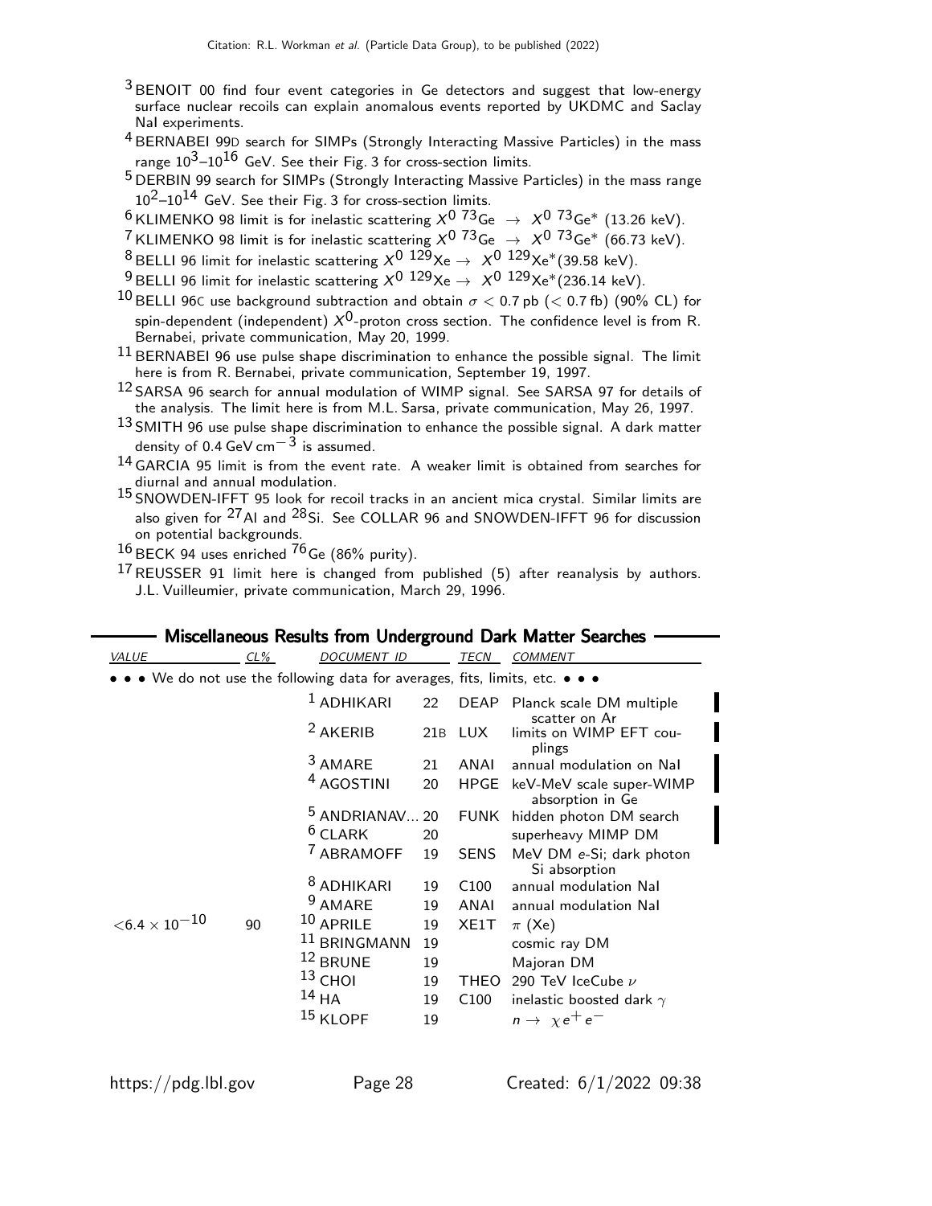[3] BENOIT 00 find four event categories in Ge detectors and suggest that low-energy surface nuclear recoils can explain anomalous events reported by UKDMC and Saclay NaI experiments.

[4] BERNABEI 99D search for SIMPs (Strongly Interacting Massive Particles) in the mass range $10^3$–$10^{16}$ GeV. See their Fig. 3 for cross-section limits.

[5] DERBIN 99 search for SIMPs (Strongly Interacting Massive Particles) in the mass range $10^2$–$10^{14}$ GeV. See their Fig. 3 for cross-section limits.

[6] KLIMENKO 98 limit is for inelastic scattering $X^0\ {}^{73}\text{Ge} \rightarrow X^0\ {}^{73}\text{Ge}^*$ (13.26 keV).

[7] KLIMENKO 98 limit is for inelastic scattering $X^0\ {}^{73}\text{Ge} \rightarrow X^0\ {}^{73}\text{Ge}^*$ (66.73 keV).

[8] BELLI 96 limit for inelastic scattering $X^0\ {}^{129}\text{Xe} \rightarrow X^0\ {}^{129}\text{Xe}^*$(39.58 keV).

[9] BELLI 96 limit for inelastic scattering $X^0\ {}^{129}\text{Xe} \rightarrow X^0\ {}^{129}\text{Xe}^*$(236.14 keV).

[10] BELLI 96C use background subtraction and obtain $\sigma < 0.7$ pb ($< 0.7$ fb) (90% CL) for spin-dependent (independent) $X^0$-proton cross section. The confidence level is from R. Bernabei, private communication, May 20, 1999.

[11] BERNABEI 96 use pulse shape discrimination to enhance the possible signal. The limit here is from R. Bernabei, private communication, September 19, 1997.

[12] SARSA 96 search for annual modulation of WIMP signal. See SARSA 97 for details of the analysis. The limit here is from M.L. Sarsa, private communication, May 26, 1997.

[13] SMITH 96 use pulse shape discrimination to enhance the possible signal. A dark matter density of 0.4 GeV cm$^{-3}$ is assumed.

[14] GARCIA 95 limit is from the event rate. A weaker limit is obtained from searches for diurnal and annual modulation.

[15] SNOWDEN-IFFT 95 look for recoil tracks in an ancient mica crystal. Similar limits are also given for $^{27}$Al and $^{28}$Si. See COLLAR 96 and SNOWDEN-IFFT 96 for discussion on potential backgrounds.

[16] BECK 94 uses enriched $^{76}$Ge (86% purity).

[17] REUSSER 91 limit here is changed from published (5) after reanalysis by authors. J.L. Vuilleumier, private communication, March 29, 1996.

## Miscellaneous Results from Underground Dark Matter Searches

| VALUE | CL% | DOCUMENT ID | | TECN | COMMENT |
|---|---|---|---|---|---|
| • • • We do not use the following data for averages, fits, limits, etc. • • • | | | | | |
| | | [1] ADHIKARI | 22 | DEAP | Planck scale DM multiple scatter on Ar |
| | | [2] AKERIB | 21B | LUX | limits on WIMP EFT couplings |
| | | [3] AMARE | 21 | ANAI | annual modulation on NaI |
| | | [4] AGOSTINI | 20 | HPGE | keV-MeV scale super-WIMP absorption in Ge |
| | | [5] ANDRIANAV... | 20 | FUNK | hidden photon DM search |
| | | [6] CLARK | 20 | | superheavy MIMP DM |
| | | [7] ABRAMOFF | 19 | SENS | MeV DM $e$-Si; dark photon Si absorption |
| | | [8] ADHIKARI | 19 | C100 | annual modulation NaI |
| | | [9] AMARE | 19 | ANAI | annual modulation NaI |
| $<6.4 \times 10^{-10}$ | 90 | [10] APRILE | 19 | XE1T | $\pi$ (Xe) |
| | | [11] BRINGMANN | 19 | | cosmic ray DM |
| | | [12] BRUNE | 19 | | Majoran DM |
| | | [13] CHOI | 19 | THEO | 290 TeV IceCube $\nu$ |
| | | [14] HA | 19 | C100 | inelastic boosted dark $\gamma$ |
| | | [15] KLOPF | 19 | | $n \rightarrow \chi e^+ e^-$ |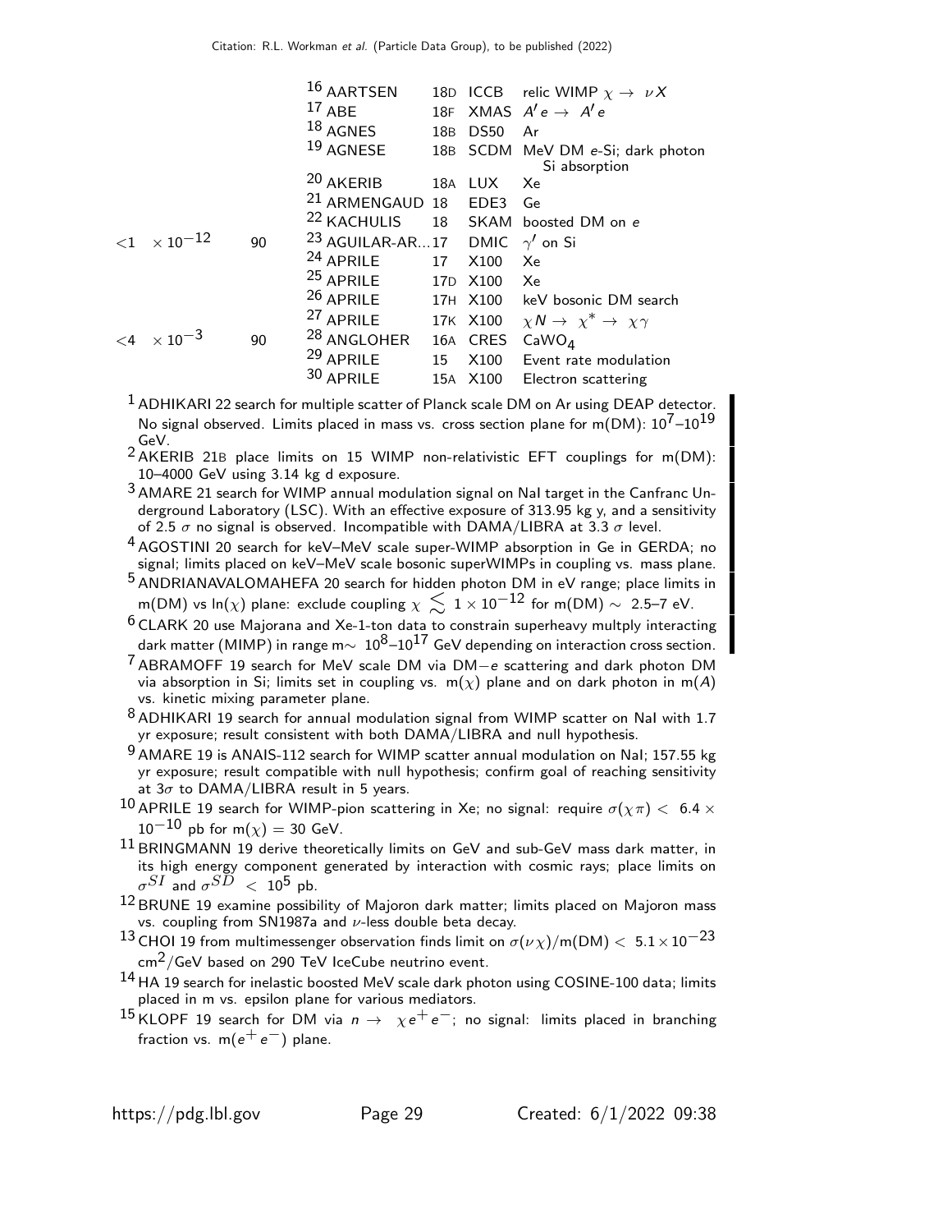| VALUE | CL% | DOCUMENT ID | | TECN | COMMENT |
|---|---|---|---|---|---|
| | | [16] AARTSEN | 18D | ICCB | relic WIMP $\chi \rightarrow \nu X$ |
| | | [17] ABE | 18F | XMAS | $A' e \rightarrow A' e$ |
| | | [18] AGNES | 18B | DS50 | Ar |
| | | [19] AGNESE | 18B | SCDM | MeV DM $e$-Si; dark photon Si absorption |
| | | [20] AKERIB | 18A | LUX | Xe |
| | | [21] ARMENGAUD | 18 | EDE3 | Ge |
| | | [22] KACHULIS | 18 | SKAM | boosted DM on $e$ |
| $<1 \times 10^{-12}$ | 90 | [23] AGUILAR-AR... | 17 | DMIC | $\gamma'$ on Si |
| | | [24] APRILE | 17 | X100 | Xe |
| | | [25] APRILE | 17D | X100 | Xe |
| | | [26] APRILE | 17H | X100 | keV bosonic DM search |
| | | [27] APRILE | 17K | X100 | $\chi N \rightarrow \chi^* \rightarrow \chi \gamma$ |
| $<4 \times 10^{-3}$ | 90 | [28] ANGLOHER | 16A | CRES | $CaWO_4$ |
| | | [29] APRILE | 15 | X100 | Event rate modulation |
| | | [30] APRILE | 15A | X100 | Electron scattering |

[1] ADHIKARI 22 search for multiple scatter of Planck scale DM on Ar using DEAP detector. No signal observed. Limits placed in mass vs. cross section plane for m(DM): $10^7$–$10^{19}$ GeV.

[2] AKERIB 21B place limits on 15 WIMP non-relativistic EFT couplings for m(DM): 10–4000 GeV using 3.14 kg d exposure.

[3] AMARE 21 search for WIMP annual modulation signal on NaI target in the Canfranc Underground Laboratory (LSC). With an effective exposure of 313.95 kg y, and a sensitivity of 2.5 $\sigma$ no signal is observed. Incompatible with DAMA/LIBRA at 3.3 $\sigma$ level.

[4] AGOSTINI 20 search for keV–MeV scale super-WIMP absorption in Ge in GERDA; no signal; limits placed on keV–MeV scale bosonic superWIMPs in coupling vs. mass plane.

[5] ANDRIANAVALOMAHEFA 20 search for hidden photon DM in eV range; place limits in m(DM) vs ln($\chi$) plane: exclude coupling $\chi \lesssim 1 \times 10^{-12}$ for m(DM) $\sim$ 2.5–7 eV.

[6] CLARK 20 use Majorana and Xe-1-ton data to constrain superheavy multply interacting dark matter (MIMP) in range m$\sim 10^8$–$10^{17}$ GeV depending on interaction cross section.

[7] ABRAMOFF 19 search for MeV scale DM via DM$-e$ scattering and dark photon DM via absorption in Si; limits set in coupling vs. m($\chi$) plane and on dark photon in m($A$) vs. kinetic mixing parameter plane.

[8] ADHIKARI 19 search for annual modulation signal from WIMP scatter on NaI with 1.7 yr exposure; result consistent with both DAMA/LIBRA and null hypothesis.

[9] AMARE 19 is ANAIS-112 search for WIMP scatter annual modulation on NaI; 157.55 kg yr exposure; result compatible with null hypothesis; confirm goal of reaching sensitivity at 3$\sigma$ to DAMA/LIBRA result in 5 years.

[10] APRILE 19 search for WIMP-pion scattering in Xe; no signal: require $\sigma(\chi\pi) < 6.4 \times 10^{-10}$ pb for m($\chi$) = 30 GeV.

[11] BRINGMANN 19 derive theoretically limits on GeV and sub-GeV mass dark matter, in its high energy component generated by interaction with cosmic rays; place limits on $\sigma^{SI}$ and $\sigma^{SD} < 10^5$ pb.

[12] BRUNE 19 examine possibility of Majoron dark matter; limits placed on Majoron mass vs. coupling from SN1987a and $\nu$-less double beta decay.

[13] CHOI 19 from multimessenger observation finds limit on $\sigma(\nu\chi)$/m(DM) $< 5.1 \times 10^{-23}$ cm$^2$/GeV based on 290 TeV IceCube neutrino event.

[14] HA 19 search for inelastic boosted MeV scale dark photon using COSINE-100 data; limits placed in m vs. epsilon plane for various mediators.

[15] KLOPF 19 search for DM via $n \rightarrow \chi e^+ e^-$; no signal: limits placed in branching fraction vs. m($e^+ e^-$) plane.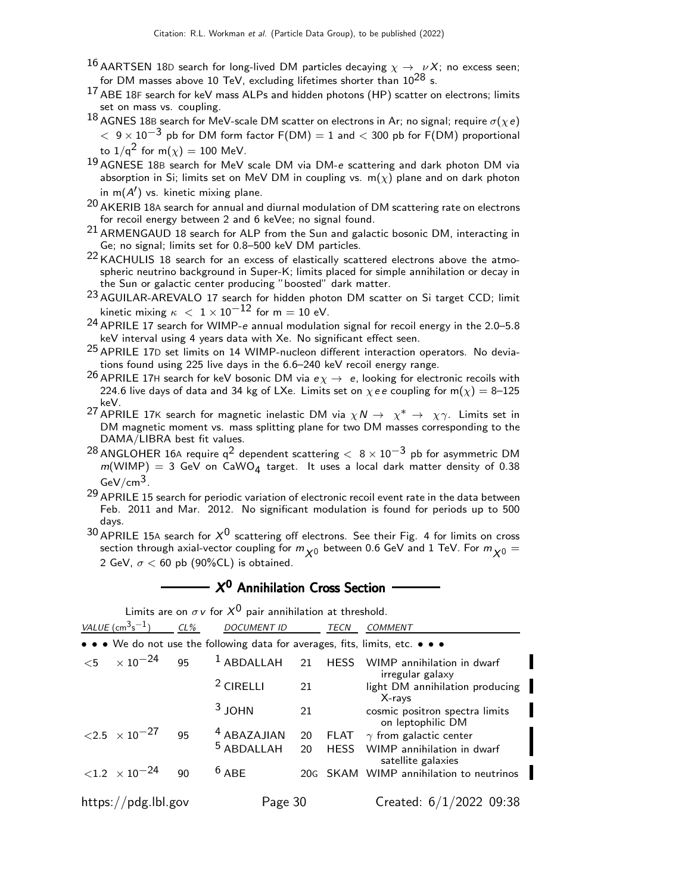[16] AARTSEN 18D search for long-lived DM particles decaying $\chi \to \nu X$; no excess seen; for DM masses above 10 TeV, excluding lifetimes shorter than $10^{28}$ s.

[17] ABE 18F search for keV mass ALPs and hidden photons (HP) scatter on electrons; limits set on mass vs. coupling.

[18] AGNES 18B search for MeV-scale DM scatter on electrons in Ar; no signal; require $\sigma(\chi e) < 9 \times 10^{-3}$ pb for DM form factor F(DM) = 1 and $<$ 300 pb for F(DM) proportional to $1/q^2$ for $m(\chi) = 100$ MeV.

[19] AGNESE 18B search for MeV scale DM via DM-$e$ scattering and dark photon DM via absorption in Si; limits set on MeV DM in coupling vs. $m(\chi)$ plane and on dark photon in $m(A')$ vs. kinetic mixing plane.

[20] AKERIB 18A search for annual and diurnal modulation of DM scattering rate on electrons for recoil energy between 2 and 6 keVee; no signal found.

[21] ARMENGAUD 18 search for ALP from the Sun and galactic bosonic DM, interacting in Ge; no signal; limits set for 0.8–500 keV DM particles.

[22] KACHULIS 18 search for an excess of elastically scattered electrons above the atmospheric neutrino background in Super-K; limits placed for simple annihilation or decay in the Sun or galactic center producing "boosted" dark matter.

[23] AGUILAR-AREVALO 17 search for hidden photon DM scatter on Si target CCD; limit kinetic mixing $\kappa < 1 \times 10^{-12}$ for m = 10 eV.

[24] APRILE 17 search for WIMP-$e$ annual modulation signal for recoil energy in the 2.0–5.8 keV interval using 4 years data with Xe. No significant effect seen.

[25] APRILE 17D set limits on 14 WIMP-nucleon different interaction operators. No deviations found using 225 live days in the 6.6–240 keV recoil energy range.

[26] APRILE 17H search for keV bosonic DM via $e\chi \to e$, looking for electronic recoils with 224.6 live days of data and 34 kg of LXe. Limits set on $\chi e e$ coupling for $m(\chi) = 8$–125 keV.

[27] APRILE 17K search for magnetic inelastic DM via $\chi N \to \chi^* \to \chi\gamma$. Limits set in DM magnetic moment vs. mass splitting plane for two DM masses corresponding to the DAMA/LIBRA best fit values.

[28] ANGLOHER 16A require $q^2$ dependent scattering $< 8 \times 10^{-3}$ pb for asymmetric DM $m$(WIMP) = 3 GeV on $CaWO_4$ target. It uses a local dark matter density of 0.38 GeV/cm$^3$.

[29] APRILE 15 search for periodic variation of electronic recoil event rate in the data between Feb. 2011 and Mar. 2012. No significant modulation is found for periods up to 500 days.

[30] APRILE 15A search for $X^0$ scattering off electrons. See their Fig. 4 for limits on cross section through axial-vector coupling for $m_{X^0}$ between 0.6 GeV and 1 TeV. For $m_{X^0}$ = 2 GeV, $\sigma <$ 60 pb (90%CL) is obtained.

## $X^0$ Annihilation Cross Section

Limits are on $\sigma v$ for $X^0$ pair annihilation at threshold.

| VALUE (cm$^3$s$^{-1}$) | CL% | DOCUMENT ID | | TECN | COMMENT |
|---|---|---|---|---|---|
| • • • We do not use the following data for averages, fits, limits, etc. • • • | | | | | |
| $<5 \times 10^{-24}$ | 95 | [1] ABDALLAH | 21 | HESS | WIMP annihilation in dwarf irregular galaxy |
| | | [2] CIRELLI | 21 | | light DM annihilation producing X-rays |
| | | [3] JOHN | 21 | | cosmic positron spectra limits on leptophilic DM |
| $<2.5 \times 10^{-27}$ | 95 | [4] ABAZAJIAN | 20 | FLAT | $\gamma$ from galactic center |
| | | [5] ABDALLAH | 20 | HESS | WIMP annihilation in dwarf satellite galaxies |
| $<1.2 \times 10^{-24}$ | 90 | [6] ABE | 20G | SKAM | WIMP annihilation to neutrinos |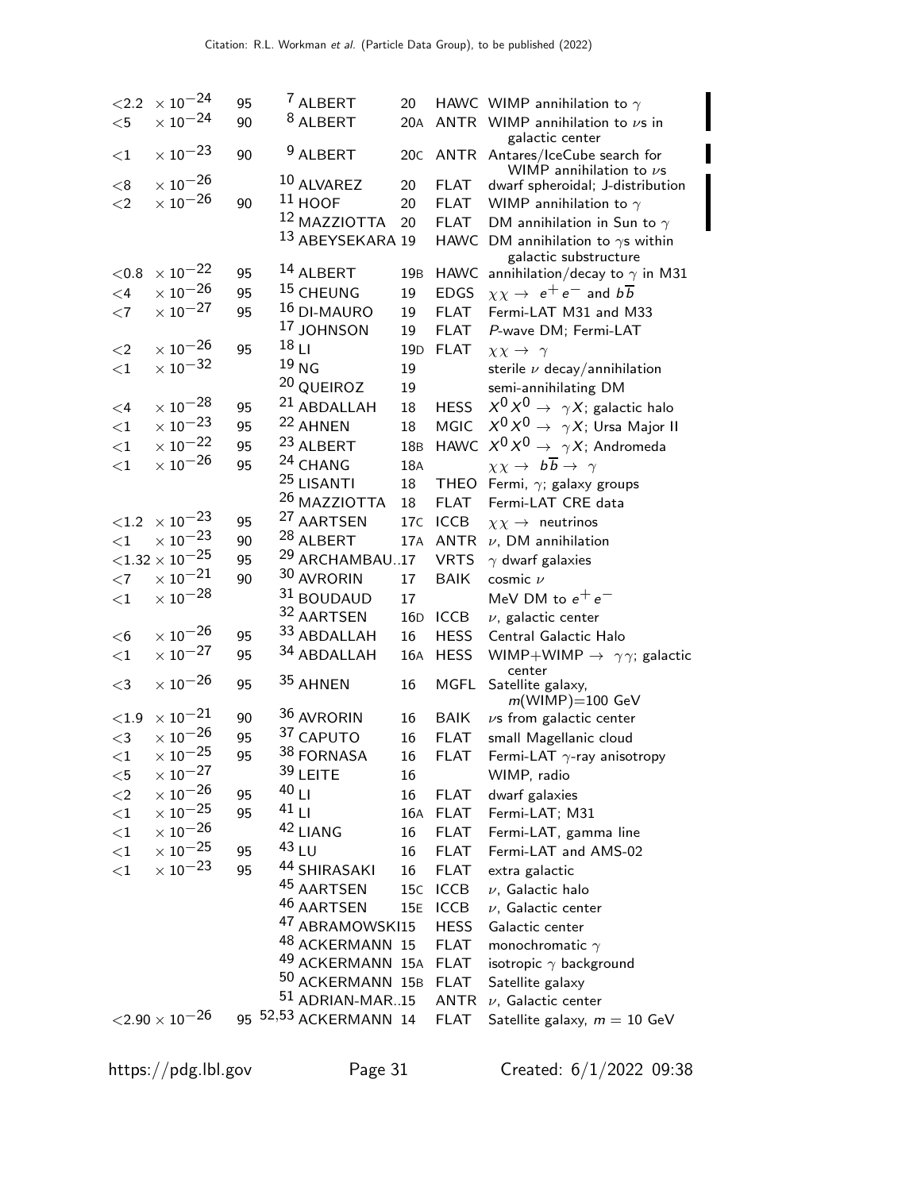| VALUE (cm$^3$s$^{-1}$) | CL% | DOCUMENT ID | | TECN | COMMENT |
|---|---|---|---|---|---|
| $<2.2 \times 10^{-24}$ | 95 | [7] ALBERT | 20 | HAWC | WIMP annihilation to $\gamma$ |
| $<5 \times 10^{-24}$ | 90 | [8] ALBERT | 20A | ANTR | WIMP annihilation to $\nu$s in galactic center |
| $<1 \times 10^{-23}$ | 90 | [9] ALBERT | 20C | ANTR | Antares/IceCube search for WIMP annihilation to $\nu$s |
| $<8 \times 10^{-26}$ | | [10] ALVAREZ | 20 | FLAT | dwarf spheroidal; J-distribution |
| $<2 \times 10^{-26}$ | 90 | [11] HOOF | 20 | FLAT | WIMP annihilation to $\gamma$ |
| | | [12] MAZZIOTTA | 20 | FLAT | DM annihilation in Sun to $\gamma$ |
| | | [13] ABEYSEKARA | 19 | HAWC | DM annihilation to $\gamma$s within galactic substructure |
| $<0.8 \times 10^{-22}$ | 95 | [14] ALBERT | 19B | HAWC | annihilation/decay to $\gamma$ in M31 |
| $<4 \times 10^{-26}$ | 95 | [15] CHEUNG | 19 | EDGS | $\chi\chi \to e^+e^-$ and $b\overline{b}$ |
| $<7 \times 10^{-27}$ | 95 | [16] DI-MAURO | 19 | FLAT | Fermi-LAT M31 and M33 |
| | | [17] JOHNSON | 19 | FLAT | $P$-wave DM; Fermi-LAT |
| $<2 \times 10^{-26}$ | 95 | [18] LI | 19D | FLAT | $\chi\chi \to \gamma$ |
| $<1 \times 10^{-32}$ | | [19] NG | 19 | | sterile $\nu$ decay/annihilation |
| | | [20] QUEIROZ | 19 | | semi-annihilating DM |
| $<4 \times 10^{-28}$ | 95 | [21] ABDALLAH | 18 | HESS | $X^0 X^0 \to \gamma X$; galactic halo |
| $<1 \times 10^{-23}$ | 95 | [22] AHNEN | 18 | MGIC | $X^0 X^0 \to \gamma X$; Ursa Major II |
| $<1 \times 10^{-22}$ | 95 | [23] ALBERT | 18B | HAWC | $X^0 X^0 \to \gamma X$; Andromeda |
| $<1 \times 10^{-26}$ | 95 | [24] CHANG | 18A | | $\chi\chi \to b\overline{b} \to \gamma$ |
| | | [25] LISANTI | 18 | THEO | Fermi, $\gamma$; galaxy groups |
| | | [26] MAZZIOTTA | 18 | FLAT | Fermi-LAT CRE data |
| $<1.2 \times 10^{-23}$ | 95 | [27] AARTSEN | 17C | ICCB | $\chi\chi \to$ neutrinos |
| $<1 \times 10^{-23}$ | 90 | [28] ALBERT | 17A | ANTR | $\nu$, DM annihilation |
| $<1.32 \times 10^{-25}$ | 95 | [29] ARCHAMBAU..17 | | VRTS | $\gamma$ dwarf galaxies |
| $<7 \times 10^{-21}$ | 90 | [30] AVRORIN | 17 | BAIK | cosmic $\nu$ |
| $<1 \times 10^{-28}$ | | [31] BOUDAUD | 17 | | MeV DM to $e^+e^-$ |
| | | [32] AARTSEN | 16D | ICCB | $\nu$, galactic center |
| $<6 \times 10^{-26}$ | 95 | [33] ABDALLAH | 16 | HESS | Central Galactic Halo |
| $<1 \times 10^{-27}$ | 95 | [34] ABDALLAH | 16A | HESS | WIMP+WIMP $\to \gamma\gamma$; galactic center |
| $<3 \times 10^{-26}$ | 95 | [35] AHNEN | 16 | MGFL | Satellite galaxy, $m$(WIMP)=100 GeV |
| $<1.9 \times 10^{-21}$ | 90 | [36] AVRORIN | 16 | BAIK | $\nu$s from galactic center |
| $<3 \times 10^{-26}$ | 95 | [37] CAPUTO | 16 | FLAT | small Magellanic cloud |
| $<1 \times 10^{-25}$ | 95 | [38] FORNASA | 16 | FLAT | Fermi-LAT $\gamma$-ray anisotropy |
| $<5 \times 10^{-27}$ | | [39] LEITE | 16 | | WIMP, radio |
| $<2 \times 10^{-26}$ | 95 | [40] LI | 16 | FLAT | dwarf galaxies |
| $<1 \times 10^{-25}$ | 95 | [41] LI | 16A | FLAT | Fermi-LAT; M31 |
| $<1 \times 10^{-26}$ | | [42] LIANG | 16 | FLAT | Fermi-LAT, gamma line |
| $<1 \times 10^{-25}$ | 95 | [43] LU | 16 | FLAT | Fermi-LAT and AMS-02 |
| $<1 \times 10^{-23}$ | 95 | [44] SHIRASAKI | 16 | FLAT | extra galactic |
| | | [45] AARTSEN | 15C | ICCB | $\nu$, Galactic halo |
| | | [46] AARTSEN | 15E | ICCB | $\nu$, Galactic center |
| | | [47] ABRAMOWSKI | 15 | HESS | Galactic center |
| | | [48] ACKERMANN | 15 | FLAT | monochromatic $\gamma$ |
| | | [49] ACKERMANN | 15A | FLAT | isotropic $\gamma$ background |
| | | [50] ACKERMANN | 15B | FLAT | Satellite galaxy |
| | | [51] ADRIAN-MAR..15 | | ANTR | $\nu$, Galactic center |
| $<2.90 \times 10^{-26}$ | 95 | [52,53] ACKERMANN | 14 | FLAT | Satellite galaxy, $m = 10$ GeV |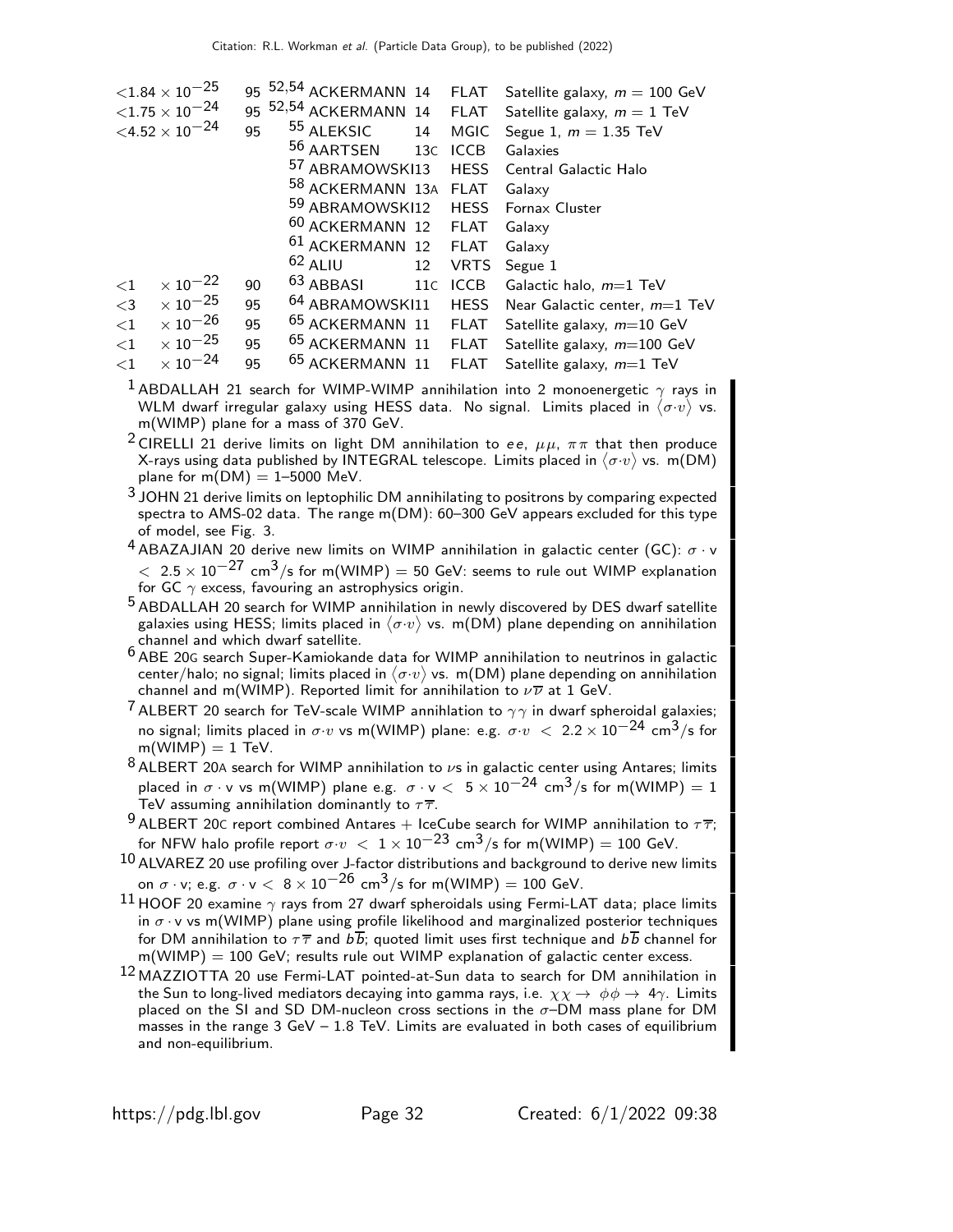| VALUE | CL% | DOCUMENT ID | | TECN | COMMENT |
|---|---|---|---|---|---|
| $<1.84 \times 10^{-25}$ | 95 | [52,54] ACKERMANN | 14 | FLAT | Satellite galaxy, $m = 100$ GeV |
| $<1.75 \times 10^{-24}$ | 95 | [52,54] ACKERMANN | 14 | FLAT | Satellite galaxy, $m = 1$ TeV |
| $<4.52 \times 10^{-24}$ | 95 | [55] ALEKSIC | 14 | MGIC | Segue 1, $m = 1.35$ TeV |
| | | [56] AARTSEN | 13C | ICCB | Galaxies |
| | | [57] ABRAMOWSKI | 13 | HESS | Central Galactic Halo |
| | | [58] ACKERMANN | 13A | FLAT | Galaxy |
| | | [59] ABRAMOWSKI | 12 | HESS | Fornax Cluster |
| | | [60] ACKERMANN | 12 | FLAT | Galaxy |
| | | [61] ACKERMANN | 12 | FLAT | Galaxy |
| | | [62] ALIU | 12 | VRTS | Segue 1 |
| $<1 \times 10^{-22}$ | 90 | [63] ABBASI | 11C | ICCB | Galactic halo, $m$=1 TeV |
| $<3 \times 10^{-25}$ | 95 | [64] ABRAMOWSKI | 11 | HESS | Near Galactic center, $m$=1 TeV |
| $<1 \times 10^{-26}$ | 95 | [65] ACKERMANN | 11 | FLAT | Satellite galaxy, $m$=10 GeV |
| $<1 \times 10^{-25}$ | 95 | [65] ACKERMANN | 11 | FLAT | Satellite galaxy, $m$=100 GeV |
| $<1 \times 10^{-24}$ | 95 | [65] ACKERMANN | 11 | FLAT | Satellite galaxy, $m$=1 TeV |

[1] ABDALLAH 21 search for WIMP-WIMP annihilation into 2 monoenergetic $\gamma$ rays in WLM dwarf irregular galaxy using HESS data. No signal. Limits placed in $\langle\sigma{\cdot}v\rangle$ vs. m(WIMP) plane for a mass of 370 GeV.

[2] CIRELLI 21 derive limits on light DM annihilation to $ee$, $\mu\mu$, $\pi\pi$ that then produce X-rays using data published by INTEGRAL telescope. Limits placed in $\langle\sigma{\cdot}v\rangle$ vs. m(DM) plane for m(DM) = 1–5000 MeV.

[3] JOHN 21 derive limits on leptophilic DM annihilating to positrons by comparing expected spectra to AMS-02 data. The range m(DM): 60–300 GeV appears excluded for this type of model, see Fig. 3.

[4] ABAZAJIAN 20 derive new limits on WIMP annihilation in galactic center (GC): $\sigma \cdot$ v $< 2.5 \times 10^{-27}$ cm$^3$/s for m(WIMP) = 50 GeV: seems to rule out WIMP explanation for GC $\gamma$ excess, favouring an astrophysics origin.

[5] ABDALLAH 20 search for WIMP annihilation in newly discovered by DES dwarf satellite galaxies using HESS; limits placed in $\langle\sigma{\cdot}v\rangle$ vs. m(DM) plane depending on annihilation channel and which dwarf satellite.

[6] ABE 20G search Super-Kamiokande data for WIMP annihilation to neutrinos in galactic center/halo; no signal; limits placed in $\langle\sigma{\cdot}v\rangle$ vs. m(DM) plane depending on annihilation channel and m(WIMP). Reported limit for annihilation to $\nu\overline{\nu}$ at 1 GeV.

[7] ALBERT 20 search for TeV-scale WIMP annihlation to $\gamma\gamma$ in dwarf spheroidal galaxies; no signal; limits placed in $\sigma{\cdot}v$ vs m(WIMP) plane: e.g. $\sigma{\cdot}v < 2.2 \times 10^{-24}$ cm$^3$/s for m(WIMP) = 1 TeV.

[8] ALBERT 20A search for WIMP annihilation to $\nu$s in galactic center using Antares; limits placed in $\sigma \cdot$ v vs m(WIMP) plane e.g. $\sigma \cdot$ v $< 5 \times 10^{-24}$ cm$^3$/s for m(WIMP) = 1 TeV assuming annihilation dominantly to $\tau\overline{\tau}$.

[9] ALBERT 20C report combined Antares + IceCube search for WIMP annihilation to $\tau\overline{\tau}$; for NFW halo profile report $\sigma{\cdot}v < 1 \times 10^{-23}$ cm$^3$/s for m(WIMP) = 100 GeV.

[10] ALVAREZ 20 use profiling over J-factor distributions and background to derive new limits on $\sigma \cdot$ v; e.g. $\sigma \cdot$ v $< 8 \times 10^{-26}$ cm$^3$/s for m(WIMP) = 100 GeV.

[11] HOOF 20 examine $\gamma$ rays from 27 dwarf spheroidals using Fermi-LAT data; place limits in $\sigma \cdot$ v vs m(WIMP) plane using profile likelihood and marginalized posterior techniques for DM annihilation to $\tau\overline{\tau}$ and $b\overline{b}$; quoted limit uses first technique and $b\overline{b}$ channel for m(WIMP) = 100 GeV; results rule out WIMP explanation of galactic center excess.

[12] MAZZIOTTA 20 use Fermi-LAT pointed-at-Sun data to search for DM annihilation in the Sun to long-lived mediators decaying into gamma rays, i.e. $\chi\chi \to \phi\phi \to 4\gamma$. Limits placed on the SI and SD DM-nucleon cross sections in the $\sigma$–DM mass plane for DM masses in the range 3 GeV – 1.8 TeV. Limits are evaluated in both cases of equilibrium and non-equilibrium.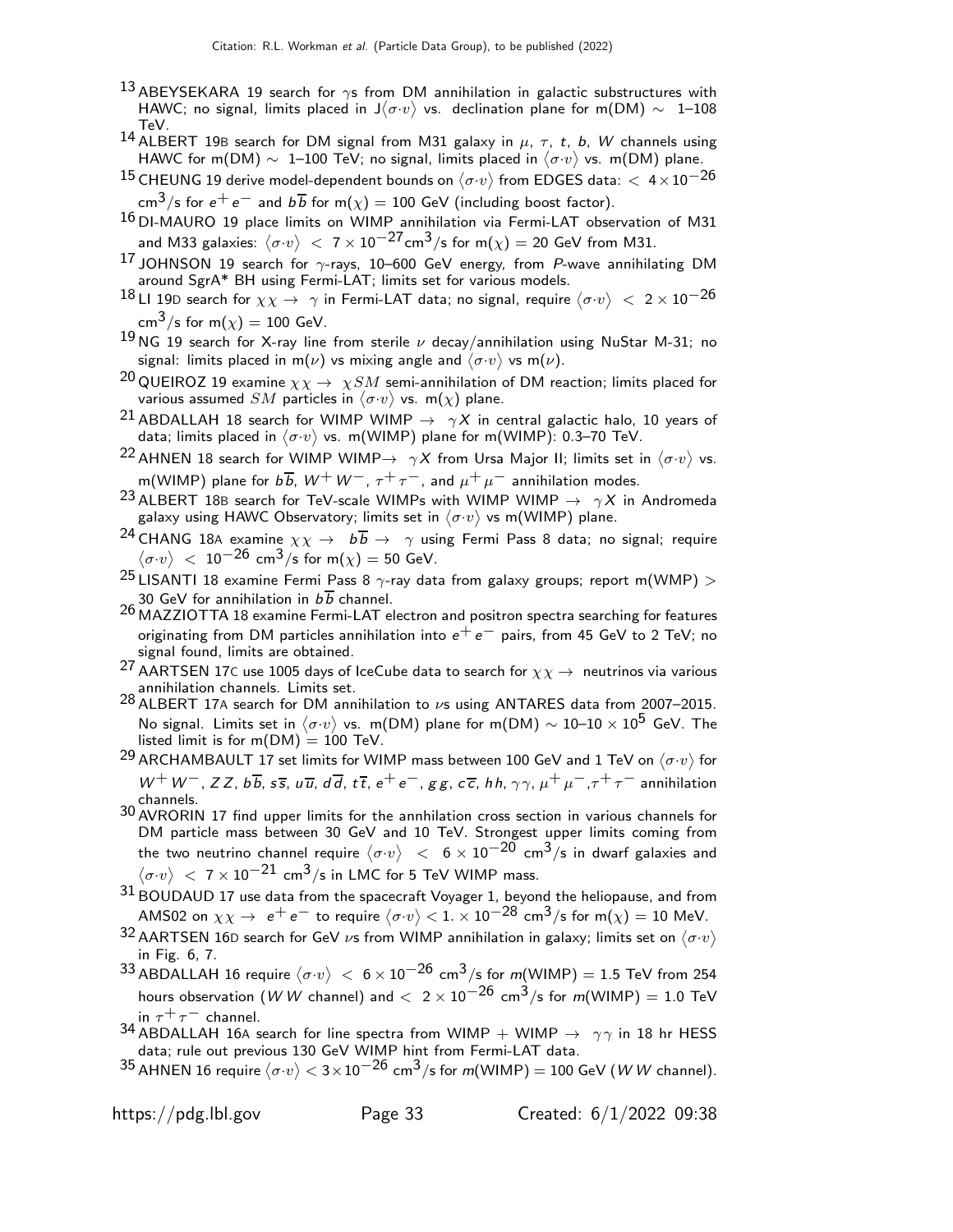[13] ABEYSEKARA 19 search for $\gamma$s from DM annihilation in galactic substructures with HAWC; no signal, limits placed in J$\langle\sigma{\cdot}v\rangle$ vs. declination plane for m(DM) $\sim$ 1–108 TeV.

[14] ALBERT 19B search for DM signal from M31 galaxy in $\mu$, $\tau$, $t$, $b$, $W$ channels using HAWC for m(DM) $\sim$ 1–100 TeV; no signal, limits placed in $\langle\sigma{\cdot}v\rangle$ vs. m(DM) plane.

[15] CHEUNG 19 derive model-dependent bounds on $\langle\sigma{\cdot}v\rangle$ from EDGES data: $< 4\times10^{-26}$ cm$^3$/s for $e^+e^-$ and $b\overline{b}$ for m($\chi$) = 100 GeV (including boost factor).

[16] DI-MAURO 19 place limits on WIMP annihilation via Fermi-LAT observation of M31 and M33 galaxies: $\langle\sigma{\cdot}v\rangle < 7\times10^{-27}$cm$^3$/s for m($\chi$) = 20 GeV from M31.

[17] JOHNSON 19 search for $\gamma$-rays, 10–600 GeV energy, from $P$-wave annihilating DM around SgrA* BH using Fermi-LAT; limits set for various models.

[18] LI 19D search for $\chi\chi \rightarrow \gamma$ in Fermi-LAT data; no signal, require $\langle\sigma{\cdot}v\rangle < 2\times10^{-26}$ cm$^3$/s for m($\chi$) = 100 GeV.

[19] NG 19 search for X-ray line from sterile $\nu$ decay/annihilation using NuStar M-31; no signal: limits placed in m($\nu$) vs mixing angle and $\langle\sigma{\cdot}v\rangle$ vs m($\nu$).

[20] QUEIROZ 19 examine $\chi\chi \rightarrow \chi SM$ semi-annihilation of DM reaction; limits placed for various assumed $SM$ particles in $\langle\sigma{\cdot}v\rangle$ vs. m($\chi$) plane.

[21] ABDALLAH 18 search for WIMP WIMP $\rightarrow \gamma X$ in central galactic halo, 10 years of data; limits placed in $\langle\sigma{\cdot}v\rangle$ vs. m(WIMP) plane for m(WIMP): 0.3–70 TeV.

[22] AHNEN 18 search for WIMP WIMP$\rightarrow \gamma X$ from Ursa Major II; limits set in $\langle\sigma{\cdot}v\rangle$ vs. m(WIMP) plane for $b\overline{b}$, $W^+W^-$, $\tau^+\tau^-$, and $\mu^+\mu^-$ annihilation modes.

[23] ALBERT 18B search for TeV-scale WIMPs with WIMP WIMP $\rightarrow \gamma X$ in Andromeda galaxy using HAWC Observatory; limits set in $\langle\sigma{\cdot}v\rangle$ vs m(WIMP) plane.

[24] CHANG 18A examine $\chi\chi \rightarrow b\overline{b} \rightarrow \gamma$ using Fermi Pass 8 data; no signal; require $\langle\sigma{\cdot}v\rangle < 10^{-26}$ cm$^3$/s for m($\chi$) = 50 GeV.

[25] LISANTI 18 examine Fermi Pass 8 $\gamma$-ray data from galaxy groups; report m(WMP) > 30 GeV for annihilation in $b\overline{b}$ channel.

[26] MAZZIOTTA 18 examine Fermi-LAT electron and positron spectra searching for features originating from DM particles annihilation into $e^+e^-$ pairs, from 45 GeV to 2 TeV; no signal found, limits are obtained.

[27] AARTSEN 17C use 1005 days of IceCube data to search for $\chi\chi \rightarrow$ neutrinos via various annihilation channels. Limits set.

[28] ALBERT 17A search for DM annihilation to $\nu$s using ANTARES data from 2007–2015. No signal. Limits set in $\langle\sigma{\cdot}v\rangle$ vs. m(DM) plane for m(DM) $\sim$ 10–10 $\times$ 10$^5$ GeV. The listed limit is for m(DM) = 100 TeV.

[29] ARCHAMBAULT 17 set limits for WIMP mass between 100 GeV and 1 TeV on $\langle\sigma{\cdot}v\rangle$ for $W^+W^-$, $ZZ$, $b\overline{b}$, $s\overline{s}$, $u\overline{u}$, $d\overline{d}$, $t\overline{t}$, $e^+e^-$, $gg$, $c\overline{c}$, $hh$, $\gamma\gamma$, $\mu^+\mu^-$,$\tau^+\tau^-$ annihilation channels.

[30] AVRORIN 17 find upper limits for the annhilation cross section in various channels for DM particle mass between 30 GeV and 10 TeV. Strongest upper limits coming from the two neutrino channel require $\langle\sigma{\cdot}v\rangle < 6\times10^{-20}$ cm$^3$/s in dwarf galaxies and $\langle\sigma{\cdot}v\rangle < 7\times10^{-21}$ cm$^3$/s in LMC for 5 TeV WIMP mass.

[31] BOUDAUD 17 use data from the spacecraft Voyager 1, beyond the heliopause, and from AMS02 on $\chi\chi \rightarrow e^+e^-$ to require $\langle\sigma{\cdot}v\rangle < 1.\times10^{-28}$ cm$^3$/s for m($\chi$) = 10 MeV.

[32] AARTSEN 16D search for GeV $\nu$s from WIMP annihilation in galaxy; limits set on $\langle\sigma{\cdot}v\rangle$ in Fig. 6, 7.

[33] ABDALLAH 16 require $\langle\sigma{\cdot}v\rangle < 6\times10^{-26}$ cm$^3$/s for $m$(WIMP) = 1.5 TeV from 254 hours observation ($WW$ channel) and $< 2\times10^{-26}$ cm$^3$/s for $m$(WIMP) = 1.0 TeV in $\tau^+\tau^-$ channel.

[34] ABDALLAH 16A search for line spectra from WIMP + WIMP $\rightarrow \gamma\gamma$ in 18 hr HESS data; rule out previous 130 GeV WIMP hint from Fermi-LAT data.

[35] AHNEN 16 require $\langle\sigma{\cdot}v\rangle < 3\times10^{-26}$ cm$^3$/s for $m$(WIMP) = 100 GeV ($WW$ channel).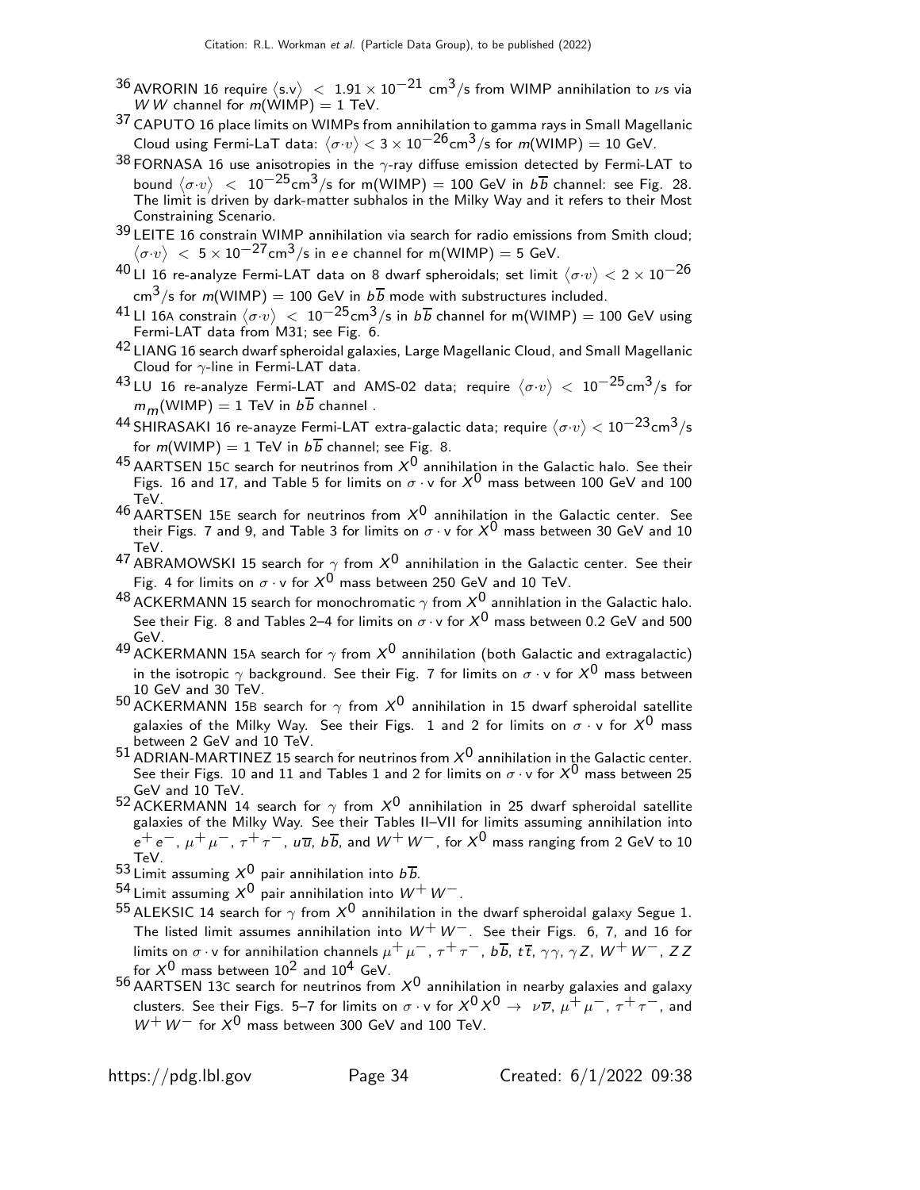[36] AVRORIN 16 require $\langle s.v \rangle < 1.91 \times 10^{-21}$ cm$^3$/s from WIMP annihilation to $\nu$s via $WW$ channel for $m$(WIMP) = 1 TeV.

[37] CAPUTO 16 place limits on WIMPs from annihilation to gamma rays in Small Magellanic Cloud using Fermi-LaT data: $\langle \sigma \cdot v \rangle < 3 \times 10^{-26}$cm$^3$/s for $m$(WIMP) = 10 GeV.

[38] FORNASA 16 use anisotropies in the $\gamma$-ray diffuse emission detected by Fermi-LAT to bound $\langle \sigma \cdot v \rangle < 10^{-25}$cm$^3$/s for m(WIMP) = 100 GeV in $b\overline{b}$ channel: see Fig. 28. The limit is driven by dark-matter subhalos in the Milky Way and it refers to their Most Constraining Scenario.

[39] LEITE 16 constrain WIMP annihilation via search for radio emissions from Smith cloud; $\langle \sigma \cdot v \rangle < 5 \times 10^{-27}$cm$^3$/s in $ee$ channel for m(WIMP) = 5 GeV.

[40] LI 16 re-analyze Fermi-LAT data on 8 dwarf spheroidals; set limit $\langle \sigma \cdot v \rangle < 2 \times 10^{-26}$ cm$^3$/s for $m$(WIMP) = 100 GeV in $b\overline{b}$ mode with substructures included.

[41] LI 16A constrain $\langle \sigma \cdot v \rangle < 10^{-25}$cm$^3$/s in $b\overline{b}$ channel for m(WIMP) = 100 GeV using Fermi-LAT data from M31; see Fig. 6.

[42] LIANG 16 search dwarf spheroidal galaxies, Large Magellanic Cloud, and Small Magellanic Cloud for $\gamma$-line in Fermi-LAT data.

[43] LU 16 re-analyze Fermi-LAT and AMS-02 data; require $\langle \sigma \cdot v \rangle < 10^{-25}$cm$^3$/s for $m_m$(WIMP) = 1 TeV in $b\overline{b}$ channel .

[44] SHIRASAKI 16 re-anayze Fermi-LAT extra-galactic data; require $\langle \sigma \cdot v \rangle < 10^{-23}$cm$^3$/s for $m$(WIMP) = 1 TeV in $b\overline{b}$ channel; see Fig. 8.

[45] AARTSEN 15C search for neutrinos from $X^0$ annihilation in the Galactic halo. See their Figs. 16 and 17, and Table 5 for limits on $\sigma \cdot$ v for $X^0$ mass between 100 GeV and 100 TeV.

[46] AARTSEN 15E search for neutrinos from $X^0$ annihilation in the Galactic center. See their Figs. 7 and 9, and Table 3 for limits on $\sigma \cdot$ v for $X^0$ mass between 30 GeV and 10 TeV.

[47] ABRAMOWSKI 15 search for $\gamma$ from $X^0$ annihilation in the Galactic center. See their Fig. 4 for limits on $\sigma \cdot$ v for $X^0$ mass between 250 GeV and 10 TeV.

[48] ACKERMANN 15 search for monochromatic $\gamma$ from $X^0$ annihlation in the Galactic halo. See their Fig. 8 and Tables 2–4 for limits on $\sigma \cdot$ v for $X^0$ mass between 0.2 GeV and 500 GeV.

[49] ACKERMANN 15A search for $\gamma$ from $X^0$ annihilation (both Galactic and extragalactic) in the isotropic $\gamma$ background. See their Fig. 7 for limits on $\sigma \cdot$ v for $X^0$ mass between 10 GeV and 30 TeV.

[50] ACKERMANN 15B search for $\gamma$ from $X^0$ annihilation in 15 dwarf spheroidal satellite galaxies of the Milky Way. See their Figs. 1 and 2 for limits on $\sigma \cdot$ v for $X^0$ mass between 2 GeV and 10 TeV.

[51] ADRIAN-MARTINEZ 15 search for neutrinos from $X^0$ annihilation in the Galactic center. See their Figs. 10 and 11 and Tables 1 and 2 for limits on $\sigma \cdot$ v for $X^0$ mass between 25 GeV and 10 TeV.

[52] ACKERMANN 14 search for $\gamma$ from $X^0$ annihilation in 25 dwarf spheroidal satellite galaxies of the Milky Way. See their Tables II–VII for limits assuming annihilation into $e^+e^-$, $\mu^+\mu^-$, $\tau^+\tau^-$, $u\overline{u}$, $b\overline{b}$, and $W^+W^-$, for $X^0$ mass ranging from 2 GeV to 10 TeV.

[53] Limit assuming $X^0$ pair annihilation into $b\overline{b}$.

[54] Limit assuming $X^0$ pair annihilation into $W^+W^-$.

[55] ALEKSIC 14 search for $\gamma$ from $X^0$ annihilation in the dwarf spheroidal galaxy Segue 1. The listed limit assumes annihilation into $W^+W^-$. See their Figs. 6, 7, and 16 for limits on $\sigma \cdot$ v for annihilation channels $\mu^+\mu^-$, $\tau^+\tau^-$, $b\overline{b}$, $t\overline{t}$, $\gamma\gamma$, $\gamma Z$, $W^+W^-$, $ZZ$ for $X^0$ mass between $10^2$ and $10^4$ GeV.

[56] AARTSEN 13C search for neutrinos from $X^0$ annihilation in nearby galaxies and galaxy clusters. See their Figs. 5–7 for limits on $\sigma \cdot$ v for $X^0 X^0 \rightarrow \nu\overline{\nu}$, $\mu^+\mu^-$, $\tau^+\tau^-$, and $W^+W^-$ for $X^0$ mass between 300 GeV and 100 TeV.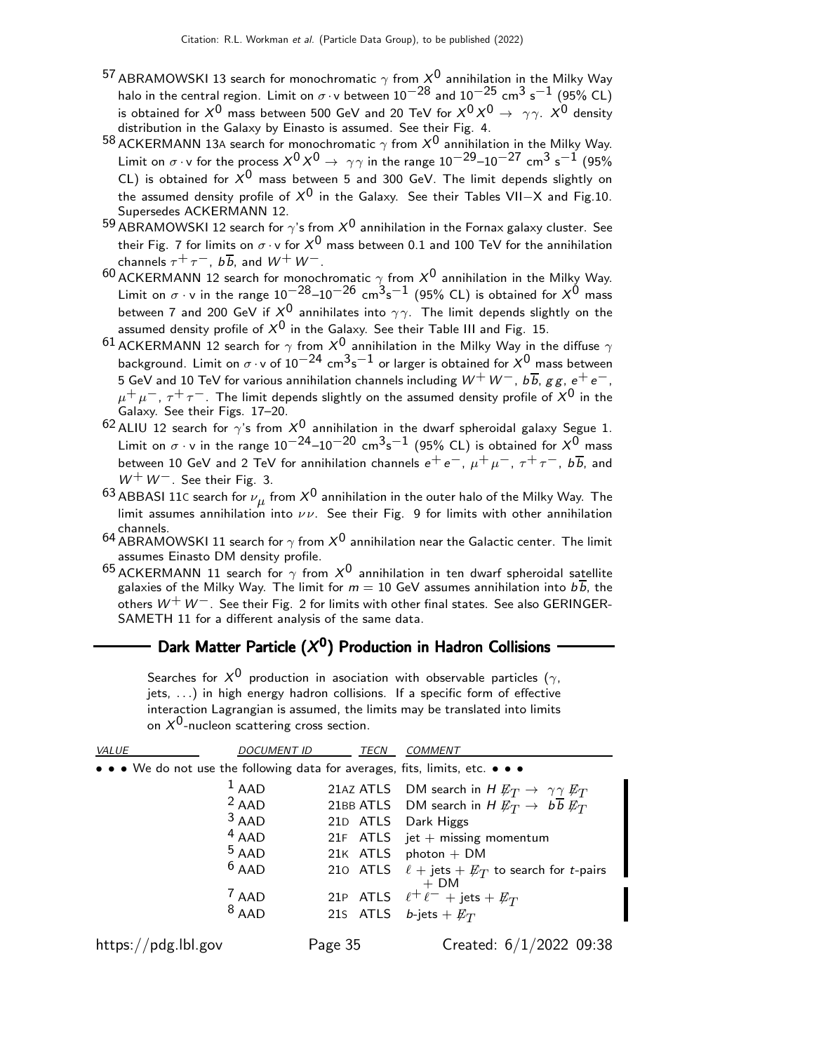[57] ABRAMOWSKI 13 search for monochromatic $\gamma$ from $X^0$ annihilation in the Milky Way halo in the central region. Limit on $\sigma \cdot v$ between $10^{-28}$ and $10^{-25}$ cm$^3$ s$^{-1}$ (95% CL) is obtained for $X^0$ mass between 500 GeV and 20 TeV for $X^0 X^0 \rightarrow \gamma\gamma$. $X^0$ density distribution in the Galaxy by Einasto is assumed. See their Fig. 4.

[58] ACKERMANN 13A search for monochromatic $\gamma$ from $X^0$ annihilation in the Milky Way. Limit on $\sigma \cdot v$ for the process $X^0 X^0 \rightarrow \gamma\gamma$ in the range $10^{-29}$–$10^{-27}$ cm$^3$ s$^{-1}$ (95% CL) is obtained for $X^0$ mass between 5 and 300 GeV. The limit depends slightly on the assumed density profile of $X^0$ in the Galaxy. See their Tables VII−X and Fig.10. Supersedes ACKERMANN 12.

[59] ABRAMOWSKI 12 search for $\gamma$'s from $X^0$ annihilation in the Fornax galaxy cluster. See their Fig. 7 for limits on $\sigma \cdot v$ for $X^0$ mass between 0.1 and 100 TeV for the annihilation channels $\tau^+\tau^-$, $b\overline{b}$, and $W^+W^-$.

[60] ACKERMANN 12 search for monochromatic $\gamma$ from $X^0$ annihilation in the Milky Way. Limit on $\sigma \cdot v$ in the range $10^{-28}$–$10^{-26}$ cm$^3$s$^{-1}$ (95% CL) is obtained for $X^0$ mass between 7 and 200 GeV if $X^0$ annihilates into $\gamma\gamma$. The limit depends slightly on the assumed density profile of $X^0$ in the Galaxy. See their Table III and Fig. 15.

[61] ACKERMANN 12 search for $\gamma$ from $X^0$ annihilation in the Milky Way in the diffuse $\gamma$ background. Limit on $\sigma \cdot v$ of $10^{-24}$ cm$^3$s$^{-1}$ or larger is obtained for $X^0$ mass between 5 GeV and 10 TeV for various annihilation channels including $W^+W^-$, $b\overline{b}$, $gg$, $e^+e^-$, $\mu^+\mu^-$, $\tau^+\tau^-$. The limit depends slightly on the assumed density profile of $X^0$ in the Galaxy. See their Figs. 17–20.

[62] ALIU 12 search for $\gamma$'s from $X^0$ annihilation in the dwarf spheroidal galaxy Segue 1. Limit on $\sigma \cdot v$ in the range $10^{-24}$–$10^{-20}$ cm$^3$s$^{-1}$ (95% CL) is obtained for $X^0$ mass between 10 GeV and 2 TeV for annihilation channels $e^+e^-$, $\mu^+\mu^-$, $\tau^+\tau^-$, $b\overline{b}$, and $W^+W^-$. See their Fig. 3.

[63] ABBASI 11C search for $\nu_\mu$ from $X^0$ annihilation in the outer halo of the Milky Way. The limit assumes annihilation into $\nu\nu$. See their Fig. 9 for limits with other annihilation channels.

[64] ABRAMOWSKI 11 search for $\gamma$ from $X^0$ annihilation near the Galactic center. The limit assumes Einasto DM density profile.

[65] ACKERMANN 11 search for $\gamma$ from $X^0$ annihilation in ten dwarf spheroidal satellite galaxies of the Milky Way. The limit for $m = 10$ GeV assumes annihilation into $b\overline{b}$, the others $W^+W^-$. See their Fig. 2 for limits with other final states. See also GERINGER-SAMETH 11 for a different analysis of the same data.

## Dark Matter Particle ($X^0$) Production in Hadron Collisions

Searches for $X^0$ production in asociation with observable particles ($\gamma$, jets, ...) in high energy hadron collisions. If a specific form of effective interaction Lagrangian is assumed, the limits may be translated into limits on $X^0$-nucleon scattering cross section.

| VALUE | DOCUMENT ID | | TECN | COMMENT |
|---|---|---|---|---|
| • • • We do not use the following data for averages, fits, limits, etc. • • • | | | | |
| | [1] AAD | 21AZ | ATLS | DM search in $H\,\not{E}_T \rightarrow \gamma\gamma\,\not{E}_T$ |
| | [2] AAD | 21BB | ATLS | DM search in $H\,\not{E}_T \rightarrow b\overline{b}\,\not{E}_T$ |
| | [3] AAD | 21D | ATLS | Dark Higgs |
| | [4] AAD | 21F | ATLS | jet + missing momentum |
| | [5] AAD | 21K | ATLS | photon + DM |
| | [6] AAD | 21O | ATLS | $\ell$ + jets + $\not{E}_T$ to search for $t$-pairs + DM |
| | [7] AAD | 21P | ATLS | $\ell^+\ell^-$ + jets + $\not{E}_T$ |
| | [8] AAD | 21S | ATLS | $b$-jets + $\not{E}_T$ |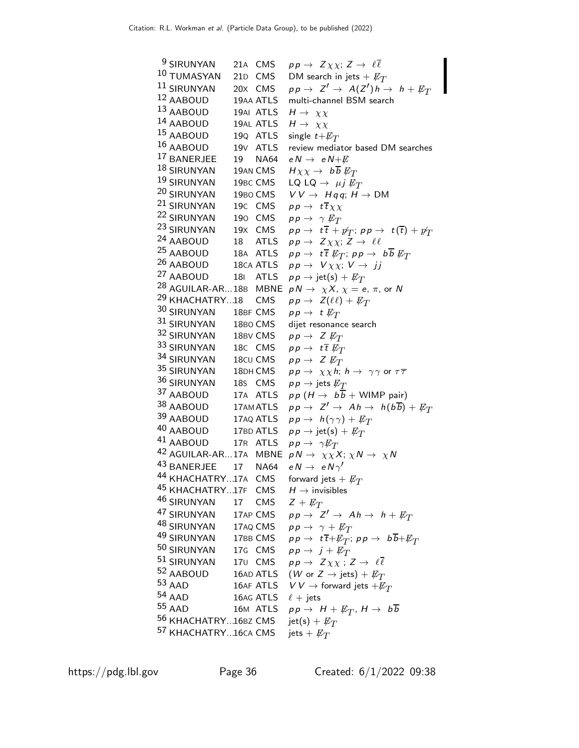| | | | |
|---|---|---|---|
| [9] SIRUNYAN | 21A | CMS | $pp \to Z\chi\chi$; $Z \to \ell\overline{\ell}$ |
| [10] TUMASYAN | 21D | CMS | DM search in jets + $\not{E}_T$ |
| [11] SIRUNYAN | 20X | CMS | $pp \to Z' \to A(Z')h \to h + \not{E}_T$ |
| [12] AABOUD | 19AA | ATLS | multi-channel BSM search |
| [13] AABOUD | 19AI | ATLS | $H \to \chi\chi$ |
| [14] AABOUD | 19AL | ATLS | $H \to \chi\chi$ |
| [15] AABOUD | 19Q | ATLS | single $t+\not{E}_T$ |
| [16] AABOUD | 19V | ATLS | review mediator based DM searches |
| [17] BANERJEE | 19 | NA64 | $eN \to eN+\not{E}$ |
| [18] SIRUNYAN | 19AN | CMS | $H\chi\chi \to b\overline{b}\not{E}_T$ |
| [19] SIRUNYAN | 19BC | CMS | LQ LQ $\to \mu j \not{E}_T$ |
| [20] SIRUNYAN | 19BO | CMS | $VV \to Hqq$; $H \to$ DM |
| [21] SIRUNYAN | 19C | CMS | $pp \to t\overline{t}\chi\chi$ |
| [22] SIRUNYAN | 19O | CMS | $pp \to \gamma \not{E}_T$ |
| [23] SIRUNYAN | 19X | CMS | $pp \to t\overline{t} + \not{p}_T$; $pp \to t(\overline{t}) + \not{p}_T$ |
| [24] AABOUD | 18 | ATLS | $pp \to Z\chi\chi$; $Z \to \ell\ell$ |
| [25] AABOUD | 18A | ATLS | $pp \to t\overline{t}\not{E}_T$; $pp \to b\overline{b}\not{E}_T$ |
| [26] AABOUD | 18CA | ATLS | $pp \to V\chi\chi$; $V \to jj$ |
| [27] AABOUD | 18I | ATLS | $pp \to$ jet(s) + $\not{E}_T$ |
| [28] AGUILAR-AR... | 18B | MBNE | $pN \to \chi X$, $\chi = e$, $\pi$, or $N$ |
| [29] KHACHATRY... | 18 | CMS | $pp \to Z(\ell\ell) + \not{E}_T$ |
| [30] SIRUNYAN | 18BF | CMS | $pp \to t \not{E}_T$ |
| [31] SIRUNYAN | 18BO | CMS | dijet resonance search |
| [32] SIRUNYAN | 18BV | CMS | $pp \to Z \not{E}_T$ |
| [33] SIRUNYAN | 18C | CMS | $pp \to t\overline{t}\not{E}_T$ |
| [34] SIRUNYAN | 18CU | CMS | $pp \to Z \not{E}_T$ |
| [35] SIRUNYAN | 18DH | CMS | $pp \to \chi\chi h$; $h \to \gamma\gamma$ or $\tau\overline{\tau}$ |
| [36] SIRUNYAN | 18S | CMS | $pp \to$ jets $\not{E}_T$ |
| [37] AABOUD | 17A | ATLS | $pp$ ($H \to b\overline{b}$ + WIMP pair) |
| [38] AABOUD | 17AM | ATLS | $pp \to Z' \to Ah \to h(b\overline{b}) + \not{E}_T$ |
| [39] AABOUD | 17AQ | ATLS | $pp \to h(\gamma\gamma) + \not{E}_T$ |
| [40] AABOUD | 17BD | ATLS | $pp \to$ jet(s) + $\not{E}_T$ |
| [41] AABOUD | 17R | ATLS | $pp \to \gamma\not{E}_T$ |
| [42] AGUILAR-AR... | 17A | MBNE | $pN \to \chi\chi X$; $\chi N \to \chi N$ |
| [43] BANERJEE | 17 | NA64 | $eN \to eN\gamma'$ |
| [44] KHACHATRY... | 17A | CMS | forward jets + $\not{E}_T$ |
| [45] KHACHATRY... | 17F | CMS | $H \to$ invisibles |
| [46] SIRUNYAN | 17 | CMS | $Z + \not{E}_T$ |
| [47] SIRUNYAN | 17AP | CMS | $pp \to Z' \to Ah \to h + \not{E}_T$ |
| [48] SIRUNYAN | 17AQ | CMS | $pp \to \gamma + \not{E}_T$ |
| [49] SIRUNYAN | 17BB | CMS | $pp \to t\overline{t}+\not{E}_T$; $pp \to b\overline{b}+\not{E}_T$ |
| [50] SIRUNYAN | 17G | CMS | $pp \to j + \not{E}_T$ |
| [51] SIRUNYAN | 17U | CMS | $pp \to Z\chi\chi$ ; $Z \to \ell\overline{\ell}$ |
| [52] AABOUD | 16AD | ATLS | ($W$ or $Z \to$ jets) + $\not{E}_T$ |
| [53] AAD | 16AF | ATLS | $VV \to$ forward jets $+\not{E}_T$ |
| [54] AAD | 16AG | ATLS | $\ell$ + jets |
| [55] AAD | 16M | ATLS | $pp \to H + \not{E}_T$, $H \to b\overline{b}$ |
| [56] KHACHATRY... | 16BZ | CMS | jet(s) + $\not{E}_T$ |
| [57] KHACHATRY... | 16CA | CMS | jets + $\not{E}_T$ |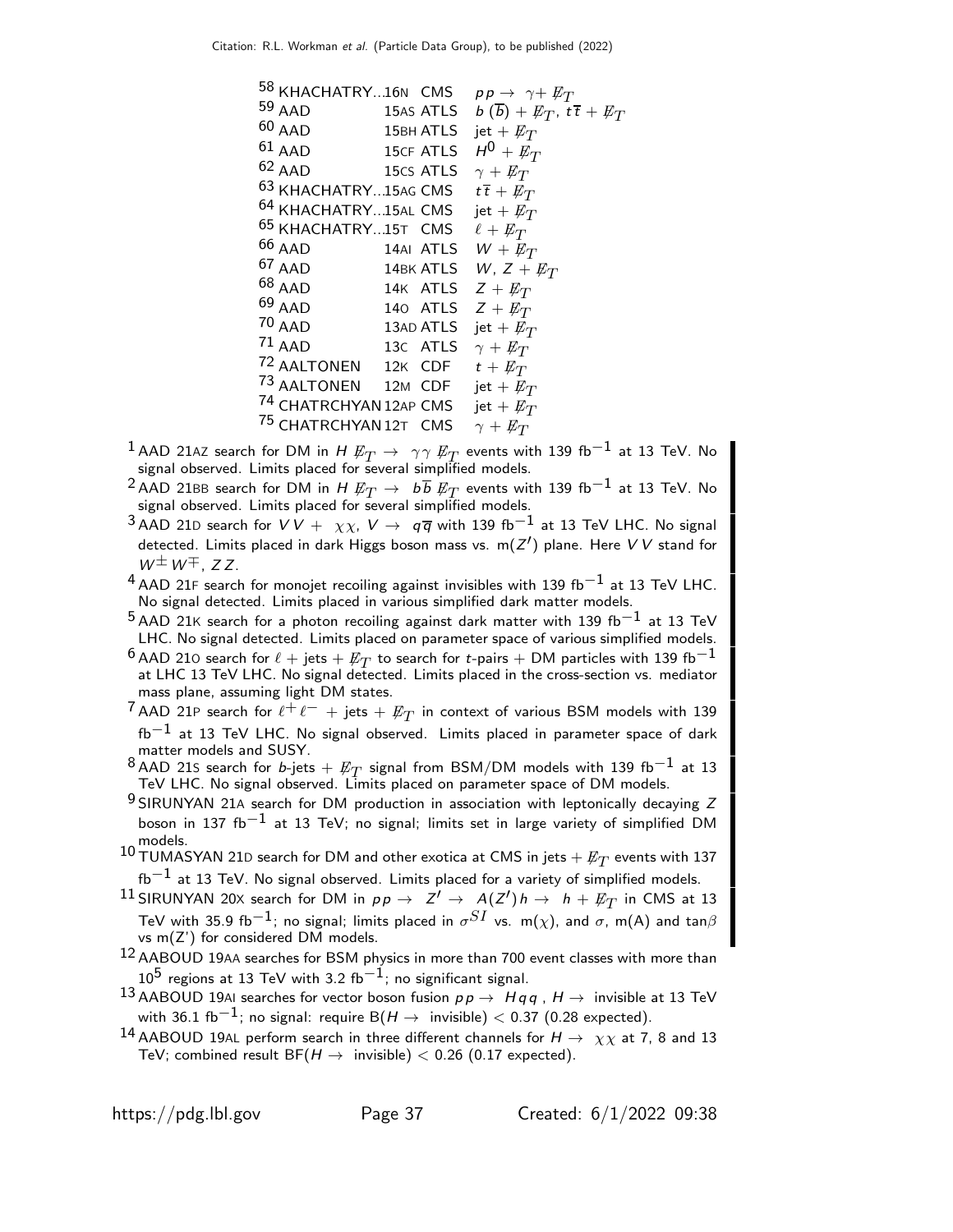| | | | |
|---|---|---|---|
| [58] KHACHATRY...16N | CMS | $pp \to \gamma + \not{E}_T$ |
| [59] AAD | 15AS ATLS | $b\,(\overline{b}) + \not{E}_T$, $t\overline{t} + \not{E}_T$ |
| [60] AAD | 15BH ATLS | jet + $\not{E}_T$ |
| [61] AAD | 15CF ATLS | $H^0 + \not{E}_T$ |
| [62] AAD | 15CS ATLS | $\gamma + \not{E}_T$ |
| [63] KHACHATRY...15AG | CMS | $t\overline{t} + \not{E}_T$ |
| [64] KHACHATRY...15AL | CMS | jet + $\not{E}_T$ |
| [65] KHACHATRY...15T | CMS | $\ell + \not{E}_T$ |
| [66] AAD | 14AI ATLS | $W + \not{E}_T$ |
| [67] AAD | 14BK ATLS | $W$, $Z + \not{E}_T$ |
| [68] AAD | 14K ATLS | $Z + \not{E}_T$ |
| [69] AAD | 14O ATLS | $Z + \not{E}_T$ |
| [70] AAD | 13AD ATLS | jet + $\not{E}_T$ |
| [71] AAD | 13C ATLS | $\gamma + \not{E}_T$ |
| [72] AALTONEN | 12K CDF | $t + \not{E}_T$ |
| [73] AALTONEN | 12M CDF | jet + $\not{E}_T$ |
| [74] CHATRCHYAN 12AP | CMS | jet + $\not{E}_T$ |
| [75] CHATRCHYAN 12T | CMS | $\gamma + \not{E}_T$ |

[1] AAD 21AZ search for DM in $H\,\not{E}_T \to \gamma\gamma\,\not{E}_T$ events with 139 fb$^{-1}$ at 13 TeV. No signal observed. Limits placed for several simplified models.

[2] AAD 21BB search for DM in $H\,\not{E}_T \to b\overline{b}\,\not{E}_T$ events with 139 fb$^{-1}$ at 13 TeV. No signal observed. Limits placed for several simplified models.

[3] AAD 21D search for $VV + \chi\chi$, $V \to q\overline{q}$ with 139 fb$^{-1}$ at 13 TeV LHC. No signal detected. Limits placed in dark Higgs boson mass vs. m($Z'$) plane. Here $VV$ stand for $W^{\pm}W^{\mp}$, $ZZ$.

[4] AAD 21F search for monojet recoiling against invisibles with 139 fb$^{-1}$ at 13 TeV LHC. No signal detected. Limits placed in various simplified dark matter models.

[5] AAD 21K search for a photon recoiling against dark matter with 139 fb$^{-1}$ at 13 TeV LHC. No signal detected. Limits placed on parameter space of various simplified models.

[6] AAD 21O search for $\ell$ + jets + $\not{E}_T$ to search for $t$-pairs + DM particles with 139 fb$^{-1}$ at LHC 13 TeV LHC. No signal detected. Limits placed in the cross-section vs. mediator mass plane, assuming light DM states.

[7] AAD 21P search for $\ell^+\ell^-$ + jets + $\not{E}_T$ in context of various BSM models with 139 fb$^{-1}$ at 13 TeV LHC. No signal observed. Limits placed in parameter space of dark matter models and SUSY.

[8] AAD 21S search for $b$-jets + $\not{E}_T$ signal from BSM/DM models with 139 fb$^{-1}$ at 13 TeV LHC. No signal observed. Limits placed on parameter space of DM models.

[9] SIRUNYAN 21A search for DM production in association with leptonically decaying $Z$ boson in 137 fb$^{-1}$ at 13 TeV; no signal; limits set in large variety of simplified DM models.

[10] TUMASYAN 21D search for DM and other exotica at CMS in jets + $\not{E}_T$ events with 137 fb$^{-1}$ at 13 TeV. No signal observed. Limits placed for a variety of simplified models.

[11] SIRUNYAN 20X search for DM in $pp \to Z' \to A(Z')h \to h + \not{E}_T$ in CMS at 13 TeV with 35.9 fb$^{-1}$; no signal; limits placed in $\sigma^{SI}$ vs. m($\chi$), and $\sigma$, m(A) and $\tan\beta$ vs m(Z') for considered DM models.

[12] AABOUD 19AA searches for BSM physics in more than 700 event classes with more than $10^5$ regions at 13 TeV with 3.2 fb$^{-1}$; no significant signal.

[13] AABOUD 19AI searches for vector boson fusion $pp \to Hqq$ , $H \to$ invisible at 13 TeV with 36.1 fb$^{-1}$; no signal: require B($H \to$ invisible) $< 0.37$ (0.28 expected).

[14] AABOUD 19AL perform search in three different channels for $H \to \chi\chi$ at 7, 8 and 13 TeV; combined result BF($H \to$ invisible) $< 0.26$ (0.17 expected).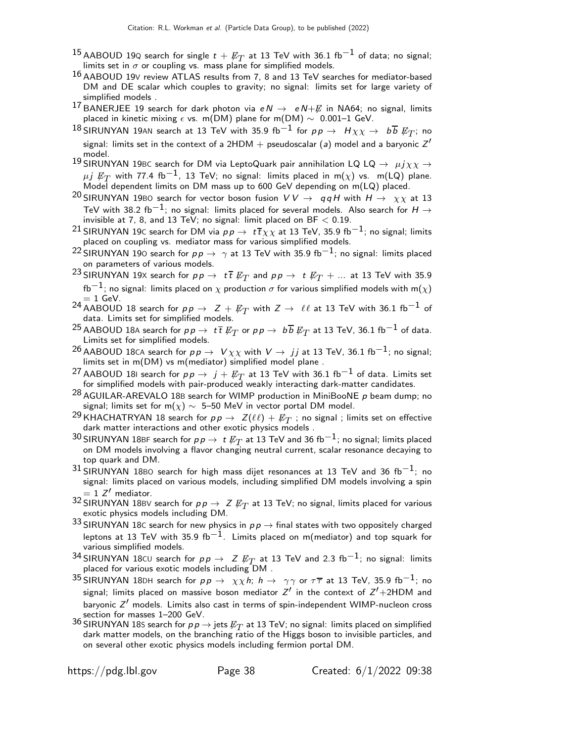[15] AABOUD 19Q search for single $t$ + $\not{E}_T$ at 13 TeV with 36.1 fb$^{-1}$ of data; no signal; limits set in $\sigma$ or coupling vs. mass plane for simplified models.

[16] AABOUD 19V review ATLAS results from 7, 8 and 13 TeV searches for mediator-based DM and DE scalar which couples to gravity; no signal: limits set for large variety of simplified models .

[17] BANERJEE 19 search for dark photon via $eN \rightarrow eN + \not{E}$ in NA64; no signal, limits placed in kinetic mixing $\epsilon$ vs. m(DM) plane for m(DM) $\sim$ 0.001–1 GeV.

[18] SIRUNYAN 19AN search at 13 TeV with 35.9 fb$^{-1}$ for $pp \rightarrow H\chi\chi \rightarrow b\overline{b}\,\not{E}_T$; no signal: limits set in the context of a 2HDM + pseudoscalar ($a$) model and a baryonic $Z'$ model.

[19] SIRUNYAN 19BC search for DM via LeptoQuark pair annihilation LQ LQ $\rightarrow \mu j\chi\chi \rightarrow \mu j\,\not{E}_T$ with 77.4 fb$^{-1}$, 13 TeV; no signal: limits placed in m($\chi$) vs. m(LQ) plane. Model dependent limits on DM mass up to 600 GeV depending on m(LQ) placed.

[20] SIRUNYAN 19BO search for vector boson fusion $VV \rightarrow qqH$ with $H \rightarrow \chi\chi$ at 13 TeV with 38.2 fb$^{-1}$; no signal: limits placed for several models. Also search for $H \rightarrow$ invisible at 7, 8, and 13 TeV; no signal: limit placed on BF < 0.19.

[21] SIRUNYAN 19C search for DM via $pp \rightarrow t\overline{t}\chi\chi$ at 13 TeV, 35.9 fb$^{-1}$; no signal; limits placed on coupling vs. mediator mass for various simplified models.

[22] SIRUNYAN 19O search for $pp \rightarrow \gamma$ at 13 TeV with 35.9 fb$^{-1}$; no signal: limits placed on parameters of various models.

[23] SIRUNYAN 19X search for $pp \rightarrow t\overline{t}\,\not{E}_T$ and $pp \rightarrow t\,\not{E}_T$ + ... at 13 TeV with 35.9 fb$^{-1}$; no signal: limits placed on $\chi$ production $\sigma$ for various simplified models with m($\chi$) = 1 GeV.

[24] AABOUD 18 search for $pp \rightarrow Z + \not{E}_T$ with $Z \rightarrow \ell\ell$ at 13 TeV with 36.1 fb$^{-1}$ of data. Limits set for simplified models.

[25] AABOUD 18A search for $pp \rightarrow t\overline{t}\,\not{E}_T$ or $pp \rightarrow b\overline{b}\,\not{E}_T$ at 13 TeV, 36.1 fb$^{-1}$ of data. Limits set for simplified models.

[26] AABOUD 18CA search for $pp \rightarrow V\chi\chi$ with $V \rightarrow jj$ at 13 TeV, 36.1 fb$^{-1}$; no signal; limits set in m(DM) vs m(mediator) simplified model plane .

[27] AABOUD 18I search for $pp \rightarrow j + \not{E}_T$ at 13 TeV with 36.1 fb$^{-1}$ of data. Limits set for simplified models with pair-produced weakly interacting dark-matter candidates.

[28] AGUILAR-AREVALO 18B search for WIMP production in MiniBooNE $p$ beam dump; no signal; limits set for m($\chi$) $\sim$ 5–50 MeV in vector portal DM model.

[29] KHACHATRYAN 18 search for $pp \rightarrow Z(\ell\ell) + \not{E}_T$ ; no signal ; limits set on effective dark matter interactions and other exotic physics models .

[30] SIRUNYAN 18BF search for $pp \rightarrow t\,\not{E}_T$ at 13 TeV and 36 fb$^{-1}$; no signal; limits placed on DM models involving a flavor changing neutral current, scalar resonance decaying to top quark and DM.

[31] SIRUNYAN 18BO search for high mass dijet resonances at 13 TeV and 36 fb$^{-1}$; no signal: limits placed on various models, including simplified DM models involving a spin = 1 $Z'$ mediator.

[32] SIRUNYAN 18BV search for $pp \rightarrow Z\,\not{E}_T$ at 13 TeV; no signal, limits placed for various exotic physics models including DM.

[33] SIRUNYAN 18C search for new physics in $pp \rightarrow$ final states with two oppositely charged leptons at 13 TeV with 35.9 fb$^{-1}$. Limits placed on m(mediator) and top squark for various simplified models.

[34] SIRUNYAN 18CU search for $pp \rightarrow Z\,\not{E}_T$ at 13 TeV and 2.3 fb$^{-1}$; no signal: limits placed for various exotic models including DM .

[35] SIRUNYAN 18DH search for $pp \rightarrow \chi\chi h$; $h \rightarrow \gamma\gamma$ or $\tau\overline{\tau}$ at 13 TeV, 35.9 fb$^{-1}$; no signal; limits placed on massive boson mediator $Z'$ in the context of $Z'$+2HDM and baryonic $Z'$ models. Limits also cast in terms of spin-independent WIMP-nucleon cross section for masses 1–200 GeV.

[36] SIRUNYAN 18S search for $pp \rightarrow$ jets $\not{E}_T$ at 13 TeV; no signal: limits placed on simplified dark matter models, on the branching ratio of the Higgs boson to invisible particles, and on several other exotic physics models including fermion portal DM.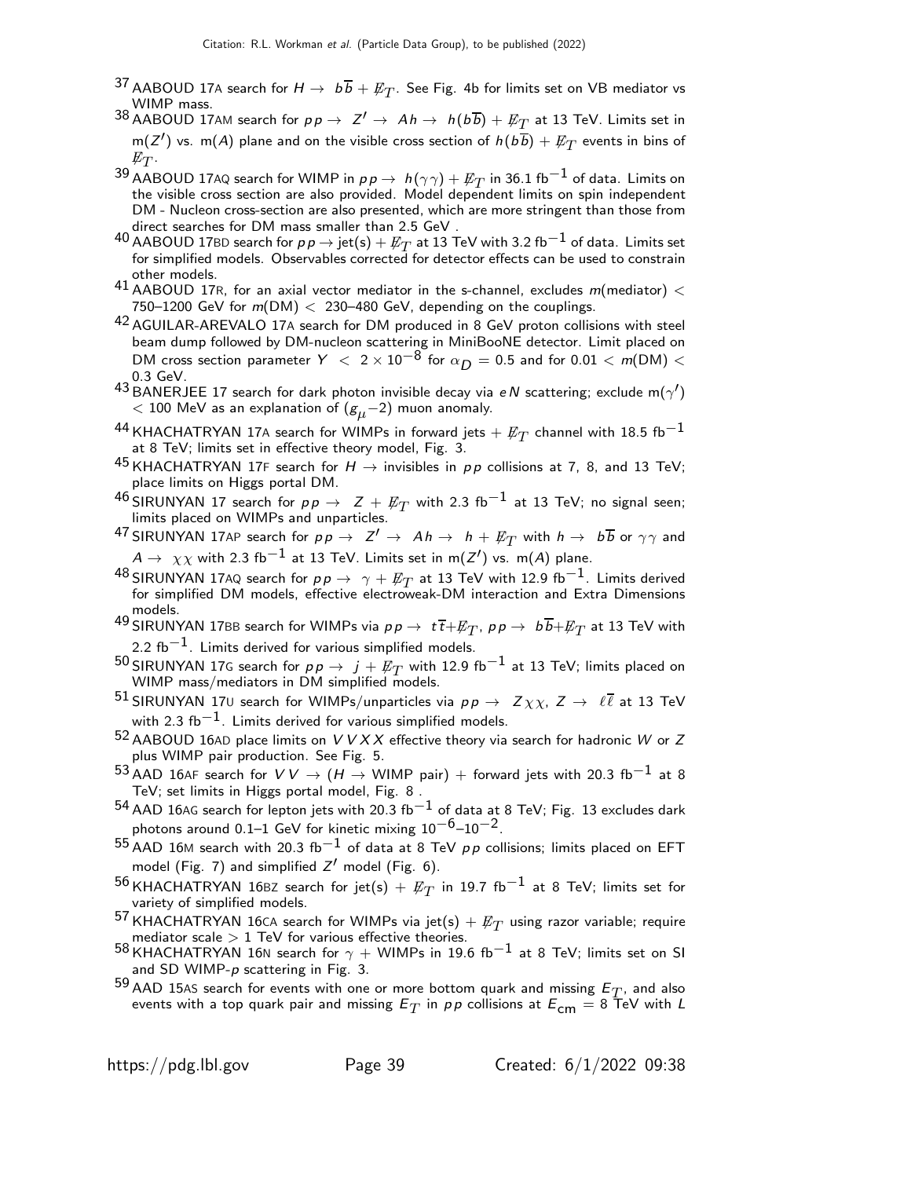[37] AABOUD 17A search for $H \to b\overline{b} + \not{E}_T$. See Fig. 4b for limits set on VB mediator vs WIMP mass.

[38] AABOUD 17AM search for $pp \to Z' \to Ah \to h(b\overline{b}) + \not{E}_T$ at 13 TeV. Limits set in m($Z'$) vs. m($A$) plane and on the visible cross section of $h(b\overline{b}) + \not{E}_T$ events in bins of $\not{E}_T$.

[39] AABOUD 17AQ search for WIMP in $pp \to h(\gamma\gamma) + \not{E}_T$ in 36.1 fb$^{-1}$ of data. Limits on the visible cross section are also provided. Model dependent limits on spin independent DM - Nucleon cross-section are also presented, which are more stringent than those from direct searches for DM mass smaller than 2.5 GeV .

[40] AABOUD 17BD search for $pp \to$ jet(s) $+ \not{E}_T$ at 13 TeV with 3.2 fb$^{-1}$ of data. Limits set for simplified models. Observables corrected for detector effects can be used to constrain other models.

[41] AABOUD 17R, for an axial vector mediator in the s-channel, excludes $m$(mediator) $<$ 750–1200 GeV for $m$(DM) $<$ 230–480 GeV, depending on the couplings.

[42] AGUILAR-AREVALO 17A search for DM produced in 8 GeV proton collisions with steel beam dump followed by DM-nucleon scattering in MiniBooNE detector. Limit placed on DM cross section parameter $Y < 2 \times 10^{-8}$ for $\alpha_D = 0.5$ and for $0.01 < m(\text{DM}) <$ 0.3 GeV.

[43] BANERJEE 17 search for dark photon invisible decay via $eN$ scattering; exclude m($\gamma'$) $<$ 100 MeV as an explanation of ($g_\mu - 2$) muon anomaly.

[44] KHACHATRYAN 17A search for WIMPs in forward jets $+ \not{E}_T$ channel with 18.5 fb$^{-1}$ at 8 TeV; limits set in effective theory model, Fig. 3.

[45] KHACHATRYAN 17F search for $H \to$ invisibles in $pp$ collisions at 7, 8, and 13 TeV; place limits on Higgs portal DM.

[46] SIRUNYAN 17 search for $pp \to Z + \not{E}_T$ with 2.3 fb$^{-1}$ at 13 TeV; no signal seen; limits placed on WIMPs and unparticles.

[47] SIRUNYAN 17AP search for $pp \to Z' \to Ah \to h + \not{E}_T$ with $h \to b\overline{b}$ or $\gamma\gamma$ and $A \to \chi\chi$ with 2.3 fb$^{-1}$ at 13 TeV. Limits set in m($Z'$) vs. m($A$) plane.

[48] SIRUNYAN 17AQ search for $pp \to \gamma + \not{E}_T$ at 13 TeV with 12.9 fb$^{-1}$. Limits derived for simplified DM models, effective electroweak-DM interaction and Extra Dimensions models.

[49] SIRUNYAN 17BB search for WIMPs via $pp \to t\overline{t} + \not{E}_T$, $pp \to b\overline{b} + \not{E}_T$ at 13 TeV with 2.2 fb$^{-1}$. Limits derived for various simplified models.

[50] SIRUNYAN 17G search for $pp \to j + \not{E}_T$ with 12.9 fb$^{-1}$ at 13 TeV; limits placed on WIMP mass/mediators in DM simplified models.

[51] SIRUNYAN 17U search for WIMPs/unparticles via $pp \to Z\chi\chi$, $Z \to \ell\overline{\ell}$ at 13 TeV with 2.3 fb$^{-1}$. Limits derived for various simplified models.

[52] AABOUD 16AD place limits on $VVXX$ effective theory via search for hadronic $W$ or $Z$ plus WIMP pair production. See Fig. 5.

[53] AAD 16AF search for $VV \to$ ($H \to$ WIMP pair) $+$ forward jets with 20.3 fb$^{-1}$ at 8 TeV; set limits in Higgs portal model, Fig. 8 .

[54] AAD 16AG search for lepton jets with 20.3 fb$^{-1}$ of data at 8 TeV; Fig. 13 excludes dark photons around 0.1–1 GeV for kinetic mixing $10^{-6}$–$10^{-2}$.

[55] AAD 16M search with 20.3 fb$^{-1}$ of data at 8 TeV $pp$ collisions; limits placed on EFT model (Fig. 7) and simplified $Z'$ model (Fig. 6).

[56] KHACHATRYAN 16BZ search for jet(s) $+ \not{E}_T$ in 19.7 fb$^{-1}$ at 8 TeV; limits set for variety of simplified models.

[57] KHACHATRYAN 16CA search for WIMPs via jet(s) $+ \not{E}_T$ using razor variable; require mediator scale $>$ 1 TeV for various effective theories.

[58] KHACHATRYAN 16N search for $\gamma$ + WIMPs in 19.6 fb$^{-1}$ at 8 TeV; limits set on SI and SD WIMP-$p$ scattering in Fig. 3.

[59] AAD 15AS search for events with one or more bottom quark and missing $E_T$, and also events with a top quark pair and missing $E_T$ in $pp$ collisions at $E_{\text{cm}} = 8$ TeV with $L$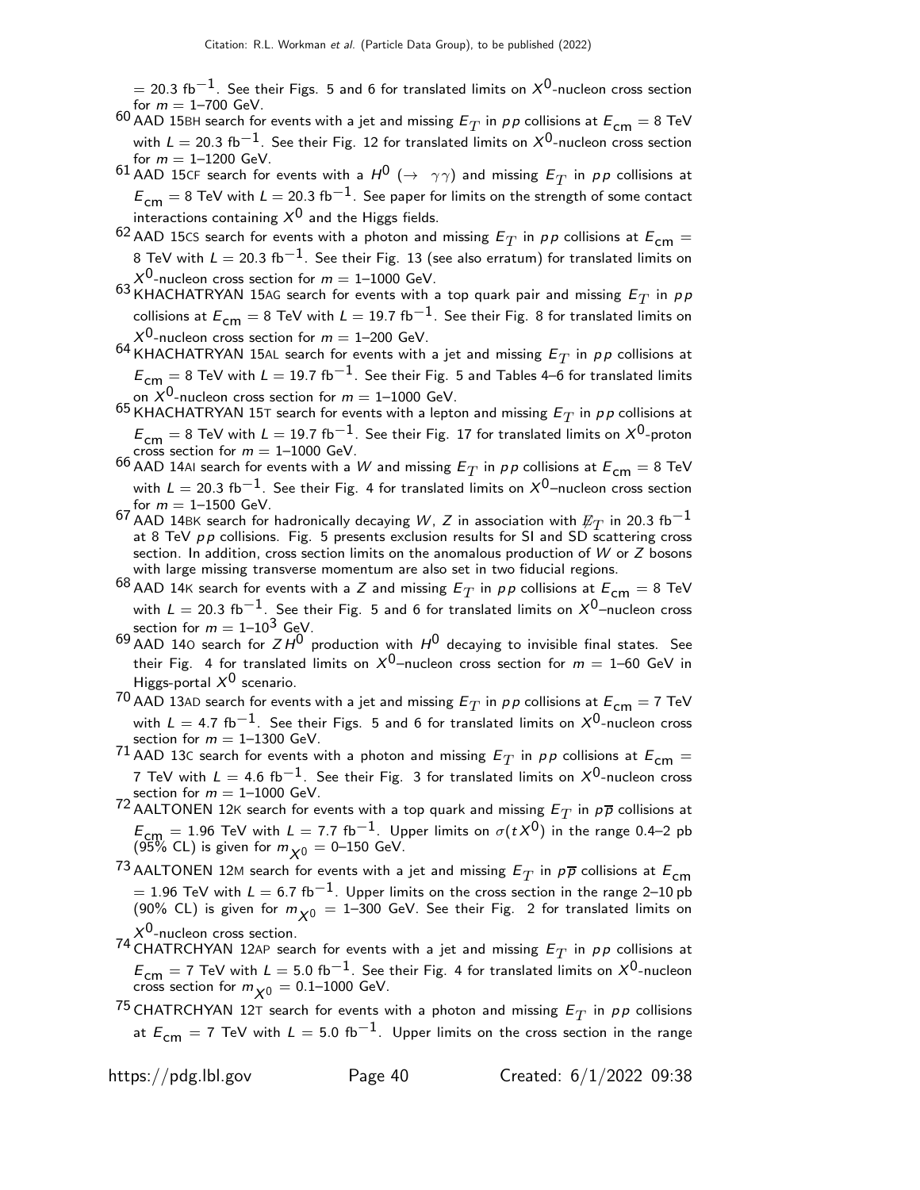= 20.3 fb$^{-1}$. See their Figs. 5 and 6 for translated limits on $X^0$-nucleon cross section for $m$ = 1–700 GeV.

[60] AAD 15BH search for events with a jet and missing $E_T$ in $pp$ collisions at $E_{cm}$ = 8 TeV with $L$ = 20.3 fb$^{-1}$. See their Fig. 12 for translated limits on $X^0$-nucleon cross section for $m$ = 1–1200 GeV.

[61] AAD 15CF search for events with a $H^0$ ($\rightarrow \gamma\gamma$) and missing $E_T$ in $pp$ collisions at $E_{cm}$ = 8 TeV with $L$ = 20.3 fb$^{-1}$. See paper for limits on the strength of some contact interactions containing $X^0$ and the Higgs fields.

[62] AAD 15CS search for events with a photon and missing $E_T$ in $pp$ collisions at $E_{cm}$ = 8 TeV with $L$ = 20.3 fb$^{-1}$. See their Fig. 13 (see also erratum) for translated limits on $X^0$-nucleon cross section for $m$ = 1–1000 GeV.

[63] KHACHATRYAN 15AG search for events with a top quark pair and missing $E_T$ in $pp$ collisions at $E_{cm}$ = 8 TeV with $L$ = 19.7 fb$^{-1}$. See their Fig. 8 for translated limits on $X^0$-nucleon cross section for $m$ = 1–200 GeV.

[64] KHACHATRYAN 15AL search for events with a jet and missing $E_T$ in $pp$ collisions at $E_{cm}$ = 8 TeV with $L$ = 19.7 fb$^{-1}$. See their Fig. 5 and Tables 4–6 for translated limits on $X^0$-nucleon cross section for $m$ = 1–1000 GeV.

[65] KHACHATRYAN 15T search for events with a lepton and missing $E_T$ in $pp$ collisions at $E_{cm}$ = 8 TeV with $L$ = 19.7 fb$^{-1}$. See their Fig. 17 for translated limits on $X^0$-proton cross section for $m$ = 1–1000 GeV.

[66] AAD 14AI search for events with a $W$ and missing $E_T$ in $pp$ collisions at $E_{cm}$ = 8 TeV with $L$ = 20.3 fb$^{-1}$. See their Fig. 4 for translated limits on $X^0$–nucleon cross section for $m$ = 1–1500 GeV.

[67] AAD 14BK search for hadronically decaying $W$, $Z$ in association with $\not{E}_T$ in 20.3 fb$^{-1}$ at 8 TeV $pp$ collisions. Fig. 5 presents exclusion results for SI and SD scattering cross section. In addition, cross section limits on the anomalous production of $W$ or $Z$ bosons with large missing transverse momentum are also set in two fiducial regions.

[68] AAD 14K search for events with a $Z$ and missing $E_T$ in $pp$ collisions at $E_{cm}$ = 8 TeV with $L$ = 20.3 fb$^{-1}$. See their Fig. 5 and 6 for translated limits on $X^0$–nucleon cross section for $m$ = 1–$10^3$ GeV.

[69] AAD 14O search for $ZH^0$ production with $H^0$ decaying to invisible final states. See their Fig. 4 for translated limits on $X^0$–nucleon cross section for $m$ = 1–60 GeV in Higgs-portal $X^0$ scenario.

[70] AAD 13AD search for events with a jet and missing $E_T$ in $pp$ collisions at $E_{cm}$ = 7 TeV with $L$ = 4.7 fb$^{-1}$. See their Figs. 5 and 6 for translated limits on $X^0$-nucleon cross section for $m$ = 1–1300 GeV.

[71] AAD 13C search for events with a photon and missing $E_T$ in $pp$ collisions at $E_{cm}$ = 7 TeV with $L$ = 4.6 fb$^{-1}$. See their Fig. 3 for translated limits on $X^0$-nucleon cross section for $m$ = 1–1000 GeV.

[72] AALTONEN 12K search for events with a top quark and missing $E_T$ in $p\overline{p}$ collisions at $E_{cm}$ = 1.96 TeV with $L$ = 7.7 fb$^{-1}$. Upper limits on $\sigma(tX^0)$ in the range 0.4–2 pb (95% CL) is given for $m_{X^0}$ = 0–150 GeV.

[73] AALTONEN 12M search for events with a jet and missing $E_T$ in $p\overline{p}$ collisions at $E_{cm}$ = 1.96 TeV with $L$ = 6.7 fb$^{-1}$. Upper limits on the cross section in the range 2–10 pb (90% CL) is given for $m_{X^0}$ = 1–300 GeV. See their Fig. 2 for translated limits on $X^0$-nucleon cross section.

[74] CHATRCHYAN 12AP search for events with a jet and missing $E_T$ in $pp$ collisions at $E_{cm}$ = 7 TeV with $L$ = 5.0 fb$^{-1}$. See their Fig. 4 for translated limits on $X^0$-nucleon cross section for $m_{X^0}$ = 0.1–1000 GeV.

[75] CHATRCHYAN 12T search for events with a photon and missing $E_T$ in $pp$ collisions at $E_{cm}$ = 7 TeV with $L$ = 5.0 fb$^{-1}$. Upper limits on the cross section in the range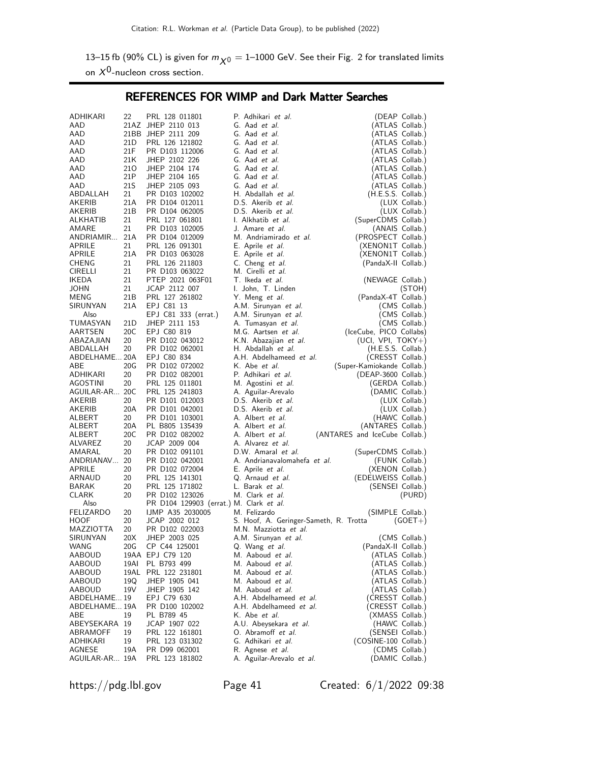13–15 fb (90% CL) is given for $m_{X^0}$ = 1–1000 GeV. See their Fig. 2 for translated limits on $X^0$-nucleon cross section.

## REFERENCES FOR WIMP and Dark Matter Searches

| | | | | |
|---|---|---|---|---|
| ADHIKARI | 22 | PRL 128 011801 | P. Adhikari *et al.* | (DEAP Collab.) |
| AAD | 21AZ | JHEP 2110 013 | G. Aad *et al.* | (ATLAS Collab.) |
| AAD | 21BB | JHEP 2111 209 | G. Aad *et al.* | (ATLAS Collab.) |
| AAD | 21D | PRL 126 121802 | G. Aad *et al.* | (ATLAS Collab.) |
| AAD | 21F | PR D103 112006 | G. Aad *et al.* | (ATLAS Collab.) |
| AAD | 21K | JHEP 2102 226 | G. Aad *et al.* | (ATLAS Collab.) |
| AAD | 21O | JHEP 2104 174 | G. Aad *et al.* | (ATLAS Collab.) |
| AAD | 21P | JHEP 2104 165 | G. Aad *et al.* | (ATLAS Collab.) |
| AAD | 21S | JHEP 2105 093 | G. Aad *et al.* | (ATLAS Collab.) |
| ABDALLAH | 21 | PR D103 102002 | H. Abdallah *et al.* | (H.E.S.S. Collab.) |
| AKERIB | 21A | PR D104 012011 | D.S. Akerib *et al.* | (LUX Collab.) |
| AKERIB | 21B | PR D104 062005 | D.S. Akerib *et al.* | (LUX Collab.) |
| ALKHATIB | 21 | PRL 127 061801 | I. Alkhatib *et al.* | (SuperCDMS Collab.) |
| AMARE | 21 | PR D103 102005 | J. Amare *et al.* | (ANAIS Collab.) |
| ANDRIAMIR... | 21A | PR D104 012009 | M. Andriamirado *et al.* | (PROSPECT Collab.) |
| APRILE | 21 | PRL 126 091301 | E. Aprile *et al.* | (XENON1T Collab.) |
| APRILE | 21A | PR D103 063028 | E. Aprile *et al.* | (XENON1T Collab.) |
| CHENG | 21 | PRL 126 211803 | C. Cheng *et al.* | (PandaX-II Collab.) |
| CIRELLI | 21 | PR D103 063022 | M. Cirelli *et al.* | |
| IKEDA | 21 | PTEP 2021 063F01 | T. Ikeda *et al.* | (NEWAGE Collab.) |
| JOHN | 21 | JCAP 2112 007 | I. John, T. Linden | (STOH) |
| MENG | 21B | PRL 127 261802 | Y. Meng *et al.* | (PandaX-4T Collab.) |
| SIRUNYAN | 21A | EPJ C81 13 | A.M. Sirunyan *et al.* | (CMS Collab.) |
| Also | | EPJ C81 333 (errat.) | A.M. Sirunyan *et al.* | (CMS Collab.) |
| TUMASYAN | 21D | JHEP 2111 153 | A. Tumasyan *et al.* | (CMS Collab.) |
| AARTSEN | 20C | EPJ C80 819 | M.G. Aartsen *et al.* | (IceCube, PICO Collabs) |
| ABAZAJIAN | 20 | PR D102 043012 | K.N. Abazajian *et al.* | (UCI, VPI, TOKY+) |
| ABDALLAH | 20 | PR D102 062001 | H. Abdallah *et al.* | (H.E.S.S. Collab.) |
| ABDELHAME... | 20A | EPJ C80 834 | A.H. Abdelhameed *et al.* | (CRESST Collab.) |
| ABE | 20G | PR D102 072002 | K. Abe *et al.* | (Super-Kamiokande Collab.) |
| ADHIKARI | 20 | PR D102 082001 | P. Adhikari *et al.* | (DEAP-3600 Collab.) |
| AGOSTINI | 20 | PRL 125 011801 | M. Agostini *et al.* | (GERDA Collab.) |
| AGUILAR-AR... | 20C | PRL 125 241803 | A. Aguilar-Arevalo | (DAMIC Collab.) |
| AKERIB | 20 | PR D101 012003 | D.S. Akerib *et al.* | (LUX Collab.) |
| AKERIB | 20A | PR D101 042001 | D.S. Akerib *et al.* | (LUX Collab.) |
| ALBERT | 20 | PR D101 103001 | A. Albert *et al.* | (HAWC Collab.) |
| ALBERT | 20A | PL B805 135439 | A. Albert *et al.* | (ANTARES Collab.) |
| ALBERT | 20C | PR D102 082002 | A. Albert *et al.* | (ANTARES and IceCube Collab.) |
| ALVAREZ | 20 | JCAP 2009 004 | A. Alvarez *et al.* | |
| AMARAL | 20 | PR D102 091101 | D.W. Amaral *et al.* | (SuperCDMS Collab.) |
| ANDRIANAV... | 20 | PR D102 042001 | A. Andrianavalomahefa *et al.* | (FUNK Collab.) |
| APRILE | 20 | PR D102 072004 | E. Aprile *et al.* | (XENON Collab.) |
| ARNAUD | 20 | PRL 125 141301 | Q. Arnaud *et al.* | (EDELWEISS Collab.) |
| BARAK | 20 | PRL 125 171802 | L. Barak *et al.* | (SENSEI Collab.) |
| CLARK | 20 | PR D102 123026 | M. Clark *et al.* | (PURD) |
| Also | | PR D104 129903 (errat.) | M. Clark *et al.* | |
| FELIZARDO | 20 | IJMP A35 2030005 | M. Felizardo | (SIMPLE Collab.) |
| HOOF | 20 | JCAP 2002 012 | S. Hoof, A. Geringer-Sameth, R. Trotta | (GOET+) |
| MAZZIOTTA | 20 | PR D102 022003 | M.N. Mazziotta *et al.* | |
| SIRUNYAN | 20X | JHEP 2003 025 | A.M. Sirunyan *et al.* | (CMS Collab.) |
| WANG | 20G | CP C44 125001 | Q. Wang *et al.* | (PandaX-II Collab.) |
| AABOUD | 19AA | EPJ C79 120 | M. Aaboud *et al.* | (ATLAS Collab.) |
| AABOUD | 19AI | PL B793 499 | M. Aaboud *et al.* | (ATLAS Collab.) |
| AABOUD | 19AL | PRL 122 231801 | M. Aaboud *et al.* | (ATLAS Collab.) |
| AABOUD | 19Q | JHEP 1905 041 | M. Aaboud *et al.* | (ATLAS Collab.) |
| AABOUD | 19V | JHEP 1905 142 | M. Aaboud *et al.* | (ATLAS Collab.) |
| ABDELHAME... | 19 | EPJ C79 630 | A.H. Abdelhameed *et al.* | (CRESST Collab.) |
| ABDELHAME... | 19A | PR D100 102002 | A.H. Abdelhameed *et al.* | (CRESST Collab.) |
| ABE | 19 | PL B789 45 | K. Abe *et al.* | (XMASS Collab.) |
| ABEYSEKARA | 19 | JCAP 1907 022 | A.U. Abeysekara *et al.* | (HAWC Collab.) |
| ABRAMOFF | 19 | PRL 122 161801 | O. Abramoff *et al.* | (SENSEI Collab.) |
| ADHIKARI | 19 | PRL 123 031302 | G. Adhikari *et al.* | (COSINE-100 Collab.) |
| AGNESE | 19A | PR D99 062001 | R. Agnese *et al.* | (CDMS Collab.) |
| AGUILAR-AR... | 19A | PRL 123 181802 | A. Aguilar-Arevalo *et al.* | (DAMIC Collab.) |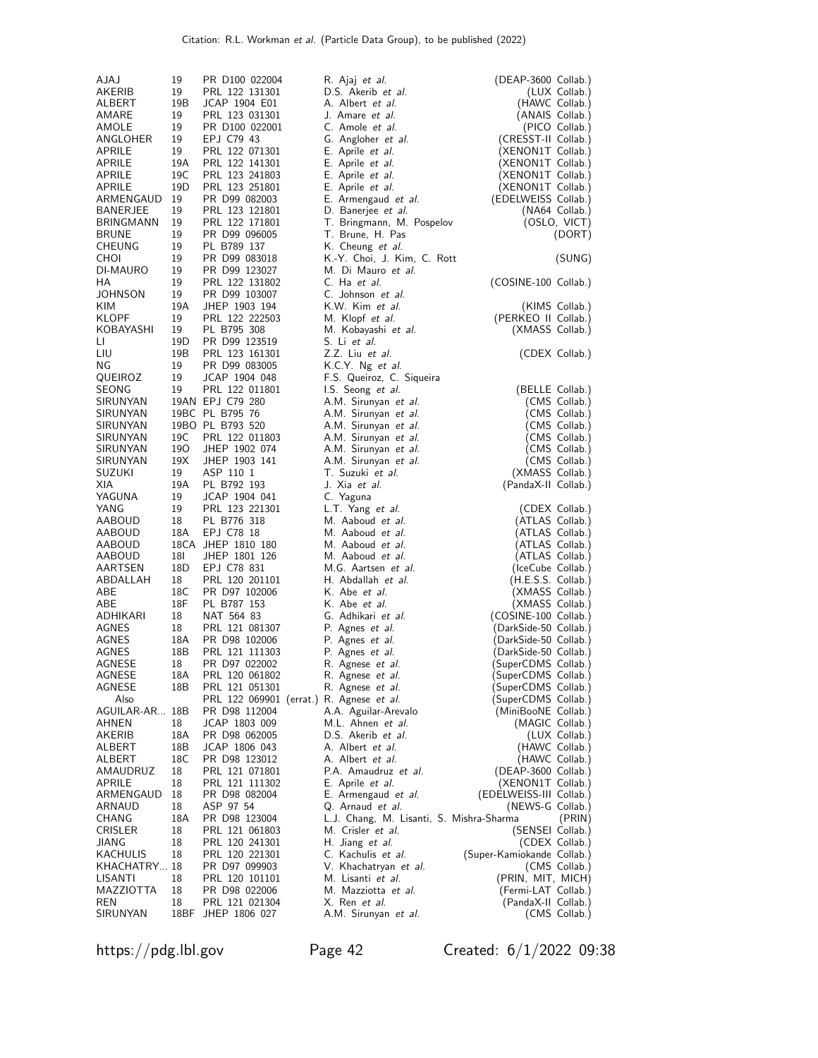| | | | | |
|---|---|---|---|---|
| AJAJ | 19 | PR D100 022004 | R. Ajaj *et al.* | (DEAP-3600 Collab.) |
| AKERIB | 19 | PRL 122 131301 | D.S. Akerib *et al.* | (LUX Collab.) |
| ALBERT | 19B | JCAP 1904 E01 | A. Albert *et al.* | (HAWC Collab.) |
| AMARE | 19 | PRL 123 031301 | J. Amare *et al.* | (ANAIS Collab.) |
| AMOLE | 19 | PR D100 022001 | C. Amole *et al.* | (PICO Collab.) |
| ANGLOHER | 19 | EPJ C79 43 | G. Angloher *et al.* | (CRESST-II Collab.) |
| APRILE | 19 | PRL 122 071301 | E. Aprile *et al.* | (XENON1T Collab.) |
| APRILE | 19A | PRL 122 141301 | E. Aprile *et al.* | (XENON1T Collab.) |
| APRILE | 19C | PRL 123 241803 | E. Aprile *et al.* | (XENON1T Collab.) |
| APRILE | 19D | PRL 123 251801 | E. Aprile *et al.* | (XENON1T Collab.) |
| ARMENGAUD | 19 | PR D99 082003 | E. Armengaud *et al.* | (EDELWEISS Collab.) |
| BANERJEE | 19 | PRL 123 121801 | D. Banerjee *et al.* | (NA64 Collab.) |
| BRINGMANN | 19 | PRL 122 171801 | T. Bringmann, M. Pospelov | (OSLO, VICT) |
| BRUNE | 19 | PR D99 096005 | T. Brune, H. Pas | (DORT) |
| CHEUNG | 19 | PL B789 137 | K. Cheung *et al.* | |
| CHOI | 19 | PR D99 083018 | K.-Y. Choi, J. Kim, C. Rott | (SUNG) |
| DI-MAURO | 19 | PR D99 123027 | M. Di Mauro *et al.* | |
| HA | 19 | PRL 122 131802 | C. Ha *et al.* | (COSINE-100 Collab.) |
| JOHNSON | 19 | PR D99 103007 | C. Johnson *et al.* | |
| KIM | 19A | JHEP 1903 194 | K.W. Kim *et al.* | (KIMS Collab.) |
| KLOPF | 19 | PRL 122 222503 | M. Klopf *et al.* | (PERKEO II Collab.) |
| KOBAYASHI | 19 | PL B795 308 | M. Kobayashi *et al.* | (XMASS Collab.) |
| LI | 19D | PR D99 123519 | S. Li *et al.* | |
| LIU | 19B | PRL 123 161301 | Z.Z. Liu *et al.* | (CDEX Collab.) |
| NG | 19 | PR D99 083005 | K.C.Y. Ng *et al.* | |
| QUEIROZ | 19 | JCAP 1904 048 | F.S. Queiroz, C. Siqueira | |
| SEONG | 19 | PRL 122 011801 | I.S. Seong *et al.* | (BELLE Collab.) |
| SIRUNYAN | 19AN | EPJ C79 280 | A.M. Sirunyan *et al.* | (CMS Collab.) |
| SIRUNYAN | 19BC | PL B795 76 | A.M. Sirunyan *et al.* | (CMS Collab.) |
| SIRUNYAN | 19BO | PL B793 520 | A.M. Sirunyan *et al.* | (CMS Collab.) |
| SIRUNYAN | 19C | PRL 122 011803 | A.M. Sirunyan *et al.* | (CMS Collab.) |
| SIRUNYAN | 19O | JHEP 1902 074 | A.M. Sirunyan *et al.* | (CMS Collab.) |
| SIRUNYAN | 19X | JHEP 1903 141 | A.M. Sirunyan *et al.* | (CMS Collab.) |
| SUZUKI | 19 | ASP 110 1 | T. Suzuki *et al.* | (XMASS Collab.) |
| XIA | 19A | PL B792 193 | J. Xia *et al.* | (PandaX-II Collab.) |
| YAGUNA | 19 | JCAP 1904 041 | C. Yaguna | |
| YANG | 19 | PRL 123 221301 | L.T. Yang *et al.* | (CDEX Collab.) |
| AABOUD | 18 | PL B776 318 | M. Aaboud *et al.* | (ATLAS Collab.) |
| AABOUD | 18A | EPJ C78 18 | M. Aaboud *et al.* | (ATLAS Collab.) |
| AABOUD | 18CA | JHEP 1810 180 | M. Aaboud *et al.* | (ATLAS Collab.) |
| AABOUD | 18I | JHEP 1801 126 | M. Aaboud *et al.* | (ATLAS Collab.) |
| AARTSEN | 18D | EPJ C78 831 | M.G. Aartsen *et al.* | (IceCube Collab.) |
| ABDALLAH | 18 | PRL 120 201101 | H. Abdallah *et al.* | (H.E.S.S. Collab.) |
| ABE | 18C | PR D97 102006 | K. Abe *et al.* | (XMASS Collab.) |
| ABE | 18F | PL B787 153 | K. Abe *et al.* | (XMASS Collab.) |
| ADHIKARI | 18 | NAT 564 83 | G. Adhikari *et al.* | (COSINE-100 Collab.) |
| AGNES | 18 | PRL 121 081307 | P. Agnes *et al.* | (DarkSide-50 Collab.) |
| AGNES | 18A | PR D98 102006 | P. Agnes *et al.* | (DarkSide-50 Collab.) |
| AGNES | 18B | PRL 121 111303 | P. Agnes *et al.* | (DarkSide-50 Collab.) |
| AGNESE | 18 | PR D97 022002 | R. Agnese *et al.* | (SuperCDMS Collab.) |
| AGNESE | 18A | PRL 120 061802 | R. Agnese *et al.* | (SuperCDMS Collab.) |
| AGNESE | 18B | PRL 121 051301 | R. Agnese *et al.* | (SuperCDMS Collab.) |
| Also | | PRL 122 069901 (errat.) | R. Agnese *et al.* | (SuperCDMS Collab.) |
| AGUILAR-AR... | 18B | PR D98 112004 | A.A. Aguilar-Arevalo | (MiniBooNE Collab.) |
| AHNEN | 18 | JCAP 1803 009 | M.L. Ahnen *et al.* | (MAGIC Collab.) |
| AKERIB | 18A | PR D98 062005 | D.S. Akerib *et al.* | (LUX Collab.) |
| ALBERT | 18B | JCAP 1806 043 | A. Albert *et al.* | (HAWC Collab.) |
| ALBERT | 18C | PR D98 123012 | A. Albert *et al.* | (HAWC Collab.) |
| AMAUDRUZ | 18 | PRL 121 071801 | P.A. Amaudruz *et al.* | (DEAP-3600 Collab.) |
| APRILE | 18 | PRL 121 111302 | E. Aprile *et al.* | (XENON1T Collab.) |
| ARMENGAUD | 18 | PR D98 082004 | E. Armengaud *et al.* | (EDELWEISS-III Collab.) |
| ARNAUD | 18 | ASP 97 54 | Q. Arnaud *et al.* | (NEWS-G Collab.) |
| CHANG | 18A | PR D98 123004 | L.J. Chang, M. Lisanti, S. Mishra-Sharma | (PRIN) |
| CRISLER | 18 | PRL 121 061803 | M. Crisler *et al.* | (SENSEI Collab.) |
| JIANG | 18 | PRL 120 241301 | H. Jiang *et al.* | (CDEX Collab.) |
| KACHULIS | 18 | PRL 120 221301 | C. Kachulis *et al.* | (Super-Kamiokande Collab.) |
| KHACHATRY... | 18 | PR D97 099903 | V. Khachatryan *et al.* | (CMS Collab.) |
| LISANTI | 18 | PRL 120 101101 | M. Lisanti *et al.* | (PRIN, MIT, MICH) |
| MAZZIOTTA | 18 | PR D98 022006 | M. Mazziotta *et al.* | (Fermi-LAT Collab.) |
| REN | 18 | PRL 121 021304 | X. Ren *et al.* | (PandaX-II Collab.) |
| SIRUNYAN | 18BF | JHEP 1806 027 | A.M. Sirunyan *et al.* | (CMS Collab.) |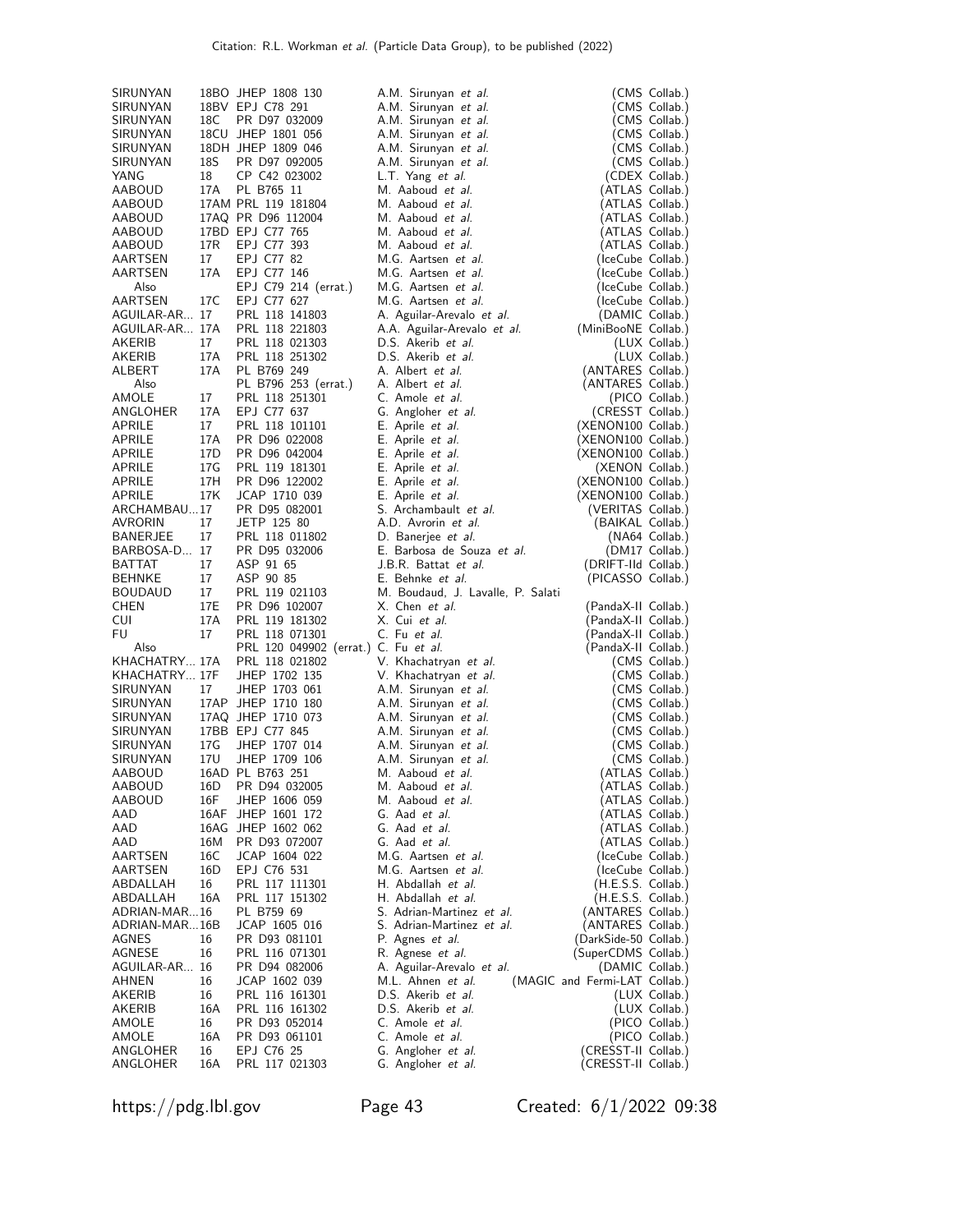| | | | | |
|---|---|---|---|---|
| SIRUNYAN | 18BO | JHEP 1808 130 | A.M. Sirunyan *et al.* | (CMS Collab.) |
| SIRUNYAN | 18BV | EPJ C78 291 | A.M. Sirunyan *et al.* | (CMS Collab.) |
| SIRUNYAN | 18C | PR D97 032009 | A.M. Sirunyan *et al.* | (CMS Collab.) |
| SIRUNYAN | 18CU | JHEP 1801 056 | A.M. Sirunyan *et al.* | (CMS Collab.) |
| SIRUNYAN | 18DH | JHEP 1809 046 | A.M. Sirunyan *et al.* | (CMS Collab.) |
| SIRUNYAN | 18S | PR D97 092005 | A.M. Sirunyan *et al.* | (CMS Collab.) |
| YANG | 18 | CP C42 023002 | L.T. Yang *et al.* | (CDEX Collab.) |
| AABOUD | 17A | PL B765 11 | M. Aaboud *et al.* | (ATLAS Collab.) |
| AABOUD | 17AM | PRL 119 181804 | M. Aaboud *et al.* | (ATLAS Collab.) |
| AABOUD | 17AQ | PR D96 112004 | M. Aaboud *et al.* | (ATLAS Collab.) |
| AABOUD | 17BD | EPJ C77 765 | M. Aaboud *et al.* | (ATLAS Collab.) |
| AABOUD | 17R | EPJ C77 393 | M. Aaboud *et al.* | (ATLAS Collab.) |
| AARTSEN | 17 | EPJ C77 82 | M.G. Aartsen *et al.* | (IceCube Collab.) |
| AARTSEN | 17A | EPJ C77 146 | M.G. Aartsen *et al.* | (IceCube Collab.) |
| Also | | EPJ C79 214 (errat.) | M.G. Aartsen *et al.* | (IceCube Collab.) |
| AARTSEN | 17C | EPJ C77 627 | M.G. Aartsen *et al.* | (IceCube Collab.) |
| AGUILAR-AR... | 17 | PRL 118 141803 | A. Aguilar-Arevalo *et al.* | (DAMIC Collab.) |
| AGUILAR-AR... | 17A | PRL 118 221803 | A.A. Aguilar-Arevalo *et al.* | (MiniBooNE Collab.) |
| AKERIB | 17 | PRL 118 021303 | D.S. Akerib *et al.* | (LUX Collab.) |
| AKERIB | 17A | PRL 118 251302 | D.S. Akerib *et al.* | (LUX Collab.) |
| ALBERT | 17A | PL B769 249 | A. Albert *et al.* | (ANTARES Collab.) |
| Also | | PL B796 253 (errat.) | A. Albert *et al.* | (ANTARES Collab.) |
| AMOLE | 17 | PRL 118 251301 | C. Amole *et al.* | (PICO Collab.) |
| ANGLOHER | 17A | EPJ C77 637 | G. Angloher *et al.* | (CRESST Collab.) |
| APRILE | 17 | PRL 118 101101 | E. Aprile *et al.* | (XENON100 Collab.) |
| APRILE | 17A | PR D96 022008 | E. Aprile *et al.* | (XENON100 Collab.) |
| APRILE | 17D | PR D96 042004 | E. Aprile *et al.* | (XENON100 Collab.) |
| APRILE | 17G | PRL 119 181301 | E. Aprile *et al.* | (XENON Collab.) |
| APRILE | 17H | PR D96 122002 | E. Aprile *et al.* | (XENON100 Collab.) |
| APRILE | 17K | JCAP 1710 039 | E. Aprile *et al.* | (XENON100 Collab.) |
| ARCHAMBAU... | 17 | PR D95 082001 | S. Archambault *et al.* | (VERITAS Collab.) |
| AVRORIN | 17 | JETP 125 80 | A.D. Avrorin *et al.* | (BAIKAL Collab.) |
| BANERJEE | 17 | PRL 118 011802 | D. Banerjee *et al.* | (NA64 Collab.) |
| BARBOSA-D... | 17 | PR D95 032006 | E. Barbosa de Souza *et al.* | (DM17 Collab.) |
| BATTAT | 17 | ASP 91 65 | J.B.R. Battat *et al.* | (DRIFT-IId Collab.) |
| BEHNKE | 17 | ASP 90 85 | E. Behnke *et al.* | (PICASSO Collab.) |
| BOUDAUD | 17 | PRL 119 021103 | M. Boudaud, J. Lavalle, P. Salati | |
| CHEN | 17E | PR D96 102007 | X. Chen *et al.* | (PandaX-II Collab.) |
| CUI | 17A | PRL 119 181302 | X. Cui *et al.* | (PandaX-II Collab.) |
| FU | 17 | PRL 118 071301 | C. Fu *et al.* | (PandaX-II Collab.) |
| Also | | PRL 120 049902 (errat.) | C. Fu *et al.* | (PandaX-II Collab.) |
| KHACHATRY... | 17A | PRL 118 021802 | V. Khachatryan *et al.* | (CMS Collab.) |
| KHACHATRY... | 17F | JHEP 1702 135 | V. Khachatryan *et al.* | (CMS Collab.) |
| SIRUNYAN | 17 | JHEP 1703 061 | A.M. Sirunyan *et al.* | (CMS Collab.) |
| SIRUNYAN | 17AP | JHEP 1710 180 | A.M. Sirunyan *et al.* | (CMS Collab.) |
| SIRUNYAN | 17AQ | JHEP 1710 073 | A.M. Sirunyan *et al.* | (CMS Collab.) |
| SIRUNYAN | 17BB | EPJ C77 845 | A.M. Sirunyan *et al.* | (CMS Collab.) |
| SIRUNYAN | 17G | JHEP 1707 014 | A.M. Sirunyan *et al.* | (CMS Collab.) |
| SIRUNYAN | 17U | JHEP 1709 106 | A.M. Sirunyan *et al.* | (CMS Collab.) |
| AABOUD | 16AD | PL B763 251 | M. Aaboud *et al.* | (ATLAS Collab.) |
| AABOUD | 16D | PR D94 032005 | M. Aaboud *et al.* | (ATLAS Collab.) |
| AABOUD | 16F | JHEP 1606 059 | M. Aaboud *et al.* | (ATLAS Collab.) |
| AAD | 16AF | JHEP 1601 172 | G. Aad *et al.* | (ATLAS Collab.) |
| AAD | 16AG | JHEP 1602 062 | G. Aad *et al.* | (ATLAS Collab.) |
| AAD | 16M | PR D93 072007 | G. Aad *et al.* | (ATLAS Collab.) |
| AARTSEN | 16C | JCAP 1604 022 | M.G. Aartsen *et al.* | (IceCube Collab.) |
| AARTSEN | 16D | EPJ C76 531 | M.G. Aartsen *et al.* | (IceCube Collab.) |
| ABDALLAH | 16 | PRL 117 111301 | H. Abdallah *et al.* | (H.E.S.S. Collab.) |
| ABDALLAH | 16A | PRL 117 151302 | H. Abdallah *et al.* | (H.E.S.S. Collab.) |
| ADRIAN-MAR... | 16 | PL B759 69 | S. Adrian-Martinez *et al.* | (ANTARES Collab.) |
| ADRIAN-MAR... | 16B | JCAP 1605 016 | S. Adrian-Martinez *et al.* | (ANTARES Collab.) |
| AGNES | 16 | PR D93 081101 | P. Agnes *et al.* | (DarkSide-50 Collab.) |
| AGNESE | 16 | PRL 116 071301 | R. Agnese *et al.* | (SuperCDMS Collab.) |
| AGUILAR-AR... | 16 | PR D94 082006 | A. Aguilar-Arevalo *et al.* | (DAMIC Collab.) |
| AHNEN | 16 | JCAP 1602 039 | M.L. Ahnen *et al.* | (MAGIC and Fermi-LAT Collab.) |
| AKERIB | 16 | PRL 116 161301 | D.S. Akerib *et al.* | (LUX Collab.) |
| AKERIB | 16A | PRL 116 161302 | D.S. Akerib *et al.* | (LUX Collab.) |
| AMOLE | 16 | PR D93 052014 | C. Amole *et al.* | (PICO Collab.) |
| AMOLE | 16A | PR D93 061101 | C. Amole *et al.* | (PICO Collab.) |
| ANGLOHER | 16 | EPJ C76 25 | G. Angloher *et al.* | (CRESST-II Collab.) |
| ANGLOHER | 16A | PRL 117 021303 | G. Angloher *et al.* | (CRESST-II Collab.) |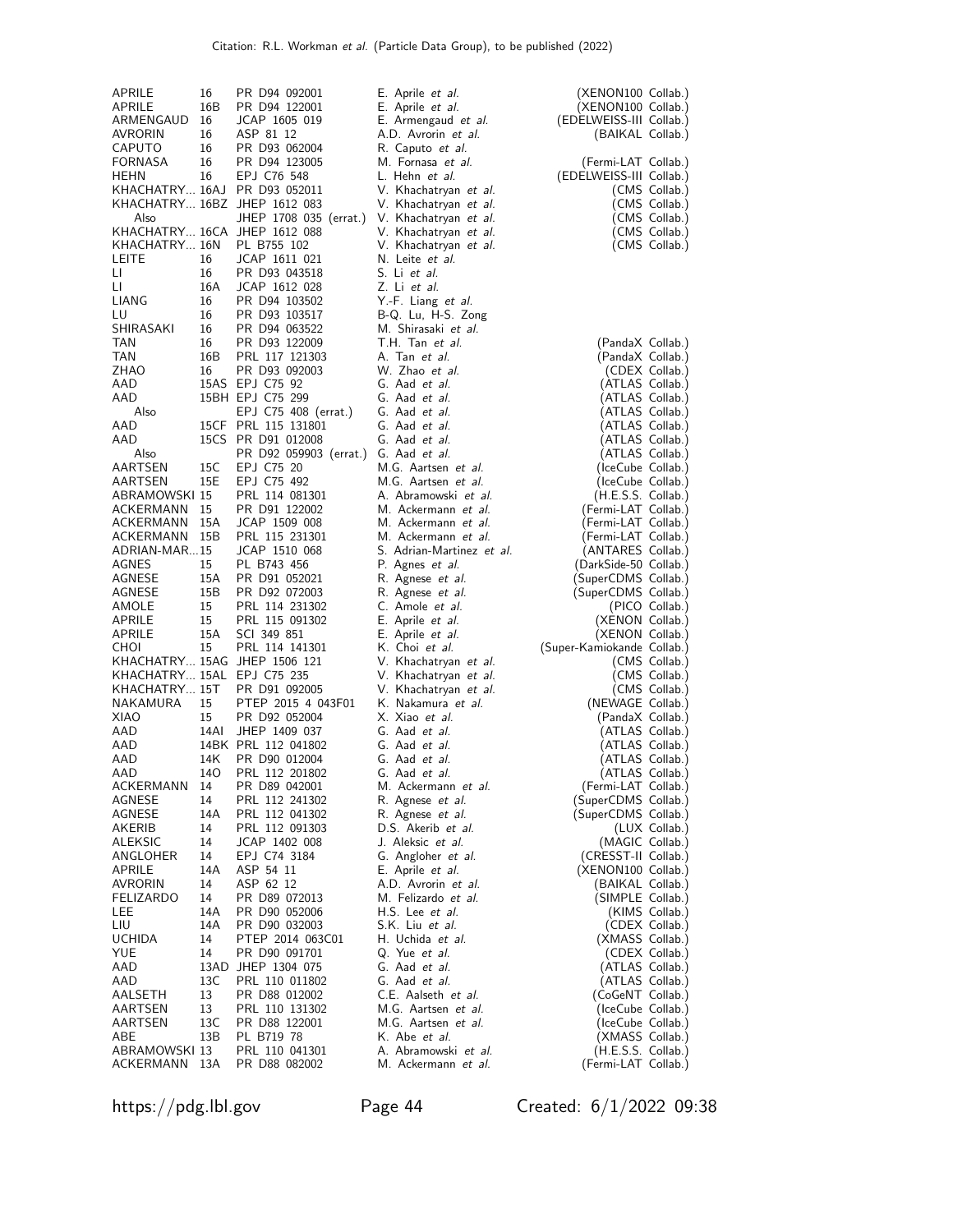| | | | | |
|---|---|---|---|---|
| APRILE | 16 | PR D94 092001 | E. Aprile *et al.* | (XENON100 Collab.) |
| APRILE | 16B | PR D94 122001 | E. Aprile *et al.* | (XENON100 Collab.) |
| ARMENGAUD | 16 | JCAP 1605 019 | E. Armengaud *et al.* | (EDELWEISS-III Collab.) |
| AVRORIN | 16 | ASP 81 12 | A.D. Avrorin *et al.* | (BAIKAL Collab.) |
| CAPUTO | 16 | PR D93 062004 | R. Caputo *et al.* | |
| FORNASA | 16 | PR D94 123005 | M. Fornasa *et al.* | (Fermi-LAT Collab.) |
| HEHN | 16 | EPJ C76 548 | L. Hehn *et al.* | (EDELWEISS-III Collab.) |
| KHACHATRY... | 16AJ | PR D93 052011 | V. Khachatryan *et al.* | (CMS Collab.) |
| KHACHATRY... | 16BZ | JHEP 1612 083 | V. Khachatryan *et al.* | (CMS Collab.) |
| Also | | JHEP 1708 035 (errat.) | V. Khachatryan *et al.* | (CMS Collab.) |
| KHACHATRY... | 16CA | JHEP 1612 088 | V. Khachatryan *et al.* | (CMS Collab.) |
| KHACHATRY... | 16N | PL B755 102 | V. Khachatryan *et al.* | (CMS Collab.) |
| LEITE | 16 | JCAP 1611 021 | N. Leite *et al.* | |
| LI | 16 | PR D93 043518 | S. Li *et al.* | |
| LI | 16A | JCAP 1612 028 | Z. Li *et al.* | |
| LIANG | 16 | PR D94 103502 | Y.-F. Liang *et al.* | |
| LU | 16 | PR D93 103517 | B-Q. Lu, H-S. Zong | |
| SHIRASAKI | 16 | PR D94 063522 | M. Shirasaki *et al.* | |
| TAN | 16 | PR D93 122009 | T.H. Tan *et al.* | (PandaX Collab.) |
| TAN | 16B | PRL 117 121303 | A. Tan *et al.* | (PandaX Collab.) |
| ZHAO | 16 | PR D93 092003 | W. Zhao *et al.* | (CDEX Collab.) |
| AAD | 15AS | EPJ C75 92 | G. Aad *et al.* | (ATLAS Collab.) |
| AAD | 15BH | EPJ C75 299 | G. Aad *et al.* | (ATLAS Collab.) |
| Also | | EPJ C75 408 (errat.) | G. Aad *et al.* | (ATLAS Collab.) |
| AAD | 15CF | PRL 115 131801 | G. Aad *et al.* | (ATLAS Collab.) |
| AAD | 15CS | PR D91 012008 | G. Aad *et al.* | (ATLAS Collab.) |
| Also | | PR D92 059903 (errat.) | G. Aad *et al.* | (ATLAS Collab.) |
| AARTSEN | 15C | EPJ C75 20 | M.G. Aartsen *et al.* | (IceCube Collab.) |
| AARTSEN | 15E | EPJ C75 492 | M.G. Aartsen *et al.* | (IceCube Collab.) |
| ABRAMOWSKI | 15 | PRL 114 081301 | A. Abramowski *et al.* | (H.E.S.S. Collab.) |
| ACKERMANN | 15 | PR D91 122002 | M. Ackermann *et al.* | (Fermi-LAT Collab.) |
| ACKERMANN | 15A | JCAP 1509 008 | M. Ackermann *et al.* | (Fermi-LAT Collab.) |
| ACKERMANN | 15B | PRL 115 231301 | M. Ackermann *et al.* | (Fermi-LAT Collab.) |
| ADRIAN-MAR... | 15 | JCAP 1510 068 | S. Adrian-Martinez *et al.* | (ANTARES Collab.) |
| AGNES | 15 | PL B743 456 | P. Agnes *et al.* | (DarkSide-50 Collab.) |
| AGNESE | 15A | PR D91 052021 | R. Agnese *et al.* | (SuperCDMS Collab.) |
| AGNESE | 15B | PR D92 072003 | R. Agnese *et al.* | (SuperCDMS Collab.) |
| AMOLE | 15 | PRL 114 231302 | C. Amole *et al.* | (PICO Collab.) |
| APRILE | 15 | PRL 115 091302 | E. Aprile *et al.* | (XENON Collab.) |
| APRILE | 15A | SCI 349 851 | E. Aprile *et al.* | (XENON Collab.) |
| CHOI | 15 | PRL 114 141301 | K. Choi *et al.* | (Super-Kamiokande Collab.) |
| KHACHATRY... | 15AG | JHEP 1506 121 | V. Khachatryan *et al.* | (CMS Collab.) |
| KHACHATRY... | 15AL | EPJ C75 235 | V. Khachatryan *et al.* | (CMS Collab.) |
| KHACHATRY... | 15T | PR D91 092005 | V. Khachatryan *et al.* | (CMS Collab.) |
| NAKAMURA | 15 | PTEP 2015 4 043F01 | K. Nakamura *et al.* | (NEWAGE Collab.) |
| XIAO | 15 | PR D92 052004 | X. Xiao *et al.* | (PandaX Collab.) |
| AAD | 14AI | JHEP 1409 037 | G. Aad *et al.* | (ATLAS Collab.) |
| AAD | 14BK | PRL 112 041802 | G. Aad *et al.* | (ATLAS Collab.) |
| AAD | 14K | PR D90 012004 | G. Aad *et al.* | (ATLAS Collab.) |
| AAD | 14O | PRL 112 201802 | G. Aad *et al.* | (ATLAS Collab.) |
| ACKERMANN | 14 | PR D89 042001 | M. Ackermann *et al.* | (Fermi-LAT Collab.) |
| AGNESE | 14 | PRL 112 241302 | R. Agnese *et al.* | (SuperCDMS Collab.) |
| AGNESE | 14A | PRL 112 041302 | R. Agnese *et al.* | (SuperCDMS Collab.) |
| AKERIB | 14 | PRL 112 091303 | D.S. Akerib *et al.* | (LUX Collab.) |
| ALEKSIC | 14 | JCAP 1402 008 | J. Aleksic *et al.* | (MAGIC Collab.) |
| ANGLOHER | 14 | EPJ C74 3184 | G. Angloher *et al.* | (CRESST-II Collab.) |
| APRILE | 14A | ASP 54 11 | E. Aprile *et al.* | (XENON100 Collab.) |
| AVRORIN | 14 | ASP 62 12 | A.D. Avrorin *et al.* | (BAIKAL Collab.) |
| FELIZARDO | 14 | PR D89 072013 | M. Felizardo *et al.* | (SIMPLE Collab.) |
| LEE | 14A | PR D90 052006 | H.S. Lee *et al.* | (KIMS Collab.) |
| LIU | 14A | PR D90 032003 | S.K. Liu *et al.* | (CDEX Collab.) |
| UCHIDA | 14 | PTEP 2014 063C01 | H. Uchida *et al.* | (XMASS Collab.) |
| YUE | 14 | PR D90 091701 | Q. Yue *et al.* | (CDEX Collab.) |
| AAD | 13AD | JHEP 1304 075 | G. Aad *et al.* | (ATLAS Collab.) |
| AAD | 13C | PRL 110 011802 | G. Aad *et al.* | (ATLAS Collab.) |
| AALSETH | 13 | PR D88 012002 | C.E. Aalseth *et al.* | (CoGeNT Collab.) |
| AARTSEN | 13 | PRL 110 131302 | M.G. Aartsen *et al.* | (IceCube Collab.) |
| AARTSEN | 13C | PR D88 122001 | M.G. Aartsen *et al.* | (IceCube Collab.) |
| ABE | 13B | PL B719 78 | K. Abe *et al.* | (XMASS Collab.) |
| ABRAMOWSKI | 13 | PRL 110 041301 | A. Abramowski *et al.* | (H.E.S.S. Collab.) |
| ACKERMANN | 13A | PR D88 082002 | M. Ackermann *et al.* | (Fermi-LAT Collab.) |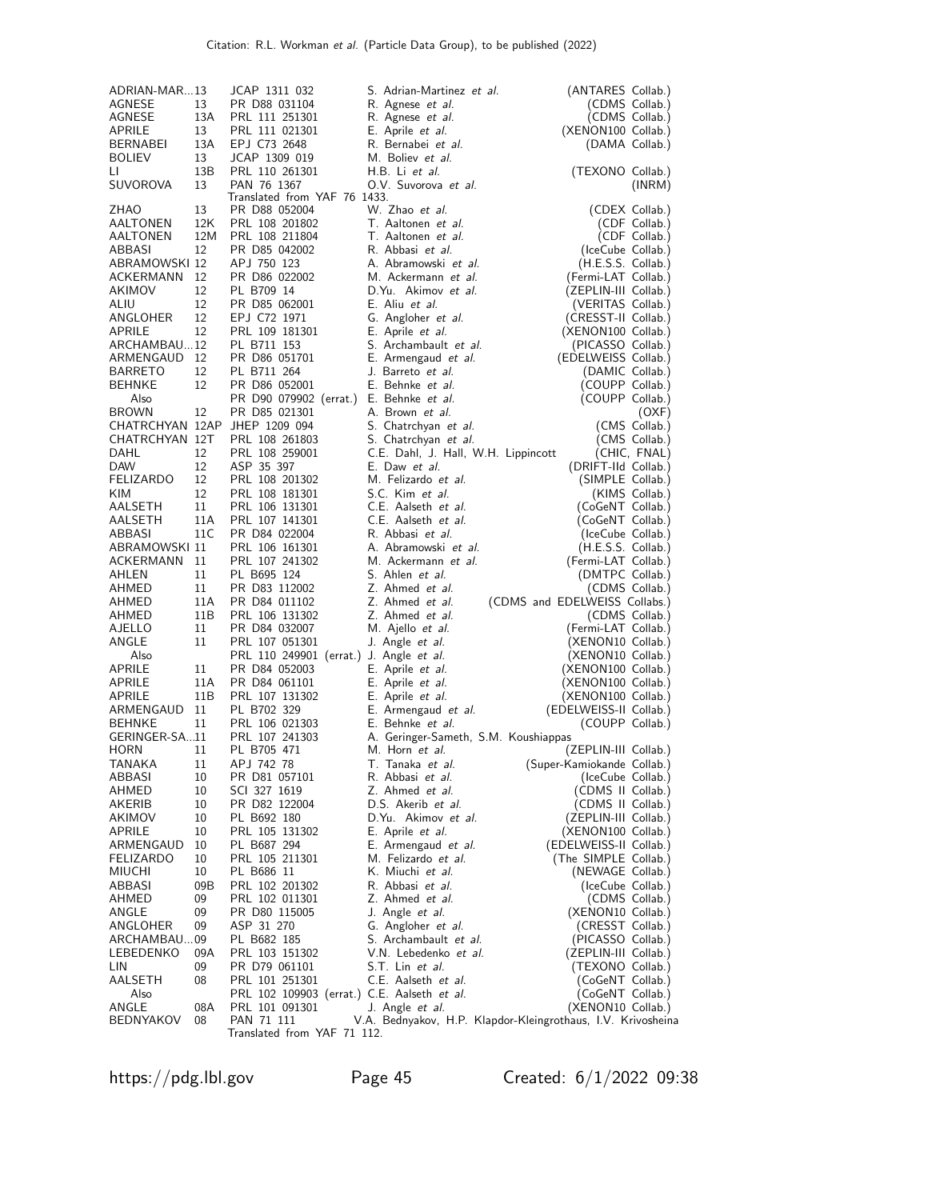| | | | | |
|---|---|---|---|---|
| ADRIAN-MAR...13 | | JCAP 1311 032 | S. Adrian-Martinez *et al.* | (ANTARES Collab.) |
| AGNESE | 13 | PR D88 031104 | R. Agnese *et al.* | (CDMS Collab.) |
| AGNESE | 13A | PRL 111 251301 | R. Agnese *et al.* | (CDMS Collab.) |
| APRILE | 13 | PRL 111 021301 | E. Aprile *et al.* | (XENON100 Collab.) |
| BERNABEI | 13A | EPJ C73 2648 | R. Bernabei *et al.* | (DAMA Collab.) |
| BOLIEV | 13 | JCAP 1309 019 | M. Boliev *et al.* | |
| LI | 13B | PRL 110 261301 | H.B. Li *et al.* | (TEXONO Collab.) |
| SUVOROVA | 13 | PAN 76 1367 | O.V. Suvorova *et al.* | (INRM) |
| | | Translated from YAF 76 1433. | | |
| ZHAO | 13 | PR D88 052004 | W. Zhao *et al.* | (CDEX Collab.) |
| AALTONEN | 12K | PRL 108 201802 | T. Aaltonen *et al.* | (CDF Collab.) |
| AALTONEN | 12M | PRL 108 211804 | T. Aaltonen *et al.* | (CDF Collab.) |
| ABBASI | 12 | PR D85 042002 | R. Abbasi *et al.* | (IceCube Collab.) |
| ABRAMOWSKI | 12 | APJ 750 123 | A. Abramowski *et al.* | (H.E.S.S. Collab.) |
| ACKERMANN | 12 | PR D86 022002 | M. Ackermann *et al.* | (Fermi-LAT Collab.) |
| AKIMOV | 12 | PL B709 14 | D.Yu. Akimov *et al.* | (ZEPLIN-III Collab.) |
| ALIU | 12 | PR D85 062001 | E. Aliu *et al.* | (VERITAS Collab.) |
| ANGLOHER | 12 | EPJ C72 1971 | G. Angloher *et al.* | (CRESST-II Collab.) |
| APRILE | 12 | PRL 109 181301 | E. Aprile *et al.* | (XENON100 Collab.) |
| ARCHAMBAU...12 | | PL B711 153 | S. Archambault *et al.* | (PICASSO Collab.) |
| ARMENGAUD | 12 | PR D86 051701 | E. Armengaud *et al.* | (EDELWEISS Collab.) |
| BARRETO | 12 | PL B711 264 | J. Barreto *et al.* | (DAMIC Collab.) |
| BEHNKE | 12 | PR D86 052001 | E. Behnke *et al.* | (COUPP Collab.) |
| Also | | PR D90 079902 (errat.) | E. Behnke *et al.* | (COUPP Collab.) |
| BROWN | 12 | PR D85 021301 | A. Brown *et al.* | (OXF) |
| CHATRCHYAN | 12AP | JHEP 1209 094 | S. Chatrchyan *et al.* | (CMS Collab.) |
| CHATRCHYAN | 12T | PRL 108 261803 | S. Chatrchyan *et al.* | (CMS Collab.) |
| DAHL | 12 | PRL 108 259001 | C.E. Dahl, J. Hall, W.H. Lippincott | (CHIC, FNAL) |
| DAW | 12 | ASP 35 397 | E. Daw *et al.* | (DRIFT-IId Collab.) |
| FELIZARDO | 12 | PRL 108 201302 | M. Felizardo *et al.* | (SIMPLE Collab.) |
| KIM | 12 | PRL 108 181301 | S.C. Kim *et al.* | (KIMS Collab.) |
| AALSETH | 11 | PRL 106 131301 | C.E. Aalseth *et al.* | (CoGeNT Collab.) |
| AALSETH | 11A | PRL 107 141301 | C.E. Aalseth *et al.* | (CoGeNT Collab.) |
| ABBASI | 11C | PR D84 022004 | R. Abbasi *et al.* | (IceCube Collab.) |
| ABRAMOWSKI | 11 | PRL 106 161301 | A. Abramowski *et al.* | (H.E.S.S. Collab.) |
| ACKERMANN | 11 | PRL 107 241302 | M. Ackermann *et al.* | (Fermi-LAT Collab.) |
| AHLEN | 11 | PL B695 124 | S. Ahlen *et al.* | (DMTPC Collab.) |
| AHMED | 11 | PR D83 112002 | Z. Ahmed *et al.* | (CDMS Collab.) |
| AHMED | 11A | PR D84 011102 | Z. Ahmed *et al.* | (CDMS and EDELWEISS Collabs.) |
| AHMED | 11B | PRL 106 131302 | Z. Ahmed *et al.* | (CDMS Collab.) |
| AJELLO | 11 | PR D84 032007 | M. Ajello *et al.* | (Fermi-LAT Collab.) |
| ANGLE | 11 | PRL 107 051301 | J. Angle *et al.* | (XENON10 Collab.) |
| Also | | PRL 110 249901 (errat.) | J. Angle *et al.* | (XENON10 Collab.) |
| APRILE | 11 | PR D84 052003 | E. Aprile *et al.* | (XENON100 Collab.) |
| APRILE | 11A | PR D84 061101 | E. Aprile *et al.* | (XENON100 Collab.) |
| APRILE | 11B | PRL 107 131302 | E. Aprile *et al.* | (XENON100 Collab.) |
| ARMENGAUD | 11 | PL B702 329 | E. Armengaud *et al.* | (EDELWEISS-II Collab.) |
| BEHNKE | 11 | PRL 106 021303 | E. Behnke *et al.* | (COUPP Collab.) |
| GERINGER-SA...11 | | PRL 107 241303 | A. Geringer-Sameth, S.M. Koushiappas | |
| HORN | 11 | PL B705 471 | M. Horn *et al.* | (ZEPLIN-III Collab.) |
| TANAKA | 11 | APJ 742 78 | T. Tanaka *et al.* | (Super-Kamiokande Collab.) |
| ABBASI | 10 | PR D81 057101 | R. Abbasi *et al.* | (IceCube Collab.) |
| AHMED | 10 | SCI 327 1619 | Z. Ahmed *et al.* | (CDMS II Collab.) |
| AKERIB | 10 | PR D82 122004 | D.S. Akerib *et al.* | (CDMS II Collab.) |
| AKIMOV | 10 | PL B692 180 | D.Yu. Akimov *et al.* | (ZEPLIN-III Collab.) |
| APRILE | 10 | PRL 105 131302 | E. Aprile *et al.* | (XENON100 Collab.) |
| ARMENGAUD | 10 | PL B687 294 | E. Armengaud *et al.* | (EDELWEISS-II Collab.) |
| FELIZARDO | 10 | PRL 105 211301 | M. Felizardo *et al.* | (The SIMPLE Collab.) |
| MIUCHI | 10 | PL B686 11 | K. Miuchi *et al.* | (NEWAGE Collab.) |
| ABBASI | 09B | PRL 102 201302 | R. Abbasi *et al.* | (IceCube Collab.) |
| AHMED | 09 | PRL 102 011301 | Z. Ahmed *et al.* | (CDMS Collab.) |
| ANGLE | 09 | PR D80 115005 | J. Angle *et al.* | (XENON10 Collab.) |
| ANGLOHER | 09 | ASP 31 270 | G. Angloher *et al.* | (CRESST Collab.) |
| ARCHAMBAU...09 | | PL B682 185 | S. Archambault *et al.* | (PICASSO Collab.) |
| LEBEDENKO | 09A | PRL 103 151302 | V.N. Lebedenko *et al.* | (ZEPLIN-III Collab.) |
| LIN | 09 | PR D79 061101 | S.T. Lin *et al.* | (TEXONO Collab.) |
| AALSETH | 08 | PRL 101 251301 | C.E. Aalseth *et al.* | (CoGeNT Collab.) |
| Also | | PRL 102 109903 (errat.) | C.E. Aalseth *et al.* | (CoGeNT Collab.) |
| ANGLE | 08A | PRL 101 091301 | J. Angle *et al.* | (XENON10 Collab.) |
| BEDNYAKOV | 08 | PAN 71 111 | V.A. Bednyakov, H.P. Klapdor-Kleingrothaus, I.V. Krivosheina | |
| | | Translated from YAF 71 112. | | |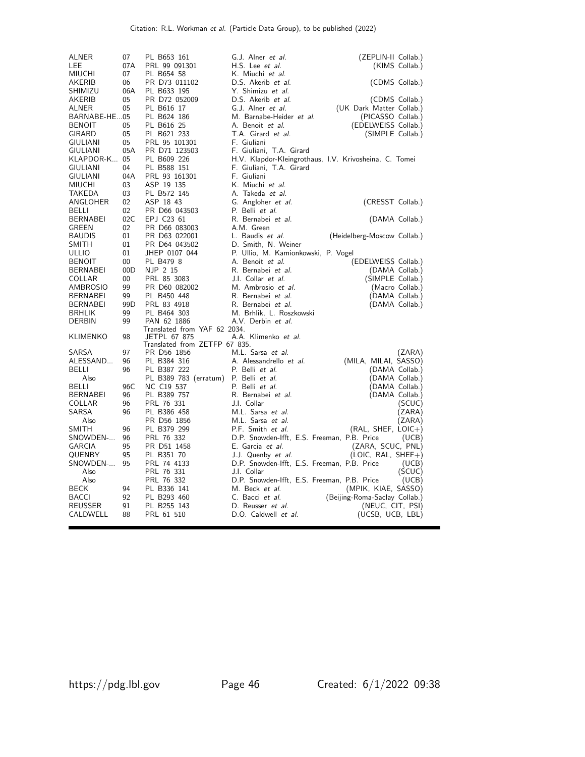| | | | | |
|---|---|---|---|---|
| ALNER | 07 | PL B653 161 | G.J. Alner *et al.* | (ZEPLIN-II Collab.) |
| LEE | 07A | PRL 99 091301 | H.S. Lee *et al.* | (KIMS Collab.) |
| MIUCHI | 07 | PL B654 58 | K. Miuchi *et al.* | |
| AKERIB | 06 | PR D73 011102 | D.S. Akerib *et al.* | (CDMS Collab.) |
| SHIMIZU | 06A | PL B633 195 | Y. Shimizu *et al.* | |
| AKERIB | 05 | PR D72 052009 | D.S. Akerib *et al.* | (CDMS Collab.) |
| ALNER | 05 | PL B616 17 | G.J. Alner *et al.* | (UK Dark Matter Collab.) |
| BARNABE-HE... | 05 | PL B624 186 | M. Barnabe-Heider *et al.* | (PICASSO Collab.) |
| BENOIT | 05 | PL B616 25 | A. Benoit *et al.* | (EDELWEISS Collab.) |
| GIRARD | 05 | PL B621 233 | T.A. Girard *et al.* | (SIMPLE Collab.) |
| GIULIANI | 05 | PRL 95 101301 | F. Giuliani | |
| GIULIANI | 05A | PR D71 123503 | F. Giuliani, T.A. Girard | |
| KLAPDOR-K... | 05 | PL B609 226 | H.V. Klapdor-Kleingrothaus, I.V. Krivosheina, C. Tomei | |
| GIULIANI | 04 | PL B588 151 | F. Giuliani, T.A. Girard | |
| GIULIANI | 04A | PRL 93 161301 | F. Giuliani | |
| MIUCHI | 03 | ASP 19 135 | K. Miuchi *et al.* | |
| TAKEDA | 03 | PL B572 145 | A. Takeda *et al.* | |
| ANGLOHER | 02 | ASP 18 43 | G. Angloher *et al.* | (CRESST Collab.) |
| BELLI | 02 | PR D66 043503 | P. Belli *et al.* | |
| BERNABEI | 02C | EPJ C23 61 | R. Bernabei *et al.* | (DAMA Collab.) |
| GREEN | 02 | PR D66 083003 | A.M. Green | |
| BAUDIS | 01 | PR D63 022001 | L. Baudis *et al.* | (Heidelberg-Moscow Collab.) |
| SMITH | 01 | PR D64 043502 | D. Smith, N. Weiner | |
| ULLIO | 01 | JHEP 0107 044 | P. Ullio, M. Kamionkowski, P. Vogel | |
| BENOIT | 00 | PL B479 8 | A. Benoit *et al.* | (EDELWEISS Collab.) |
| BERNABEI | 00D | NJP 2 15 | R. Bernabei *et al.* | (DAMA Collab.) |
| COLLAR | 00 | PRL 85 3083 | J.I. Collar *et al.* | (SIMPLE Collab.) |
| AMBROSIO | 99 | PR D60 082002 | M. Ambrosio *et al.* | (Macro Collab.) |
| BERNABEI | 99 | PL B450 448 | R. Bernabei *et al.* | (DAMA Collab.) |
| BERNABEI | 99D | PRL 83 4918 | R. Bernabei *et al.* | (DAMA Collab.) |
| BRHLIK | 99 | PL B464 303 | M. Brhlik, L. Roszkowski | |
| DERBIN | 99 | PAN 62 1886 | A.V. Derbin *et al.* | |
| | | Translated from YAF 62 2034. | | |
| KLIMENKO | 98 | JETPL 67 875 | A.A. Klimenko *et al.* | |
| | | Translated from ZETFP 67 835. | | |
| SARSA | 97 | PR D56 1856 | M.L. Sarsa *et al.* | (ZARA) |
| ALESSAND... | 96 | PL B384 316 | A. Alessandrello *et al.* | (MILA, MILAI, SASSO) |
| BELLI | 96 | PL B387 222 | P. Belli *et al.* | (DAMA Collab.) |
| Also | | PL B389 783 (erratum) | P. Belli *et al.* | (DAMA Collab.) |
| BELLI | 96C | NC C19 537 | P. Belli *et al.* | (DAMA Collab.) |
| BERNABEI | 96 | PL B389 757 | R. Bernabei *et al.* | (DAMA Collab.) |
| COLLAR | 96 | PRL 76 331 | J.I. Collar | (SCUC) |
| SARSA | 96 | PL B386 458 | M.L. Sarsa *et al.* | (ZARA) |
| Also | | PR D56 1856 | M.L. Sarsa *et al.* | (ZARA) |
| SMITH | 96 | PL B379 299 | P.F. Smith *et al.* | (RAL, SHEF, LOIC+) |
| SNOWDEN-... | 96 | PRL 76 332 | D.P. Snowden-Ifft, E.S. Freeman, P.B. Price | (UCB) |
| GARCIA | 95 | PR D51 1458 | E. Garcia *et al.* | (ZARA, SCUC, PNL) |
| QUENBY | 95 | PL B351 70 | J.J. Quenby *et al.* | (LOIC, RAL, SHEF+) |
| SNOWDEN-... | 95 | PRL 74 4133 | D.P. Snowden-Ifft, E.S. Freeman, P.B. Price | (UCB) |
| Also | | PRL 76 331 | J.I. Collar | (SCUC) |
| Also | | PRL 76 332 | D.P. Snowden-Ifft, E.S. Freeman, P.B. Price | (UCB) |
| BECK | 94 | PL B336 141 | M. Beck *et al.* | (MPIK, KIAE, SASSO) |
| BACCI | 92 | PL B293 460 | C. Bacci *et al.* | (Beijing-Roma-Saclay Collab.) |
| REUSSER | 91 | PL B255 143 | D. Reusser *et al.* | (NEUC, CIT, PSI) |
| CALDWELL | 88 | PRL 61 510 | D.O. Caldwell *et al.* | (UCSB, UCB, LBL) |